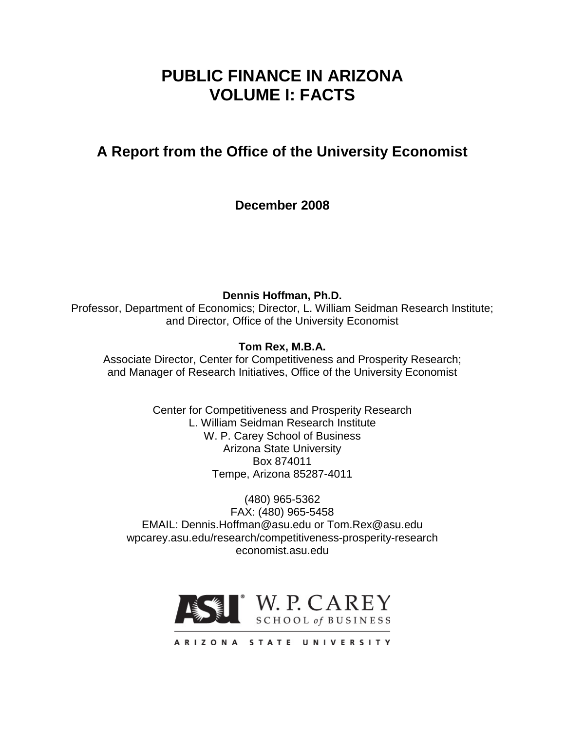# PUBLIC FINANCE IN ARIZONA
# VOLUME I: FACTS

## A Report from the Office of the University Economist

**December 2008**

**Dennis Hoffman, Ph.D.**
Professor, Department of Economics; Director, L. William Seidman Research Institute; and Director, Office of the University Economist

**Tom Rex, M.B.A.**
Associate Director, Center for Competitiveness and Prosperity Research; and Manager of Research Initiatives, Office of the University Economist

Center for Competitiveness and Prosperity Research
L. William Seidman Research Institute
W. P. Carey School of Business
Arizona State University
Box 874011
Tempe, Arizona 85287-4011

(480) 965-5362
FAX: (480) 965-5458
EMAIL: Dennis.Hoffman@asu.edu or Tom.Rex@asu.edu
wpcarey.asu.edu/research/competitiveness-prosperity-research
economist.asu.edu

ASU W. P. CAREY SCHOOL of BUSINESS
ARIZONA STATE UNIVERSITY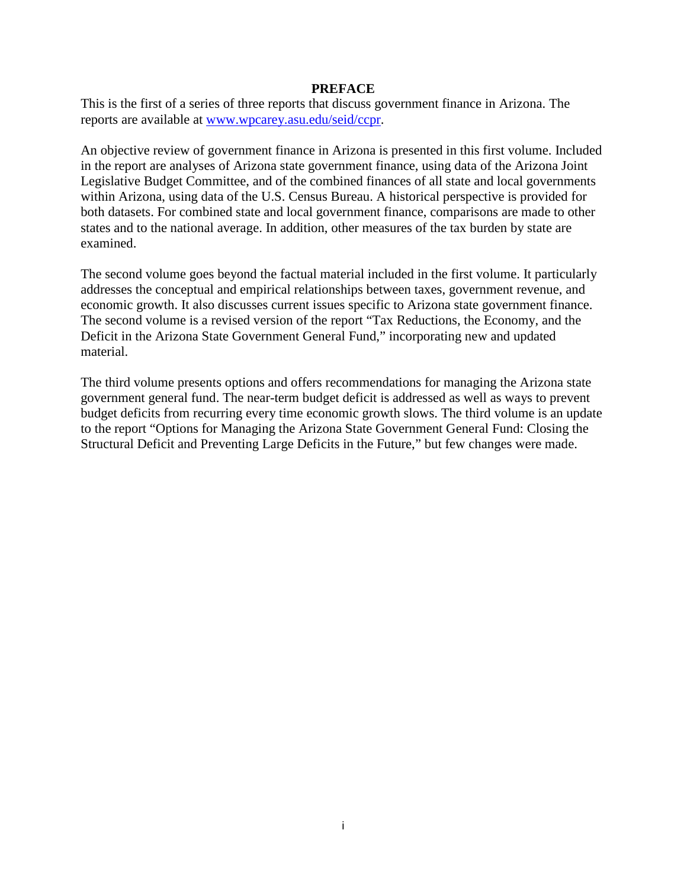# PREFACE

This is the first of a series of three reports that discuss government finance in Arizona. The reports are available at [www.wpcarey.asu.edu/seid/ccpr](www.wpcarey.asu.edu/seid/ccpr).

An objective review of government finance in Arizona is presented in this first volume. Included in the report are analyses of Arizona state government finance, using data of the Arizona Joint Legislative Budget Committee, and of the combined finances of all state and local governments within Arizona, using data of the U.S. Census Bureau. A historical perspective is provided for both datasets. For combined state and local government finance, comparisons are made to other states and to the national average. In addition, other measures of the tax burden by state are examined.

The second volume goes beyond the factual material included in the first volume. It particularly addresses the conceptual and empirical relationships between taxes, government revenue, and economic growth. It also discusses current issues specific to Arizona state government finance. The second volume is a revised version of the report "Tax Reductions, the Economy, and the Deficit in the Arizona State Government General Fund," incorporating new and updated material.

The third volume presents options and offers recommendations for managing the Arizona state government general fund. The near-term budget deficit is addressed as well as ways to prevent budget deficits from recurring every time economic growth slows. The third volume is an update to the report "Options for Managing the Arizona State Government General Fund: Closing the Structural Deficit and Preventing Large Deficits in the Future," but few changes were made.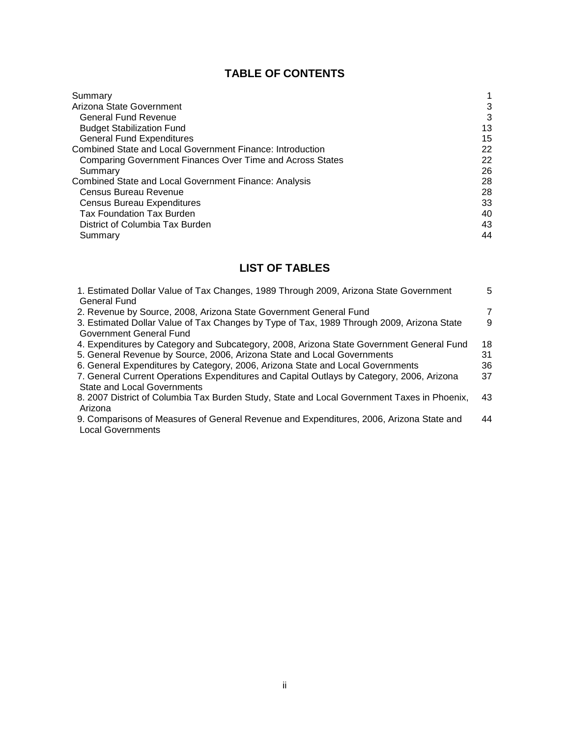## TABLE OF CONTENTS

| | |
|---|---|
| Summary | 1 |
| Arizona State Government | 3 |
| General Fund Revenue | 3 |
| Budget Stabilization Fund | 13 |
| General Fund Expenditures | 15 |
| Combined State and Local Government Finance: Introduction | 22 |
| Comparing Government Finances Over Time and Across States | 22 |
| Summary | 26 |
| Combined State and Local Government Finance: Analysis | 28 |
| Census Bureau Revenue | 28 |
| Census Bureau Expenditures | 33 |
| Tax Foundation Tax Burden | 40 |
| District of Columbia Tax Burden | 43 |
| Summary | 44 |

## LIST OF TABLES

| | |
|---|---|
| 1. Estimated Dollar Value of Tax Changes, 1989 Through 2009, Arizona State Government General Fund | 5 |
| 2. Revenue by Source, 2008, Arizona State Government General Fund | 7 |
| 3. Estimated Dollar Value of Tax Changes by Type of Tax, 1989 Through 2009, Arizona State Government General Fund | 9 |
| 4. Expenditures by Category and Subcategory, 2008, Arizona State Government General Fund | 18 |
| 5. General Revenue by Source, 2006, Arizona State and Local Governments | 31 |
| 6. General Expenditures by Category, 2006, Arizona State and Local Governments | 36 |
| 7. General Current Operations Expenditures and Capital Outlays by Category, 2006, Arizona State and Local Governments | 37 |
| 8. 2007 District of Columbia Tax Burden Study, State and Local Government Taxes in Phoenix, Arizona | 43 |
| 9. Comparisons of Measures of General Revenue and Expenditures, 2006, Arizona State and Local Governments | 44 |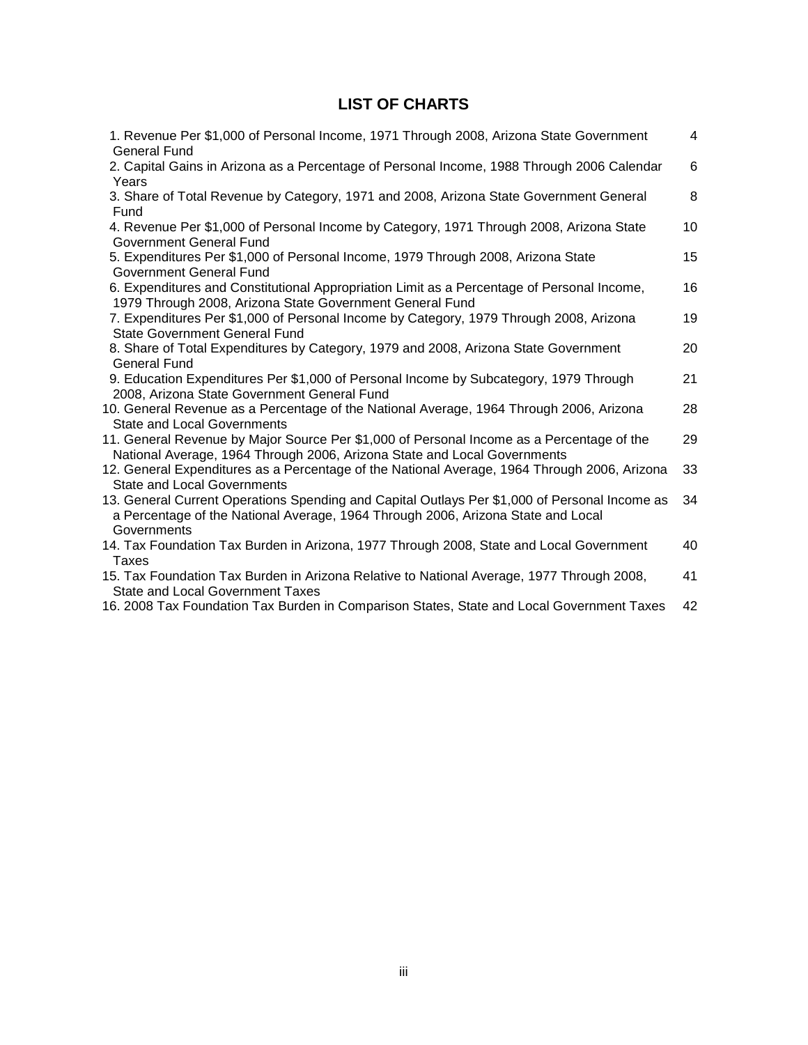# LIST OF CHARTS

| | |
|---|---|
| 1. Revenue Per $1,000 of Personal Income, 1971 Through 2008, Arizona State Government General Fund | 4 |
| 2. Capital Gains in Arizona as a Percentage of Personal Income, 1988 Through 2006 Calendar Years | 6 |
| 3. Share of Total Revenue by Category, 1971 and 2008, Arizona State Government General Fund | 8 |
| 4. Revenue Per $1,000 of Personal Income by Category, 1971 Through 2008, Arizona State Government General Fund | 10 |
| 5. Expenditures Per $1,000 of Personal Income, 1979 Through 2008, Arizona State Government General Fund | 15 |
| 6. Expenditures and Constitutional Appropriation Limit as a Percentage of Personal Income, 1979 Through 2008, Arizona State Government General Fund | 16 |
| 7. Expenditures Per $1,000 of Personal Income by Category, 1979 Through 2008, Arizona State Government General Fund | 19 |
| 8. Share of Total Expenditures by Category, 1979 and 2008, Arizona State Government General Fund | 20 |
| 9. Education Expenditures Per $1,000 of Personal Income by Subcategory, 1979 Through 2008, Arizona State Government General Fund | 21 |
| 10. General Revenue as a Percentage of the National Average, 1964 Through 2006, Arizona State and Local Governments | 28 |
| 11. General Revenue by Major Source Per $1,000 of Personal Income as a Percentage of the National Average, 1964 Through 2006, Arizona State and Local Governments | 29 |
| 12. General Expenditures as a Percentage of the National Average, 1964 Through 2006, Arizona State and Local Governments | 33 |
| 13. General Current Operations Spending and Capital Outlays Per $1,000 of Personal Income as a Percentage of the National Average, 1964 Through 2006, Arizona State and Local Governments | 34 |
| 14. Tax Foundation Tax Burden in Arizona, 1977 Through 2008, State and Local Government Taxes | 40 |
| 15. Tax Foundation Tax Burden in Arizona Relative to National Average, 1977 Through 2008, State and Local Government Taxes | 41 |
| 16. 2008 Tax Foundation Tax Burden in Comparison States, State and Local Government Taxes | 42 |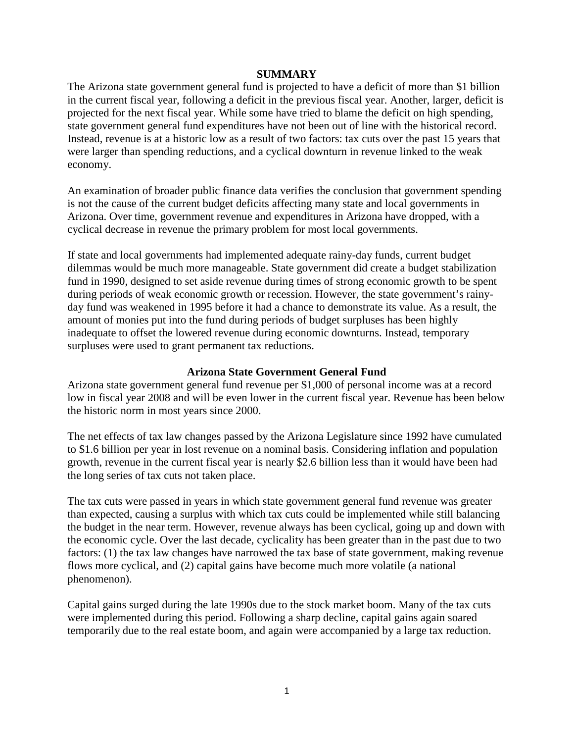## SUMMARY

The Arizona state government general fund is projected to have a deficit of more than $1 billion in the current fiscal year, following a deficit in the previous fiscal year. Another, larger, deficit is projected for the next fiscal year. While some have tried to blame the deficit on high spending, state government general fund expenditures have not been out of line with the historical record. Instead, revenue is at a historic low as a result of two factors: tax cuts over the past 15 years that were larger than spending reductions, and a cyclical downturn in revenue linked to the weak economy.

An examination of broader public finance data verifies the conclusion that government spending is not the cause of the current budget deficits affecting many state and local governments in Arizona. Over time, government revenue and expenditures in Arizona have dropped, with a cyclical decrease in revenue the primary problem for most local governments.

If state and local governments had implemented adequate rainy-day funds, current budget dilemmas would be much more manageable. State government did create a budget stabilization fund in 1990, designed to set aside revenue during times of strong economic growth to be spent during periods of weak economic growth or recession. However, the state government's rainy-day fund was weakened in 1995 before it had a chance to demonstrate its value. As a result, the amount of monies put into the fund during periods of budget surpluses has been highly inadequate to offset the lowered revenue during economic downturns. Instead, temporary surpluses were used to grant permanent tax reductions.

### Arizona State Government General Fund

Arizona state government general fund revenue per $1,000 of personal income was at a record low in fiscal year 2008 and will be even lower in the current fiscal year. Revenue has been below the historic norm in most years since 2000.

The net effects of tax law changes passed by the Arizona Legislature since 1992 have cumulated to $1.6 billion per year in lost revenue on a nominal basis. Considering inflation and population growth, revenue in the current fiscal year is nearly $2.6 billion less than it would have been had the long series of tax cuts not taken place.

The tax cuts were passed in years in which state government general fund revenue was greater than expected, causing a surplus with which tax cuts could be implemented while still balancing the budget in the near term. However, revenue always has been cyclical, going up and down with the economic cycle. Over the last decade, cyclicality has been greater than in the past due to two factors: (1) the tax law changes have narrowed the tax base of state government, making revenue flows more cyclical, and (2) capital gains have become much more volatile (a national phenomenon).

Capital gains surged during the late 1990s due to the stock market boom. Many of the tax cuts were implemented during this period. Following a sharp decline, capital gains again soared temporarily due to the real estate boom, and again were accompanied by a large tax reduction.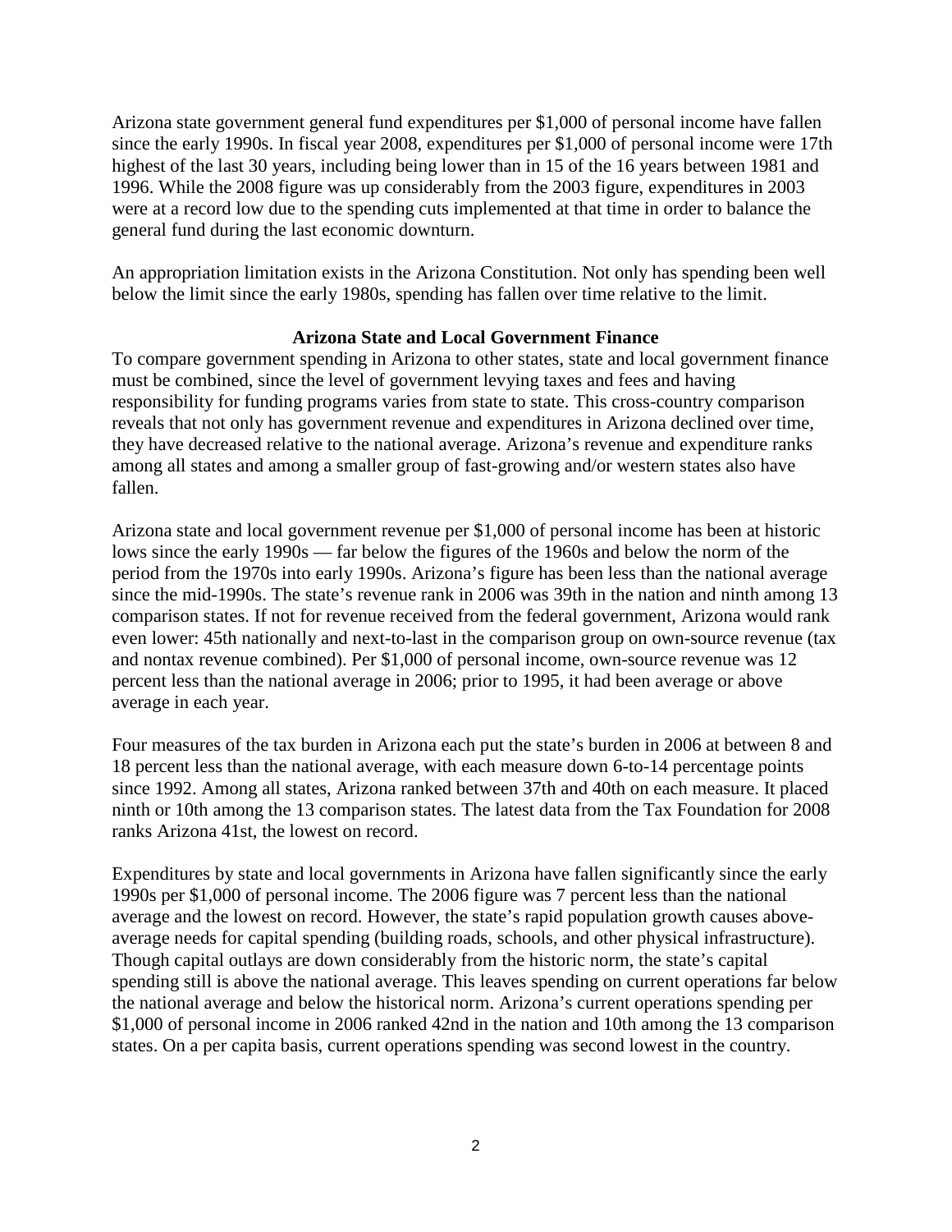Arizona state government general fund expenditures per $1,000 of personal income have fallen since the early 1990s. In fiscal year 2008, expenditures per $1,000 of personal income were 17th highest of the last 30 years, including being lower than in 15 of the 16 years between 1981 and 1996. While the 2008 figure was up considerably from the 2003 figure, expenditures in 2003 were at a record low due to the spending cuts implemented at that time in order to balance the general fund during the last economic downturn.

An appropriation limitation exists in the Arizona Constitution. Not only has spending been well below the limit since the early 1980s, spending has fallen over time relative to the limit.

## Arizona State and Local Government Finance

To compare government spending in Arizona to other states, state and local government finance must be combined, since the level of government levying taxes and fees and having responsibility for funding programs varies from state to state. This cross-country comparison reveals that not only has government revenue and expenditures in Arizona declined over time, they have decreased relative to the national average. Arizona's revenue and expenditure ranks among all states and among a smaller group of fast-growing and/or western states also have fallen.

Arizona state and local government revenue per $1,000 of personal income has been at historic lows since the early 1990s — far below the figures of the 1960s and below the norm of the period from the 1970s into early 1990s. Arizona's figure has been less than the national average since the mid-1990s. The state's revenue rank in 2006 was 39th in the nation and ninth among 13 comparison states. If not for revenue received from the federal government, Arizona would rank even lower: 45th nationally and next-to-last in the comparison group on own-source revenue (tax and nontax revenue combined). Per $1,000 of personal income, own-source revenue was 12 percent less than the national average in 2006; prior to 1995, it had been average or above average in each year.

Four measures of the tax burden in Arizona each put the state's burden in 2006 at between 8 and 18 percent less than the national average, with each measure down 6-to-14 percentage points since 1992. Among all states, Arizona ranked between 37th and 40th on each measure. It placed ninth or 10th among the 13 comparison states. The latest data from the Tax Foundation for 2008 ranks Arizona 41st, the lowest on record.

Expenditures by state and local governments in Arizona have fallen significantly since the early 1990s per $1,000 of personal income. The 2006 figure was 7 percent less than the national average and the lowest on record. However, the state's rapid population growth causes above-average needs for capital spending (building roads, schools, and other physical infrastructure). Though capital outlays are down considerably from the historic norm, the state's capital spending still is above the national average. This leaves spending on current operations far below the national average and below the historical norm. Arizona's current operations spending per $1,000 of personal income in 2006 ranked 42nd in the nation and 10th among the 13 comparison states. On a per capita basis, current operations spending was second lowest in the country.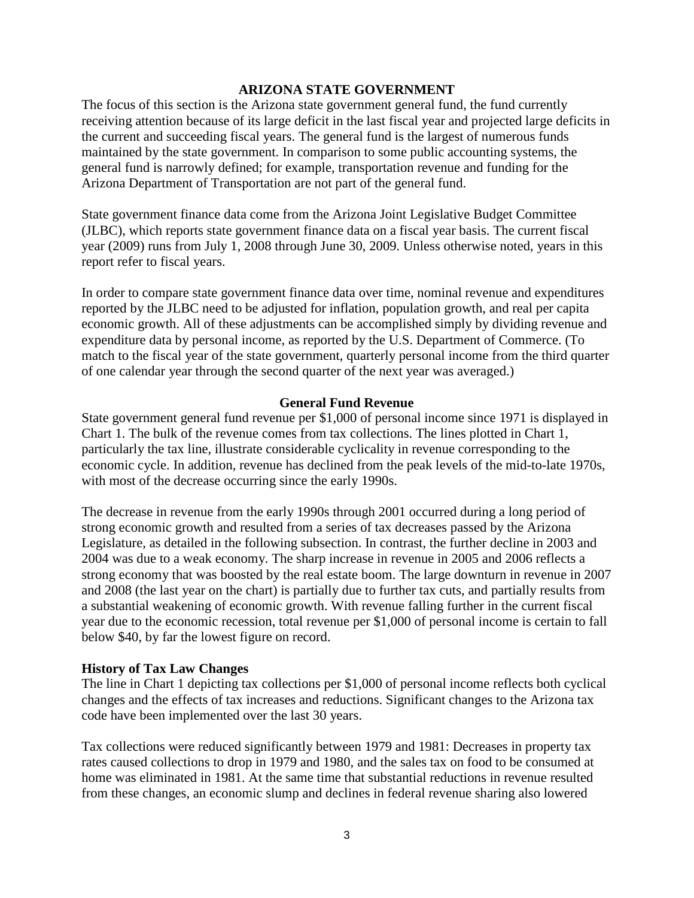## ARIZONA STATE GOVERNMENT

The focus of this section is the Arizona state government general fund, the fund currently receiving attention because of its large deficit in the last fiscal year and projected large deficits in the current and succeeding fiscal years. The general fund is the largest of numerous funds maintained by the state government. In comparison to some public accounting systems, the general fund is narrowly defined; for example, transportation revenue and funding for the Arizona Department of Transportation are not part of the general fund.

State government finance data come from the Arizona Joint Legislative Budget Committee (JLBC), which reports state government finance data on a fiscal year basis. The current fiscal year (2009) runs from July 1, 2008 through June 30, 2009. Unless otherwise noted, years in this report refer to fiscal years.

In order to compare state government finance data over time, nominal revenue and expenditures reported by the JLBC need to be adjusted for inflation, population growth, and real per capita economic growth. All of these adjustments can be accomplished simply by dividing revenue and expenditure data by personal income, as reported by the U.S. Department of Commerce. (To match to the fiscal year of the state government, quarterly personal income from the third quarter of one calendar year through the second quarter of the next year was averaged.)

### General Fund Revenue

State government general fund revenue per $1,000 of personal income since 1971 is displayed in Chart 1. The bulk of the revenue comes from tax collections. The lines plotted in Chart 1, particularly the tax line, illustrate considerable cyclicality in revenue corresponding to the economic cycle. In addition, revenue has declined from the peak levels of the mid-to-late 1970s, with most of the decrease occurring since the early 1990s.

The decrease in revenue from the early 1990s through 2001 occurred during a long period of strong economic growth and resulted from a series of tax decreases passed by the Arizona Legislature, as detailed in the following subsection. In contrast, the further decline in 2003 and 2004 was due to a weak economy. The sharp increase in revenue in 2005 and 2006 reflects a strong economy that was boosted by the real estate boom. The large downturn in revenue in 2007 and 2008 (the last year on the chart) is partially due to further tax cuts, and partially results from a substantial weakening of economic growth. With revenue falling further in the current fiscal year due to the economic recession, total revenue per $1,000 of personal income is certain to fall below $40, by far the lowest figure on record.

#### History of Tax Law Changes

The line in Chart 1 depicting tax collections per $1,000 of personal income reflects both cyclical changes and the effects of tax increases and reductions. Significant changes to the Arizona tax code have been implemented over the last 30 years.

Tax collections were reduced significantly between 1979 and 1981: Decreases in property tax rates caused collections to drop in 1979 and 1980, and the sales tax on food to be consumed at home was eliminated in 1981. At the same time that substantial reductions in revenue resulted from these changes, an economic slump and declines in federal revenue sharing also lowered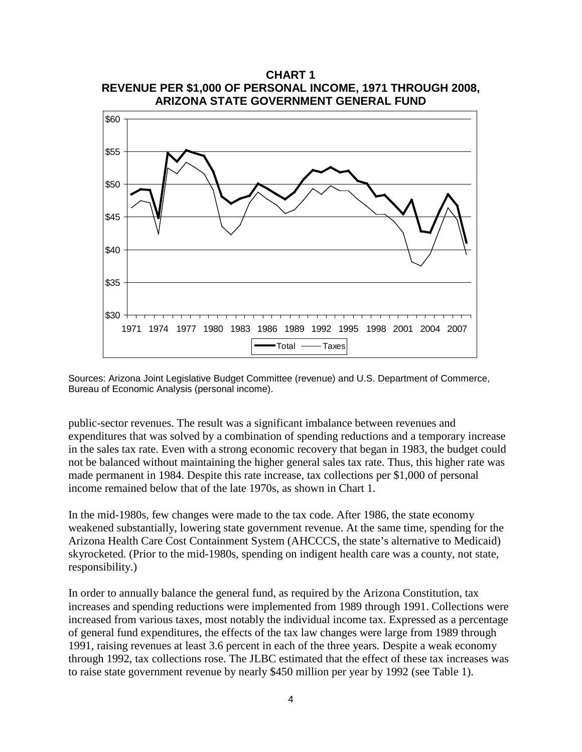**CHART 1**
**REVENUE PER $1,000 OF PERSONAL INCOME, 1971 THROUGH 2008, ARIZONA STATE GOVERNMENT GENERAL FUND**

Sources: Arizona Joint Legislative Budget Committee (revenue) and U.S. Department of Commerce, Bureau of Economic Analysis (personal income).

public-sector revenues. The result was a significant imbalance between revenues and expenditures that was solved by a combination of spending reductions and a temporary increase in the sales tax rate. Even with a strong economic recovery that began in 1983, the budget could not be balanced without maintaining the higher general sales tax rate. Thus, this higher rate was made permanent in 1984. Despite this rate increase, tax collections per $1,000 of personal income remained below that of the late 1970s, as shown in Chart 1.

In the mid-1980s, few changes were made to the tax code. After 1986, the state economy weakened substantially, lowering state government revenue. At the same time, spending for the Arizona Health Care Cost Containment System (AHCCCS, the state's alternative to Medicaid) skyrocketed. (Prior to the mid-1980s, spending on indigent health care was a county, not state, responsibility.)

In order to annually balance the general fund, as required by the Arizona Constitution, tax increases and spending reductions were implemented from 1989 through 1991. Collections were increased from various taxes, most notably the individual income tax. Expressed as a percentage of general fund expenditures, the effects of the tax law changes were large from 1989 through 1991, raising revenues at least 3.6 percent in each of the three years. Despite a weak economy through 1992, tax collections rose. The JLBC estimated that the effect of these tax increases was to raise state government revenue by nearly $450 million per year by 1992 (see Table 1).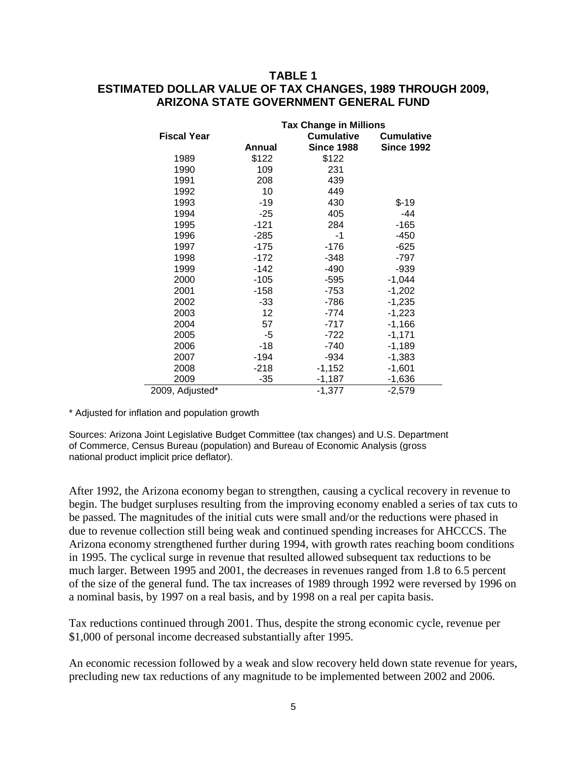## TABLE 1
## ESTIMATED DOLLAR VALUE OF TAX CHANGES, 1989 THROUGH 2009, ARIZONA STATE GOVERNMENT GENERAL FUND

| Fiscal Year | Tax Change in Millions | | |
|---|---|---|---|
| | Annual | Cumulative Since 1988 | Cumulative Since 1992 |
| 1989 | $122 | $122 | |
| 1990 | 109 | 231 | |
| 1991 | 208 | 439 | |
| 1992 | 10 | 449 | |
| 1993 | -19 | 430 | $-19 |
| 1994 | -25 | 405 | -44 |
| 1995 | -121 | 284 | -165 |
| 1996 | -285 | -1 | -450 |
| 1997 | -175 | -176 | -625 |
| 1998 | -172 | -348 | -797 |
| 1999 | -142 | -490 | -939 |
| 2000 | -105 | -595 | -1,044 |
| 2001 | -158 | -753 | -1,202 |
| 2002 | -33 | -786 | -1,235 |
| 2003 | 12 | -774 | -1,223 |
| 2004 | 57 | -717 | -1,166 |
| 2005 | -5 | -722 | -1,171 |
| 2006 | -18 | -740 | -1,189 |
| 2007 | -194 | -934 | -1,383 |
| 2008 | -218 | -1,152 | -1,601 |
| 2009 | -35 | -1,187 | -1,636 |
| 2009, Adjusted* | | -1,377 | -2,579 |

* Adjusted for inflation and population growth

Sources: Arizona Joint Legislative Budget Committee (tax changes) and U.S. Department of Commerce, Census Bureau (population) and Bureau of Economic Analysis (gross national product implicit price deflator).

After 1992, the Arizona economy began to strengthen, causing a cyclical recovery in revenue to begin. The budget surpluses resulting from the improving economy enabled a series of tax cuts to be passed. The magnitudes of the initial cuts were small and/or the reductions were phased in due to revenue collection still being weak and continued spending increases for AHCCCS. The Arizona economy strengthened further during 1994, with growth rates reaching boom conditions in 1995. The cyclical surge in revenue that resulted allowed subsequent tax reductions to be much larger. Between 1995 and 2001, the decreases in revenues ranged from 1.8 to 6.5 percent of the size of the general fund. The tax increases of 1989 through 1992 were reversed by 1996 on a nominal basis, by 1997 on a real basis, and by 1998 on a real per capita basis.

Tax reductions continued through 2001. Thus, despite the strong economic cycle, revenue per $1,000 of personal income decreased substantially after 1995.

An economic recession followed by a weak and slow recovery held down state revenue for years, precluding new tax reductions of any magnitude to be implemented between 2002 and 2006.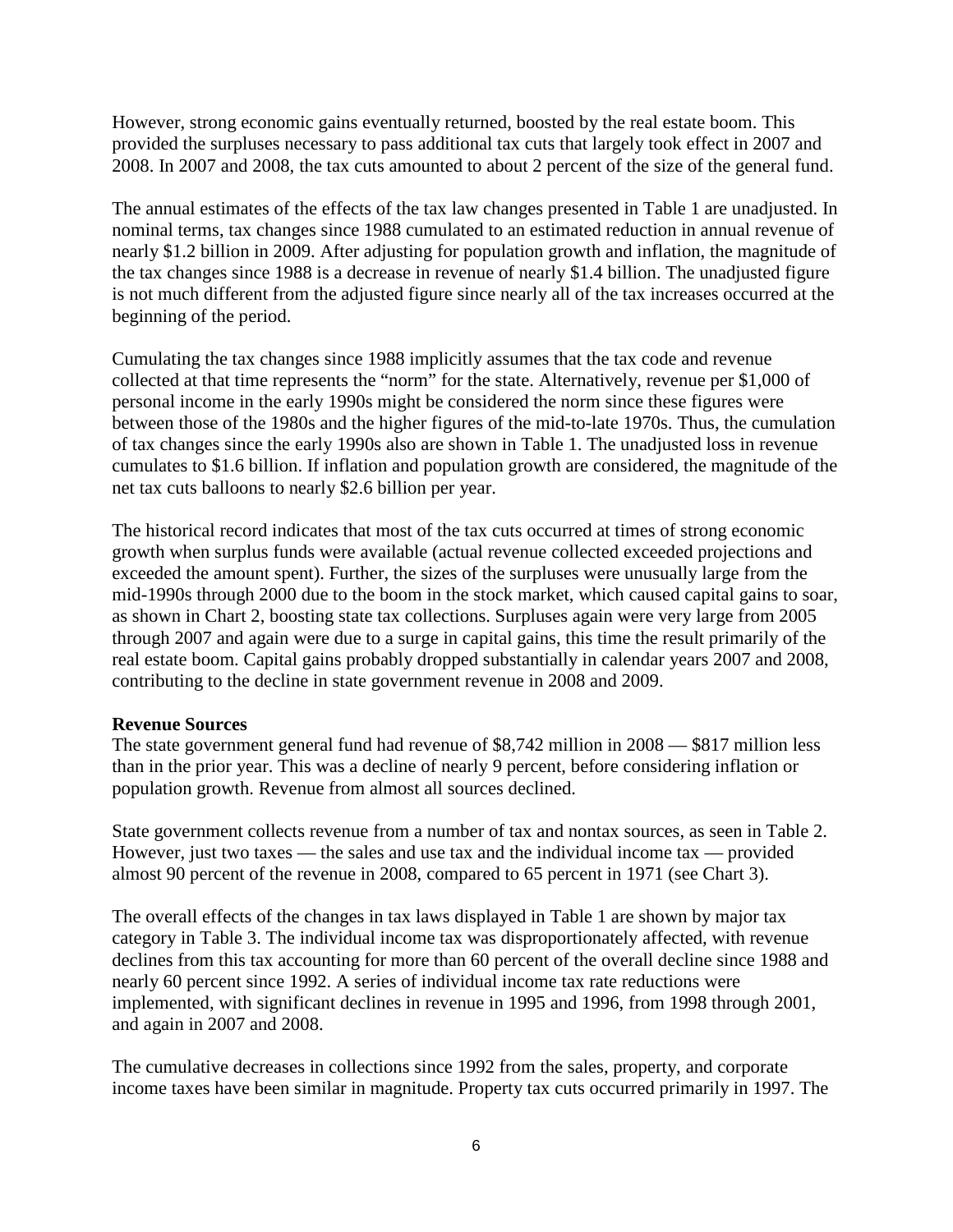However, strong economic gains eventually returned, boosted by the real estate boom. This provided the surpluses necessary to pass additional tax cuts that largely took effect in 2007 and 2008. In 2007 and 2008, the tax cuts amounted to about 2 percent of the size of the general fund.

The annual estimates of the effects of the tax law changes presented in Table 1 are unadjusted. In nominal terms, tax changes since 1988 cumulated to an estimated reduction in annual revenue of nearly $1.2 billion in 2009. After adjusting for population growth and inflation, the magnitude of the tax changes since 1988 is a decrease in revenue of nearly $1.4 billion. The unadjusted figure is not much different from the adjusted figure since nearly all of the tax increases occurred at the beginning of the period.

Cumulating the tax changes since 1988 implicitly assumes that the tax code and revenue collected at that time represents the "norm" for the state. Alternatively, revenue per $1,000 of personal income in the early 1990s might be considered the norm since these figures were between those of the 1980s and the higher figures of the mid-to-late 1970s. Thus, the cumulation of tax changes since the early 1990s also are shown in Table 1. The unadjusted loss in revenue cumulates to $1.6 billion. If inflation and population growth are considered, the magnitude of the net tax cuts balloons to nearly $2.6 billion per year.

The historical record indicates that most of the tax cuts occurred at times of strong economic growth when surplus funds were available (actual revenue collected exceeded projections and exceeded the amount spent). Further, the sizes of the surpluses were unusually large from the mid-1990s through 2000 due to the boom in the stock market, which caused capital gains to soar, as shown in Chart 2, boosting state tax collections. Surpluses again were very large from 2005 through 2007 and again were due to a surge in capital gains, this time the result primarily of the real estate boom. Capital gains probably dropped substantially in calendar years 2007 and 2008, contributing to the decline in state government revenue in 2008 and 2009.

**Revenue Sources**

The state government general fund had revenue of $8,742 million in 2008 — $817 million less than in the prior year. This was a decline of nearly 9 percent, before considering inflation or population growth. Revenue from almost all sources declined.

State government collects revenue from a number of tax and nontax sources, as seen in Table 2. However, just two taxes — the sales and use tax and the individual income tax — provided almost 90 percent of the revenue in 2008, compared to 65 percent in 1971 (see Chart 3).

The overall effects of the changes in tax laws displayed in Table 1 are shown by major tax category in Table 3. The individual income tax was disproportionately affected, with revenue declines from this tax accounting for more than 60 percent of the overall decline since 1988 and nearly 60 percent since 1992. A series of individual income tax rate reductions were implemented, with significant declines in revenue in 1995 and 1996, from 1998 through 2001, and again in 2007 and 2008.

The cumulative decreases in collections since 1992 from the sales, property, and corporate income taxes have been similar in magnitude. Property tax cuts occurred primarily in 1997. The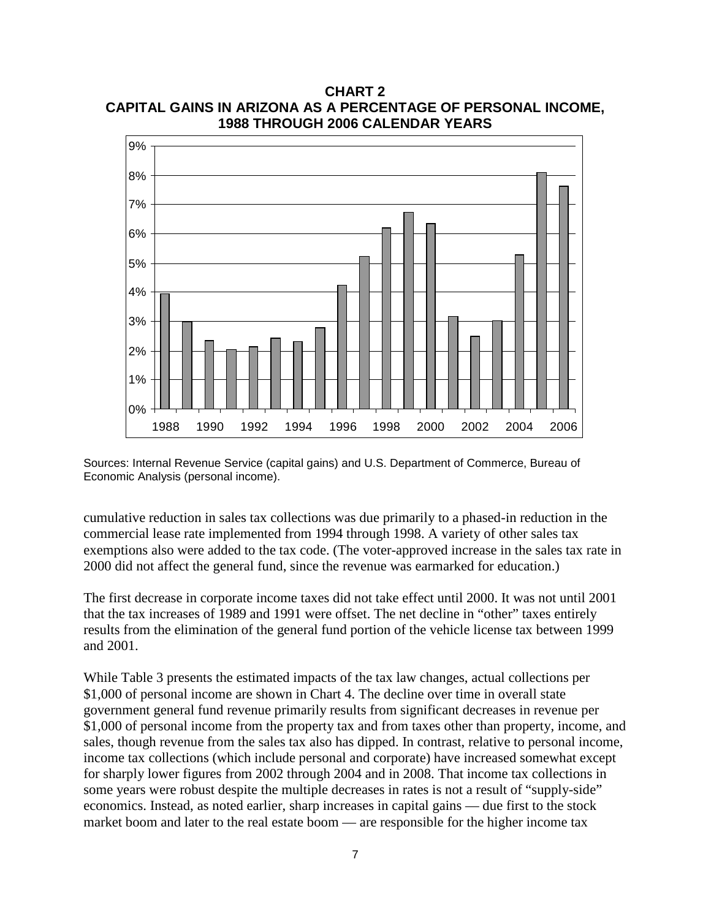**CHART 2**
**CAPITAL GAINS IN ARIZONA AS A PERCENTAGE OF PERSONAL INCOME, 1988 THROUGH 2006 CALENDAR YEARS**

Sources: Internal Revenue Service (capital gains) and U.S. Department of Commerce, Bureau of Economic Analysis (personal income).

cumulative reduction in sales tax collections was due primarily to a phased-in reduction in the commercial lease rate implemented from 1994 through 1998. A variety of other sales tax exemptions also were added to the tax code. (The voter-approved increase in the sales tax rate in 2000 did not affect the general fund, since the revenue was earmarked for education.)

The first decrease in corporate income taxes did not take effect until 2000. It was not until 2001 that the tax increases of 1989 and 1991 were offset. The net decline in "other" taxes entirely results from the elimination of the general fund portion of the vehicle license tax between 1999 and 2001.

While Table 3 presents the estimated impacts of the tax law changes, actual collections per $1,000 of personal income are shown in Chart 4. The decline over time in overall state government general fund revenue primarily results from significant decreases in revenue per $1,000 of personal income from the property tax and from taxes other than property, income, and sales, though revenue from the sales tax also has dipped. In contrast, relative to personal income, income tax collections (which include personal and corporate) have increased somewhat except for sharply lower figures from 2002 through 2004 and in 2008. That income tax collections in some years were robust despite the multiple decreases in rates is not a result of "supply-side" economics. Instead, as noted earlier, sharp increases in capital gains — due first to the stock market boom and later to the real estate boom — are responsible for the higher income tax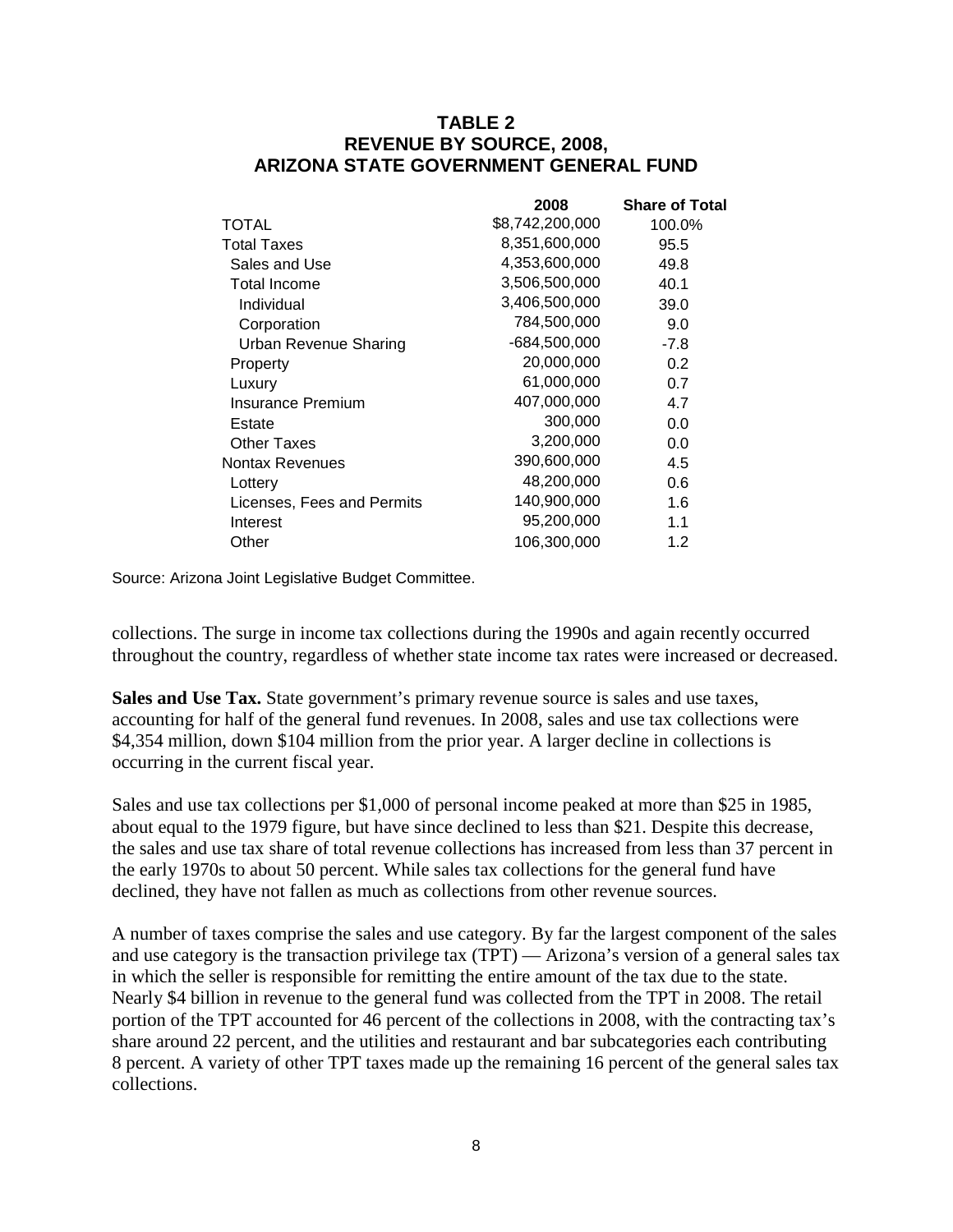## TABLE 2
## REVENUE BY SOURCE, 2008,
## ARIZONA STATE GOVERNMENT GENERAL FUND

| | 2008 | Share of Total |
|---|---|---|
| TOTAL | $8,742,200,000 | 100.0% |
| Total Taxes | 8,351,600,000 | 95.5 |
| Sales and Use | 4,353,600,000 | 49.8 |
| Total Income | 3,506,500,000 | 40.1 |
| Individual | 3,406,500,000 | 39.0 |
| Corporation | 784,500,000 | 9.0 |
| Urban Revenue Sharing | -684,500,000 | -7.8 |
| Property | 20,000,000 | 0.2 |
| Luxury | 61,000,000 | 0.7 |
| Insurance Premium | 407,000,000 | 4.7 |
| Estate | 300,000 | 0.0 |
| Other Taxes | 3,200,000 | 0.0 |
| Nontax Revenues | 390,600,000 | 4.5 |
| Lottery | 48,200,000 | 0.6 |
| Licenses, Fees and Permits | 140,900,000 | 1.6 |
| Interest | 95,200,000 | 1.1 |
| Other | 106,300,000 | 1.2 |

Source: Arizona Joint Legislative Budget Committee.

collections. The surge in income tax collections during the 1990s and again recently occurred throughout the country, regardless of whether state income tax rates were increased or decreased.

**Sales and Use Tax.** State government's primary revenue source is sales and use taxes, accounting for half of the general fund revenues. In 2008, sales and use tax collections were $4,354 million, down $104 million from the prior year. A larger decline in collections is occurring in the current fiscal year.

Sales and use tax collections per $1,000 of personal income peaked at more than $25 in 1985, about equal to the 1979 figure, but have since declined to less than $21. Despite this decrease, the sales and use tax share of total revenue collections has increased from less than 37 percent in the early 1970s to about 50 percent. While sales tax collections for the general fund have declined, they have not fallen as much as collections from other revenue sources.

A number of taxes comprise the sales and use category. By far the largest component of the sales and use category is the transaction privilege tax (TPT) — Arizona's version of a general sales tax in which the seller is responsible for remitting the entire amount of the tax due to the state. Nearly $4 billion in revenue to the general fund was collected from the TPT in 2008. The retail portion of the TPT accounted for 46 percent of the collections in 2008, with the contracting tax's share around 22 percent, and the utilities and restaurant and bar subcategories each contributing 8 percent. A variety of other TPT taxes made up the remaining 16 percent of the general sales tax collections.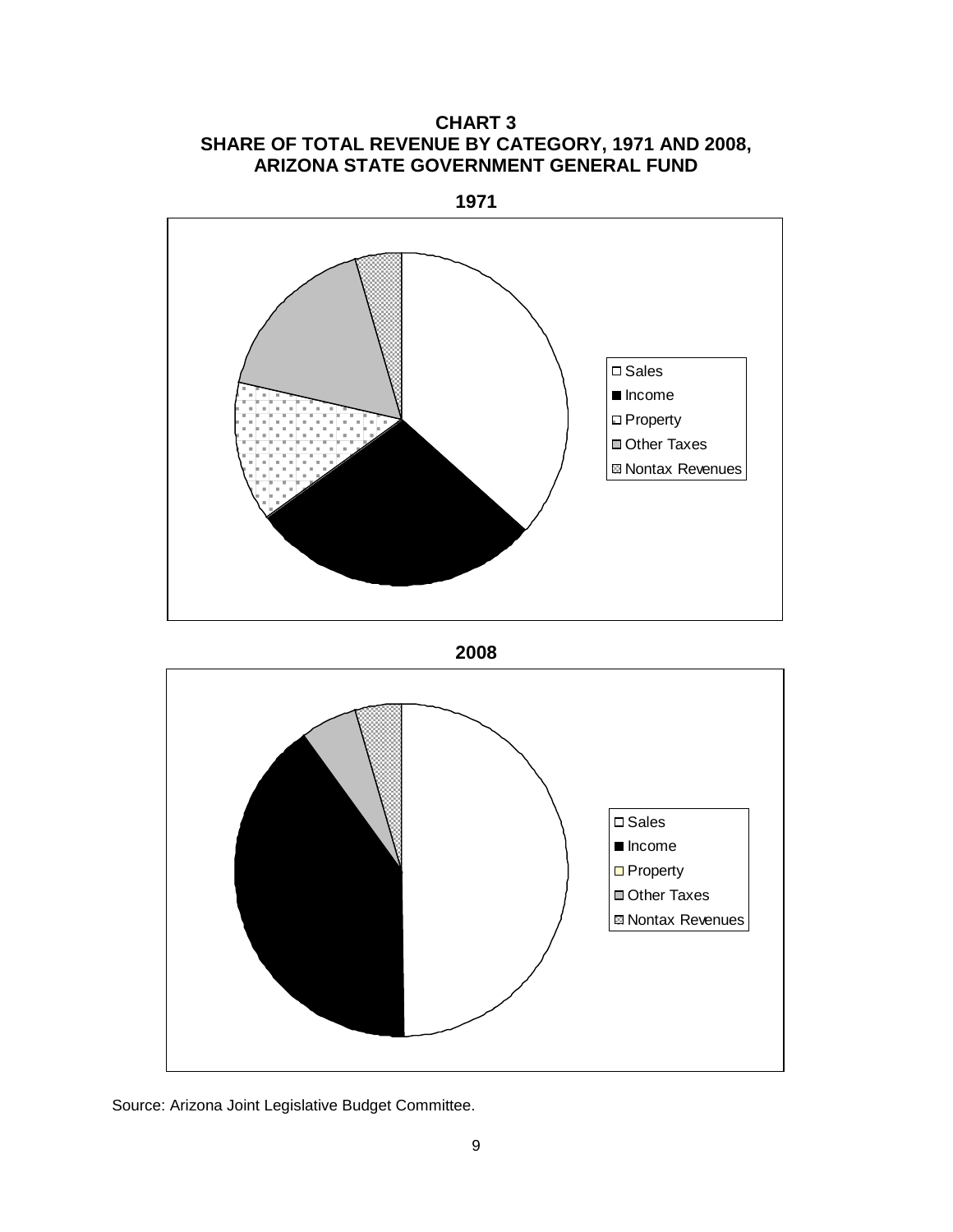**CHART 3**
**SHARE OF TOTAL REVENUE BY CATEGORY, 1971 AND 2008,**
**ARIZONA STATE GOVERNMENT GENERAL FUND**

**1971**

- Sales
- Income
- Property
- Other Taxes
- Nontax Revenues

**2008**

- Sales
- Income
- Property
- Other Taxes
- Nontax Revenues

Source: Arizona Joint Legislative Budget Committee.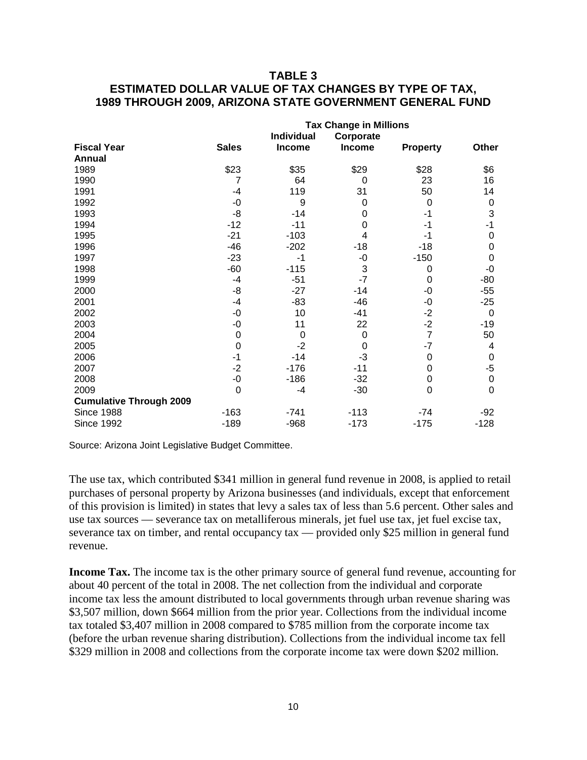**TABLE 3**
**ESTIMATED DOLLAR VALUE OF TAX CHANGES BY TYPE OF TAX, 1989 THROUGH 2009, ARIZONA STATE GOVERNMENT GENERAL FUND**

| | Tax Change in Millions | | | | |
|---|---|---|---|---|---|
| **Fiscal Year** | **Sales** | **Individual Income** | **Corporate Income** | **Property** | **Other** |
| **Annual** | | | | | |
| 1989 | $23 | $35 | $29 | $28 | $6 |
| 1990 | 7 | 64 | 0 | 23 | 16 |
| 1991 | -4 | 119 | 31 | 50 | 14 |
| 1992 | -0 | 9 | 0 | 0 | 0 |
| 1993 | -8 | -14 | 0 | -1 | 3 |
| 1994 | -12 | -11 | 0 | -1 | -1 |
| 1995 | -21 | -103 | 4 | -1 | 0 |
| 1996 | -46 | -202 | -18 | -18 | 0 |
| 1997 | -23 | -1 | -0 | -150 | 0 |
| 1998 | -60 | -115 | 3 | 0 | -0 |
| 1999 | -4 | -51 | -7 | 0 | -80 |
| 2000 | -8 | -27 | -14 | -0 | -55 |
| 2001 | -4 | -83 | -46 | -0 | -25 |
| 2002 | -0 | 10 | -41 | -2 | 0 |
| 2003 | -0 | 11 | 22 | -2 | -19 |
| 2004 | 0 | 0 | 0 | 7 | 50 |
| 2005 | 0 | -2 | 0 | -7 | 4 |
| 2006 | -1 | -14 | -3 | 0 | 0 |
| 2007 | -2 | -176 | -11 | 0 | -5 |
| 2008 | -0 | -186 | -32 | 0 | 0 |
| 2009 | 0 | -4 | -30 | 0 | 0 |
| **Cumulative Through 2009** | | | | | |
| Since 1988 | -163 | -741 | -113 | -74 | -92 |
| Since 1992 | -189 | -968 | -173 | -175 | -128 |

Source: Arizona Joint Legislative Budget Committee.

The use tax, which contributed $341 million in general fund revenue in 2008, is applied to retail purchases of personal property by Arizona businesses (and individuals, except that enforcement of this provision is limited) in states that levy a sales tax of less than 5.6 percent. Other sales and use tax sources — severance tax on metalliferous minerals, jet fuel use tax, jet fuel excise tax, severance tax on timber, and rental occupancy tax — provided only $25 million in general fund revenue.

**Income Tax.** The income tax is the other primary source of general fund revenue, accounting for about 40 percent of the total in 2008. The net collection from the individual and corporate income tax less the amount distributed to local governments through urban revenue sharing was $3,507 million, down $664 million from the prior year. Collections from the individual income tax totaled $3,407 million in 2008 compared to $785 million from the corporate income tax (before the urban revenue sharing distribution). Collections from the individual income tax fell $329 million in 2008 and collections from the corporate income tax were down $202 million.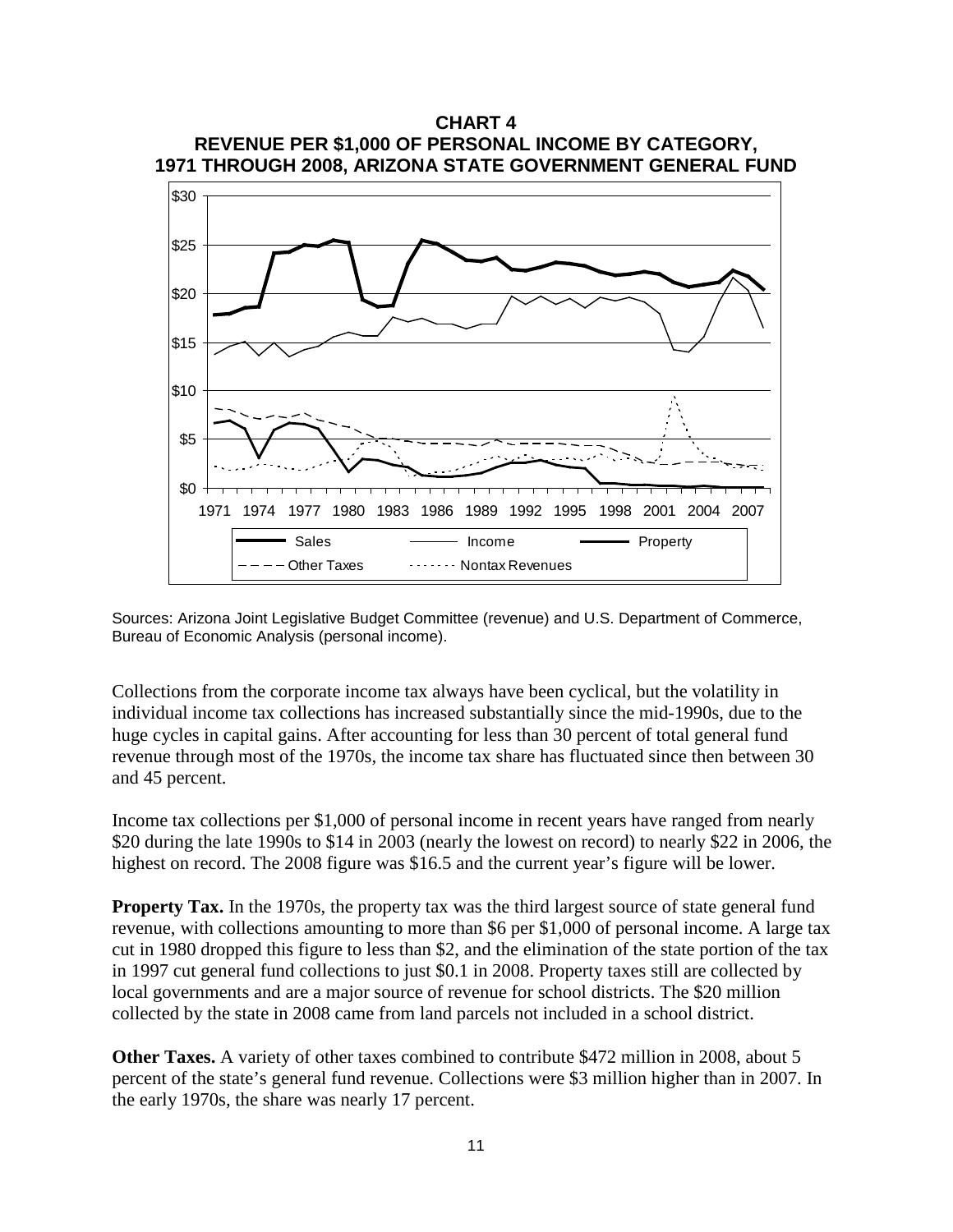**CHART 4**
**REVENUE PER $1,000 OF PERSONAL INCOME BY CATEGORY, 1971 THROUGH 2008, ARIZONA STATE GOVERNMENT GENERAL FUND**

Sources: Arizona Joint Legislative Budget Committee (revenue) and U.S. Department of Commerce, Bureau of Economic Analysis (personal income).

Collections from the corporate income tax always have been cyclical, but the volatility in individual income tax collections has increased substantially since the mid-1990s, due to the huge cycles in capital gains. After accounting for less than 30 percent of total general fund revenue through most of the 1970s, the income tax share has fluctuated since then between 30 and 45 percent.

Income tax collections per $1,000 of personal income in recent years have ranged from nearly $20 during the late 1990s to $14 in 2003 (nearly the lowest on record) to nearly $22 in 2006, the highest on record. The 2008 figure was $16.5 and the current year's figure will be lower.

**Property Tax.** In the 1970s, the property tax was the third largest source of state general fund revenue, with collections amounting to more than $6 per $1,000 of personal income. A large tax cut in 1980 dropped this figure to less than $2, and the elimination of the state portion of the tax in 1997 cut general fund collections to just $0.1 in 2008. Property taxes still are collected by local governments and are a major source of revenue for school districts. The $20 million collected by the state in 2008 came from land parcels not included in a school district.

**Other Taxes.** A variety of other taxes combined to contribute $472 million in 2008, about 5 percent of the state's general fund revenue. Collections were $3 million higher than in 2007. In the early 1970s, the share was nearly 17 percent.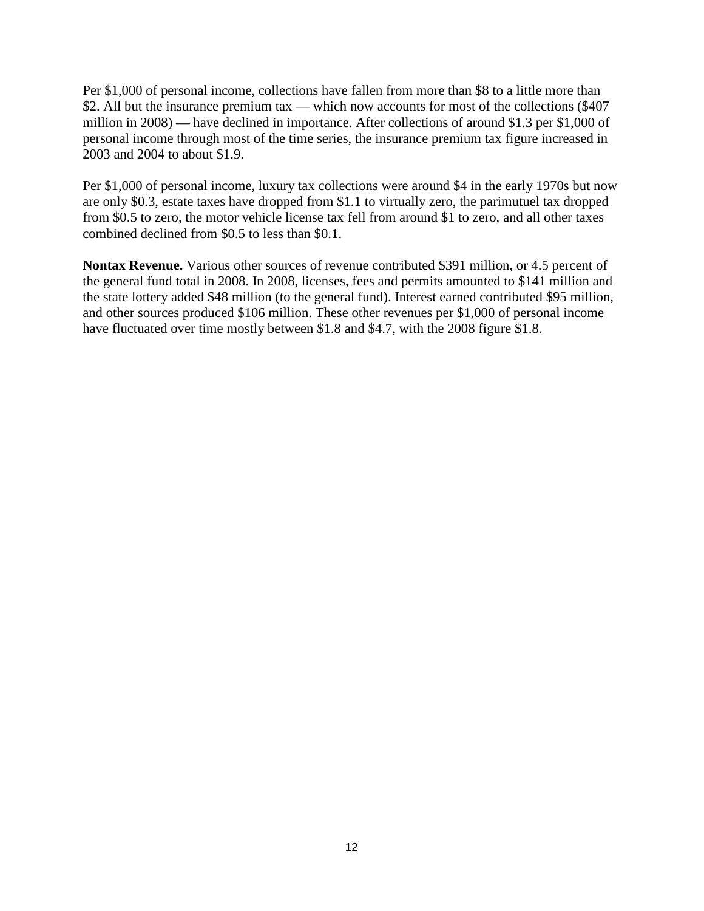Per $1,000 of personal income, collections have fallen from more than $8 to a little more than $2. All but the insurance premium tax — which now accounts for most of the collections ($407 million in 2008) — have declined in importance. After collections of around $1.3 per $1,000 of personal income through most of the time series, the insurance premium tax figure increased in 2003 and 2004 to about $1.9.

Per $1,000 of personal income, luxury tax collections were around $4 in the early 1970s but now are only $0.3, estate taxes have dropped from $1.1 to virtually zero, the parimutuel tax dropped from $0.5 to zero, the motor vehicle license tax fell from around $1 to zero, and all other taxes combined declined from $0.5 to less than $0.1.

**Nontax Revenue.** Various other sources of revenue contributed $391 million, or 4.5 percent of the general fund total in 2008. In 2008, licenses, fees and permits amounted to $141 million and the state lottery added $48 million (to the general fund). Interest earned contributed $95 million, and other sources produced $106 million. These other revenues per $1,000 of personal income have fluctuated over time mostly between $1.8 and $4.7, with the 2008 figure $1.8.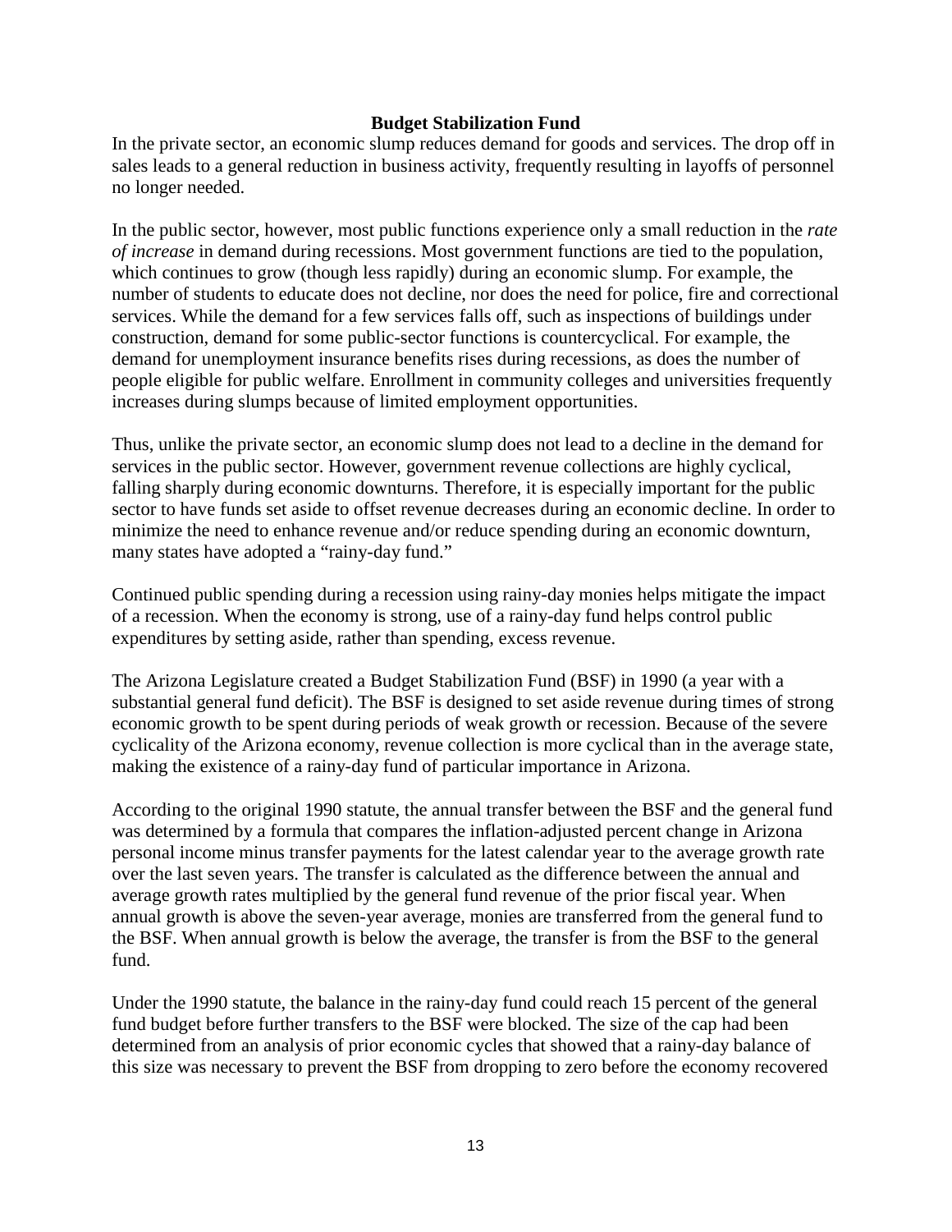## Budget Stabilization Fund

In the private sector, an economic slump reduces demand for goods and services. The drop off in sales leads to a general reduction in business activity, frequently resulting in layoffs of personnel no longer needed.

In the public sector, however, most public functions experience only a small reduction in the *rate of increase* in demand during recessions. Most government functions are tied to the population, which continues to grow (though less rapidly) during an economic slump. For example, the number of students to educate does not decline, nor does the need for police, fire and correctional services. While the demand for a few services falls off, such as inspections of buildings under construction, demand for some public-sector functions is countercyclical. For example, the demand for unemployment insurance benefits rises during recessions, as does the number of people eligible for public welfare. Enrollment in community colleges and universities frequently increases during slumps because of limited employment opportunities.

Thus, unlike the private sector, an economic slump does not lead to a decline in the demand for services in the public sector. However, government revenue collections are highly cyclical, falling sharply during economic downturns. Therefore, it is especially important for the public sector to have funds set aside to offset revenue decreases during an economic decline. In order to minimize the need to enhance revenue and/or reduce spending during an economic downturn, many states have adopted a "rainy-day fund."

Continued public spending during a recession using rainy-day monies helps mitigate the impact of a recession. When the economy is strong, use of a rainy-day fund helps control public expenditures by setting aside, rather than spending, excess revenue.

The Arizona Legislature created a Budget Stabilization Fund (BSF) in 1990 (a year with a substantial general fund deficit). The BSF is designed to set aside revenue during times of strong economic growth to be spent during periods of weak growth or recession. Because of the severe cyclicality of the Arizona economy, revenue collection is more cyclical than in the average state, making the existence of a rainy-day fund of particular importance in Arizona.

According to the original 1990 statute, the annual transfer between the BSF and the general fund was determined by a formula that compares the inflation-adjusted percent change in Arizona personal income minus transfer payments for the latest calendar year to the average growth rate over the last seven years. The transfer is calculated as the difference between the annual and average growth rates multiplied by the general fund revenue of the prior fiscal year. When annual growth is above the seven-year average, monies are transferred from the general fund to the BSF. When annual growth is below the average, the transfer is from the BSF to the general fund.

Under the 1990 statute, the balance in the rainy-day fund could reach 15 percent of the general fund budget before further transfers to the BSF were blocked. The size of the cap had been determined from an analysis of prior economic cycles that showed that a rainy-day balance of this size was necessary to prevent the BSF from dropping to zero before the economy recovered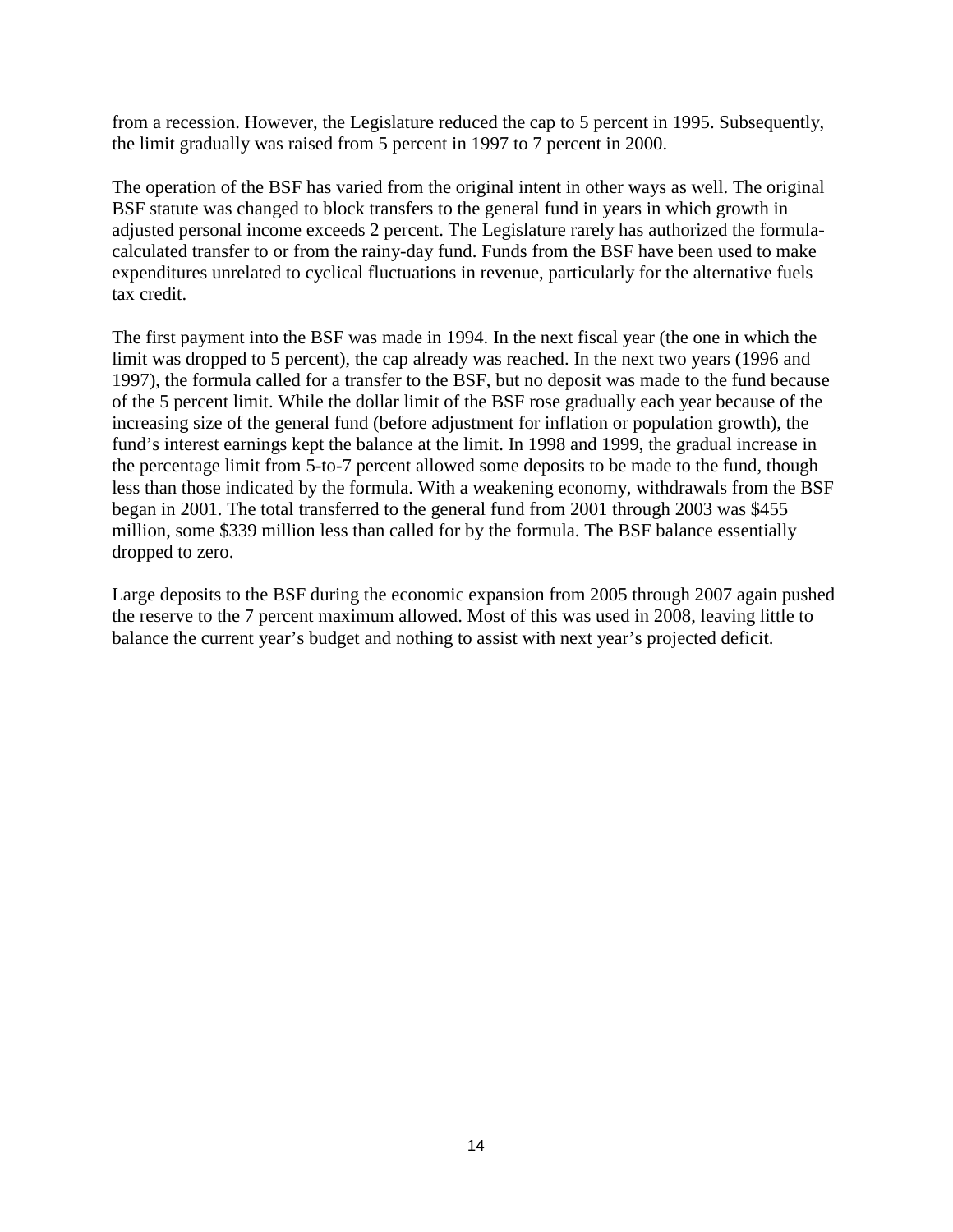from a recession. However, the Legislature reduced the cap to 5 percent in 1995. Subsequently, the limit gradually was raised from 5 percent in 1997 to 7 percent in 2000.

The operation of the BSF has varied from the original intent in other ways as well. The original BSF statute was changed to block transfers to the general fund in years in which growth in adjusted personal income exceeds 2 percent. The Legislature rarely has authorized the formula-calculated transfer to or from the rainy-day fund. Funds from the BSF have been used to make expenditures unrelated to cyclical fluctuations in revenue, particularly for the alternative fuels tax credit.

The first payment into the BSF was made in 1994. In the next fiscal year (the one in which the limit was dropped to 5 percent), the cap already was reached. In the next two years (1996 and 1997), the formula called for a transfer to the BSF, but no deposit was made to the fund because of the 5 percent limit. While the dollar limit of the BSF rose gradually each year because of the increasing size of the general fund (before adjustment for inflation or population growth), the fund's interest earnings kept the balance at the limit. In 1998 and 1999, the gradual increase in the percentage limit from 5-to-7 percent allowed some deposits to be made to the fund, though less than those indicated by the formula. With a weakening economy, withdrawals from the BSF began in 2001. The total transferred to the general fund from 2001 through 2003 was $455 million, some $339 million less than called for by the formula. The BSF balance essentially dropped to zero.

Large deposits to the BSF during the economic expansion from 2005 through 2007 again pushed the reserve to the 7 percent maximum allowed. Most of this was used in 2008, leaving little to balance the current year's budget and nothing to assist with next year's projected deficit.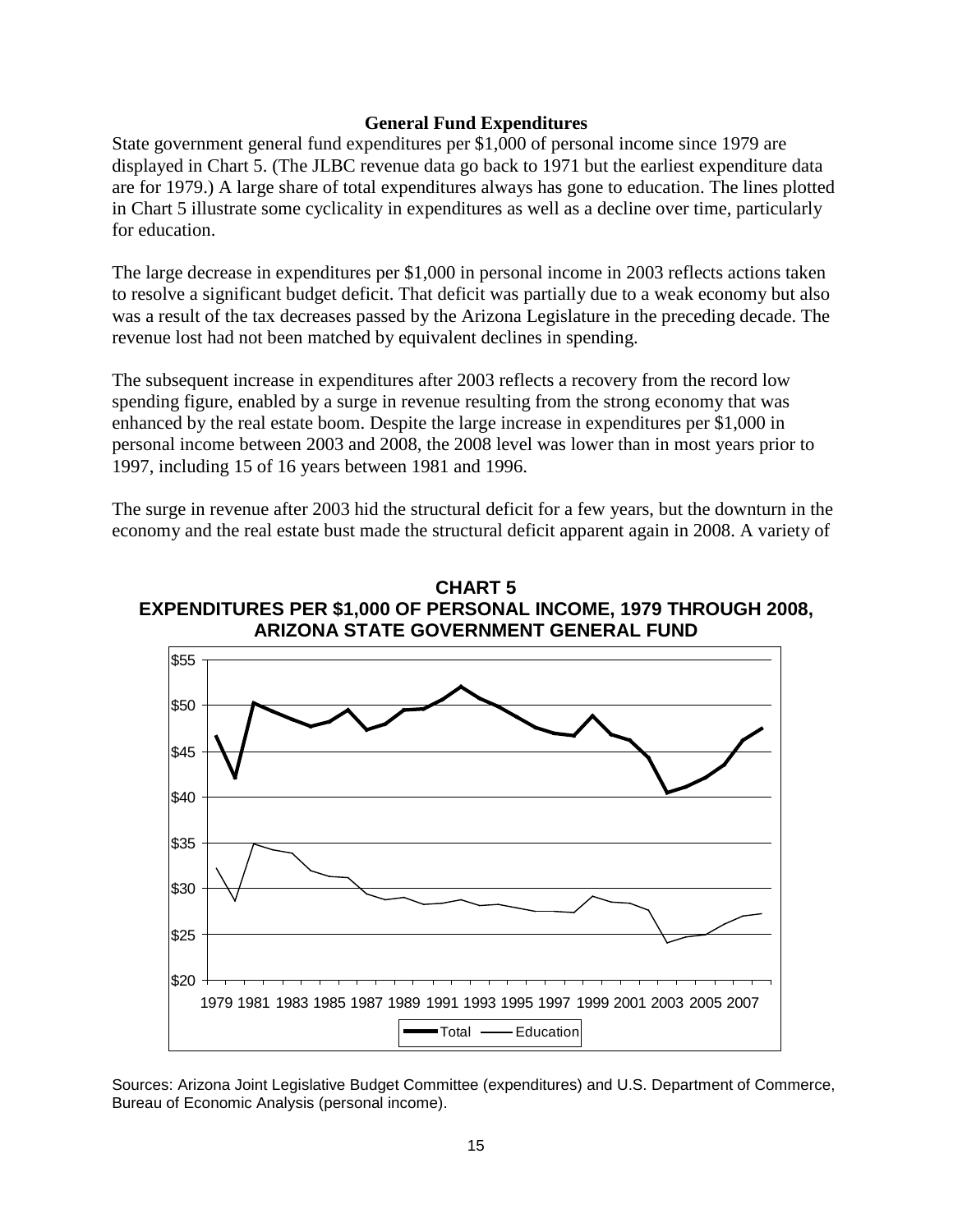## General Fund Expenditures

State government general fund expenditures per $1,000 of personal income since 1979 are displayed in Chart 5. (The JLBC revenue data go back to 1971 but the earliest expenditure data are for 1979.) A large share of total expenditures always has gone to education. The lines plotted in Chart 5 illustrate some cyclicality in expenditures as well as a decline over time, particularly for education.

The large decrease in expenditures per $1,000 in personal income in 2003 reflects actions taken to resolve a significant budget deficit. That deficit was partially due to a weak economy but also was a result of the tax decreases passed by the Arizona Legislature in the preceding decade. The revenue lost had not been matched by equivalent declines in spending.

The subsequent increase in expenditures after 2003 reflects a recovery from the record low spending figure, enabled by a surge in revenue resulting from the strong economy that was enhanced by the real estate boom. Despite the large increase in expenditures per $1,000 in personal income between 2003 and 2008, the 2008 level was lower than in most years prior to 1997, including 15 of 16 years between 1981 and 1996.

The surge in revenue after 2003 hid the structural deficit for a few years, but the downturn in the economy and the real estate bust made the structural deficit apparent again in 2008. A variety of

**CHART 5**
**EXPENDITURES PER $1,000 OF PERSONAL INCOME, 1979 THROUGH 2008, ARIZONA STATE GOVERNMENT GENERAL FUND**

Sources: Arizona Joint Legislative Budget Committee (expenditures) and U.S. Department of Commerce, Bureau of Economic Analysis (personal income).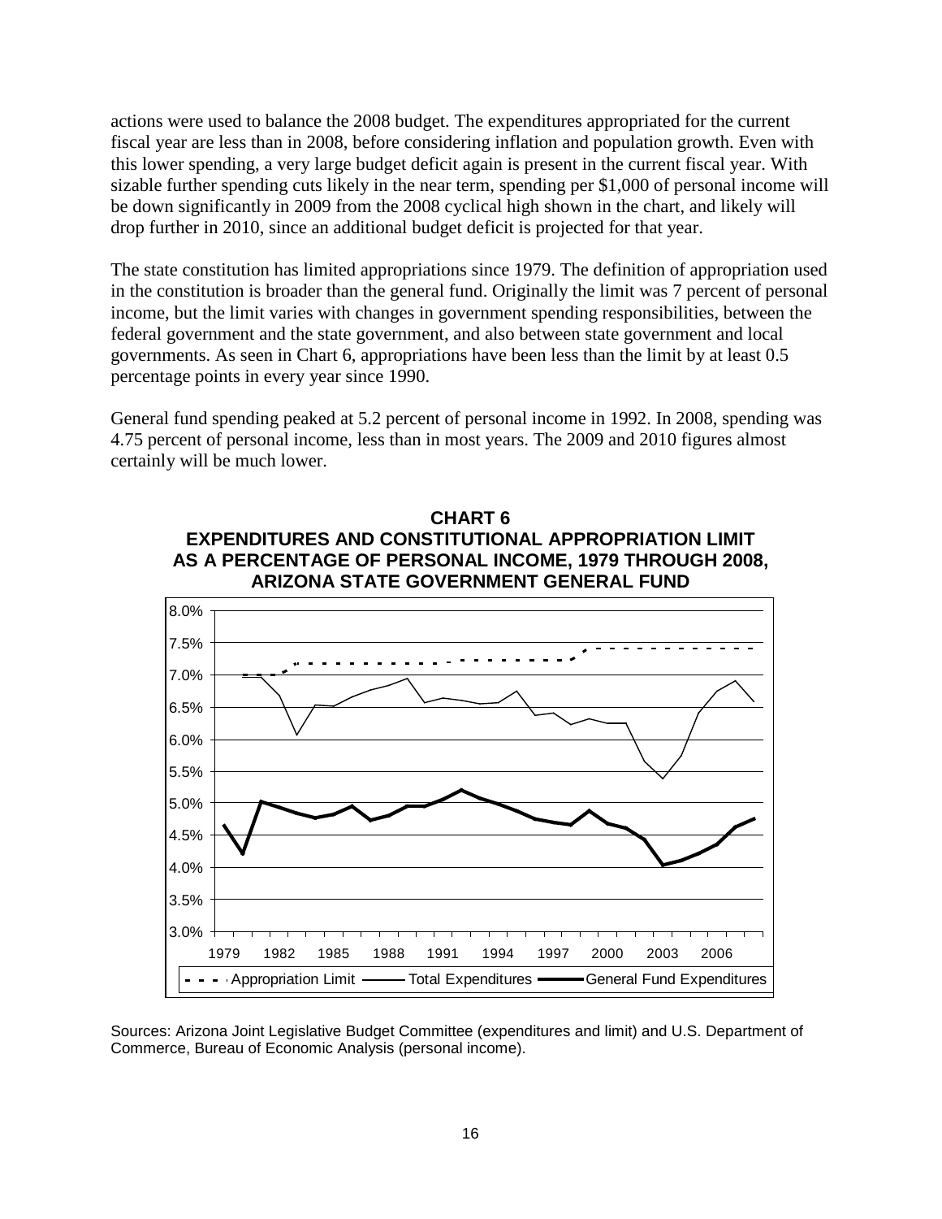actions were used to balance the 2008 budget. The expenditures appropriated for the current fiscal year are less than in 2008, before considering inflation and population growth. Even with this lower spending, a very large budget deficit again is present in the current fiscal year. With sizable further spending cuts likely in the near term, spending per $1,000 of personal income will be down significantly in 2009 from the 2008 cyclical high shown in the chart, and likely will drop further in 2010, since an additional budget deficit is projected for that year.

The state constitution has limited appropriations since 1979. The definition of appropriation used in the constitution is broader than the general fund. Originally the limit was 7 percent of personal income, but the limit varies with changes in government spending responsibilities, between the federal government and the state government, and also between state government and local governments. As seen in Chart 6, appropriations have been less than the limit by at least 0.5 percentage points in every year since 1990.

General fund spending peaked at 5.2 percent of personal income in 1992. In 2008, spending was 4.75 percent of personal income, less than in most years. The 2009 and 2010 figures almost certainly will be much lower.

**CHART 6**
**EXPENDITURES AND CONSTITUTIONAL APPROPRIATION LIMIT AS A PERCENTAGE OF PERSONAL INCOME, 1979 THROUGH 2008, ARIZONA STATE GOVERNMENT GENERAL FUND**

Sources: Arizona Joint Legislative Budget Committee (expenditures and limit) and U.S. Department of Commerce, Bureau of Economic Analysis (personal income).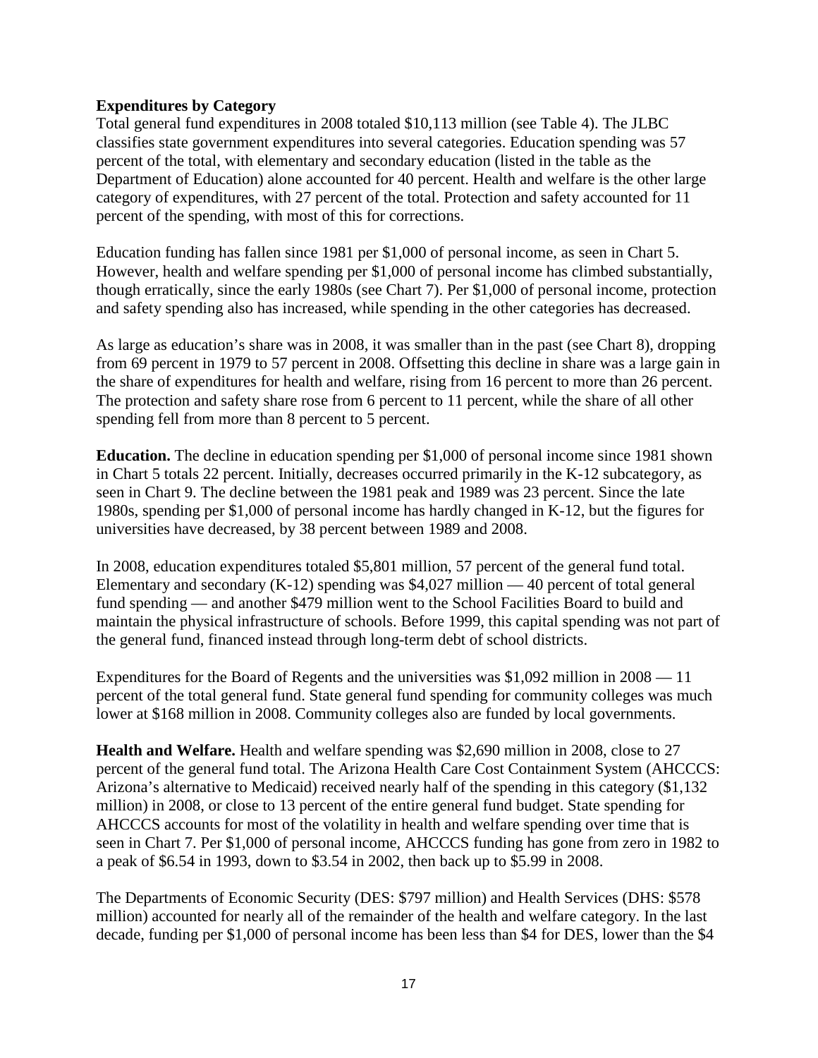**Expenditures by Category**

Total general fund expenditures in 2008 totaled $10,113 million (see Table 4). The JLBC classifies state government expenditures into several categories. Education spending was 57 percent of the total, with elementary and secondary education (listed in the table as the Department of Education) alone accounted for 40 percent. Health and welfare is the other large category of expenditures, with 27 percent of the total. Protection and safety accounted for 11 percent of the spending, with most of this for corrections.

Education funding has fallen since 1981 per $1,000 of personal income, as seen in Chart 5. However, health and welfare spending per $1,000 of personal income has climbed substantially, though erratically, since the early 1980s (see Chart 7). Per $1,000 of personal income, protection and safety spending also has increased, while spending in the other categories has decreased.

As large as education's share was in 2008, it was smaller than in the past (see Chart 8), dropping from 69 percent in 1979 to 57 percent in 2008. Offsetting this decline in share was a large gain in the share of expenditures for health and welfare, rising from 16 percent to more than 26 percent. The protection and safety share rose from 6 percent to 11 percent, while the share of all other spending fell from more than 8 percent to 5 percent.

**Education.** The decline in education spending per $1,000 of personal income since 1981 shown in Chart 5 totals 22 percent. Initially, decreases occurred primarily in the K-12 subcategory, as seen in Chart 9. The decline between the 1981 peak and 1989 was 23 percent. Since the late 1980s, spending per $1,000 of personal income has hardly changed in K-12, but the figures for universities have decreased, by 38 percent between 1989 and 2008.

In 2008, education expenditures totaled $5,801 million, 57 percent of the general fund total. Elementary and secondary (K-12) spending was $4,027 million — 40 percent of total general fund spending — and another $479 million went to the School Facilities Board to build and maintain the physical infrastructure of schools. Before 1999, this capital spending was not part of the general fund, financed instead through long-term debt of school districts.

Expenditures for the Board of Regents and the universities was $1,092 million in 2008 — 11 percent of the total general fund. State general fund spending for community colleges was much lower at $168 million in 2008. Community colleges also are funded by local governments.

**Health and Welfare.** Health and welfare spending was $2,690 million in 2008, close to 27 percent of the general fund total. The Arizona Health Care Cost Containment System (AHCCCS: Arizona's alternative to Medicaid) received nearly half of the spending in this category ($1,132 million) in 2008, or close to 13 percent of the entire general fund budget. State spending for AHCCCS accounts for most of the volatility in health and welfare spending over time that is seen in Chart 7. Per $1,000 of personal income, AHCCCS funding has gone from zero in 1982 to a peak of $6.54 in 1993, down to $3.54 in 2002, then back up to $5.99 in 2008.

The Departments of Economic Security (DES: $797 million) and Health Services (DHS: $578 million) accounted for nearly all of the remainder of the health and welfare category. In the last decade, funding per $1,000 of personal income has been less than $4 for DES, lower than the $4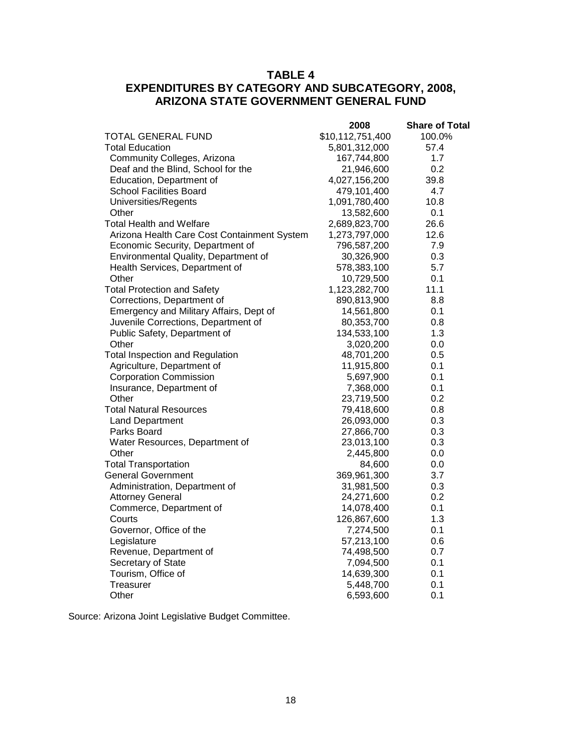## TABLE 4
## EXPENDITURES BY CATEGORY AND SUBCATEGORY, 2008, ARIZONA STATE GOVERNMENT GENERAL FUND

| | 2008 | Share of Total |
|---|---|---|
| TOTAL GENERAL FUND | $10,112,751,400 | 100.0% |
| Total Education | 5,801,312,000 | 57.4 |
| Community Colleges, Arizona | 167,744,800 | 1.7 |
| Deaf and the Blind, School for the | 21,946,600 | 0.2 |
| Education, Department of | 4,027,156,200 | 39.8 |
| School Facilities Board | 479,101,400 | 4.7 |
| Universities/Regents | 1,091,780,400 | 10.8 |
| Other | 13,582,600 | 0.1 |
| Total Health and Welfare | 2,689,823,700 | 26.6 |
| Arizona Health Care Cost Containment System | 1,273,797,000 | 12.6 |
| Economic Security, Department of | 796,587,200 | 7.9 |
| Environmental Quality, Department of | 30,326,900 | 0.3 |
| Health Services, Department of | 578,383,100 | 5.7 |
| Other | 10,729,500 | 0.1 |
| Total Protection and Safety | 1,123,282,700 | 11.1 |
| Corrections, Department of | 890,813,900 | 8.8 |
| Emergency and Military Affairs, Dept of | 14,561,800 | 0.1 |
| Juvenile Corrections, Department of | 80,353,700 | 0.8 |
| Public Safety, Department of | 134,533,100 | 1.3 |
| Other | 3,020,200 | 0.0 |
| Total Inspection and Regulation | 48,701,200 | 0.5 |
| Agriculture, Department of | 11,915,800 | 0.1 |
| Corporation Commission | 5,697,900 | 0.1 |
| Insurance, Department of | 7,368,000 | 0.1 |
| Other | 23,719,500 | 0.2 |
| Total Natural Resources | 79,418,600 | 0.8 |
| Land Department | 26,093,000 | 0.3 |
| Parks Board | 27,866,700 | 0.3 |
| Water Resources, Department of | 23,013,100 | 0.3 |
| Other | 2,445,800 | 0.0 |
| Total Transportation | 84,600 | 0.0 |
| General Government | 369,961,300 | 3.7 |
| Administration, Department of | 31,981,500 | 0.3 |
| Attorney General | 24,271,600 | 0.2 |
| Commerce, Department of | 14,078,400 | 0.1 |
| Courts | 126,867,600 | 1.3 |
| Governor, Office of the | 7,274,500 | 0.1 |
| Legislature | 57,213,100 | 0.6 |
| Revenue, Department of | 74,498,500 | 0.7 |
| Secretary of State | 7,094,500 | 0.1 |
| Tourism, Office of | 14,639,300 | 0.1 |
| Treasurer | 5,448,700 | 0.1 |
| Other | 6,593,600 | 0.1 |

Source: Arizona Joint Legislative Budget Committee.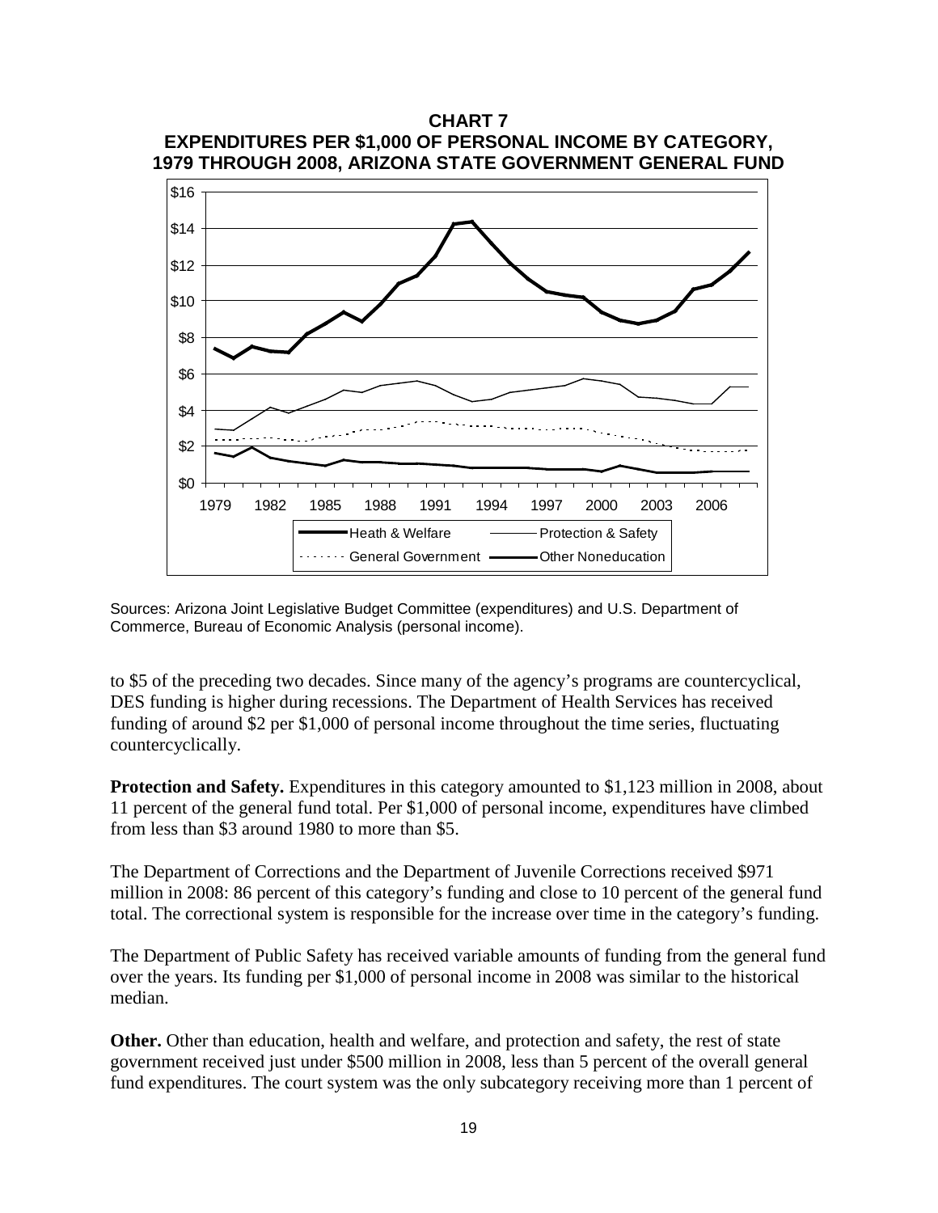**CHART 7**
**EXPENDITURES PER $1,000 OF PERSONAL INCOME BY CATEGORY, 1979 THROUGH 2008, ARIZONA STATE GOVERNMENT GENERAL FUND**

Sources: Arizona Joint Legislative Budget Committee (expenditures) and U.S. Department of Commerce, Bureau of Economic Analysis (personal income).

to $5 of the preceding two decades. Since many of the agency's programs are countercyclical, DES funding is higher during recessions. The Department of Health Services has received funding of around $2 per $1,000 of personal income throughout the time series, fluctuating countercyclically.

**Protection and Safety.** Expenditures in this category amounted to $1,123 million in 2008, about 11 percent of the general fund total. Per $1,000 of personal income, expenditures have climbed from less than $3 around 1980 to more than $5.

The Department of Corrections and the Department of Juvenile Corrections received $971 million in 2008: 86 percent of this category's funding and close to 10 percent of the general fund total. The correctional system is responsible for the increase over time in the category's funding.

The Department of Public Safety has received variable amounts of funding from the general fund over the years. Its funding per $1,000 of personal income in 2008 was similar to the historical median.

**Other.** Other than education, health and welfare, and protection and safety, the rest of state government received just under $500 million in 2008, less than 5 percent of the overall general fund expenditures. The court system was the only subcategory receiving more than 1 percent of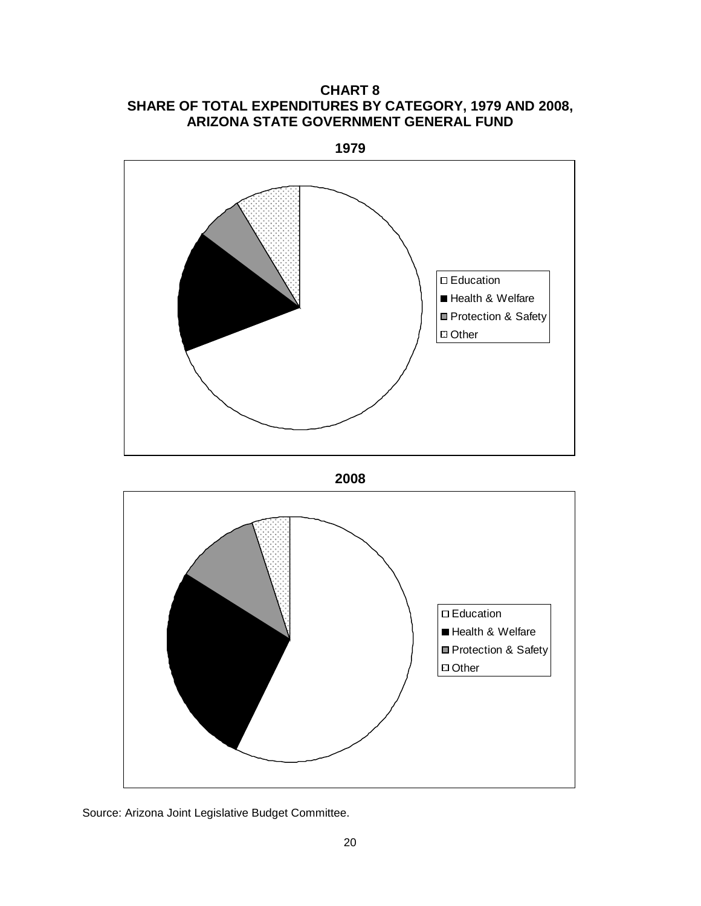**CHART 8**
**SHARE OF TOTAL EXPENDITURES BY CATEGORY, 1979 AND 2008,**
**ARIZONA STATE GOVERNMENT GENERAL FUND**

**1979**

- Education
- Health & Welfare
- Protection & Safety
- Other

**2008**

- Education
- Health & Welfare
- Protection & Safety
- Other

Source: Arizona Joint Legislative Budget Committee.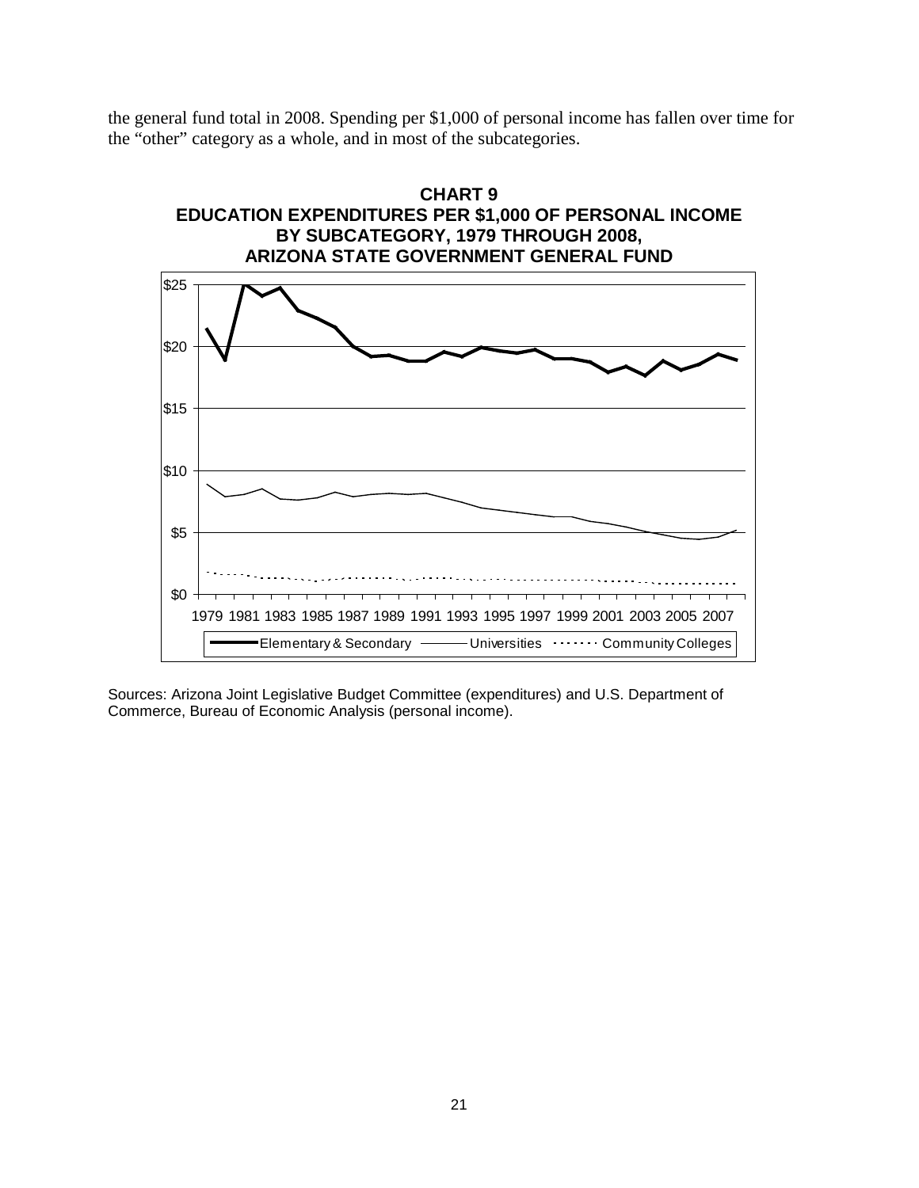the general fund total in 2008. Spending per $1,000 of personal income has fallen over time for the "other" category as a whole, and in most of the subcategories.

**CHART 9**
**EDUCATION EXPENDITURES PER $1,000 OF PERSONAL INCOME BY SUBCATEGORY, 1979 THROUGH 2008, ARIZONA STATE GOVERNMENT GENERAL FUND**

Sources: Arizona Joint Legislative Budget Committee (expenditures) and U.S. Department of Commerce, Bureau of Economic Analysis (personal income).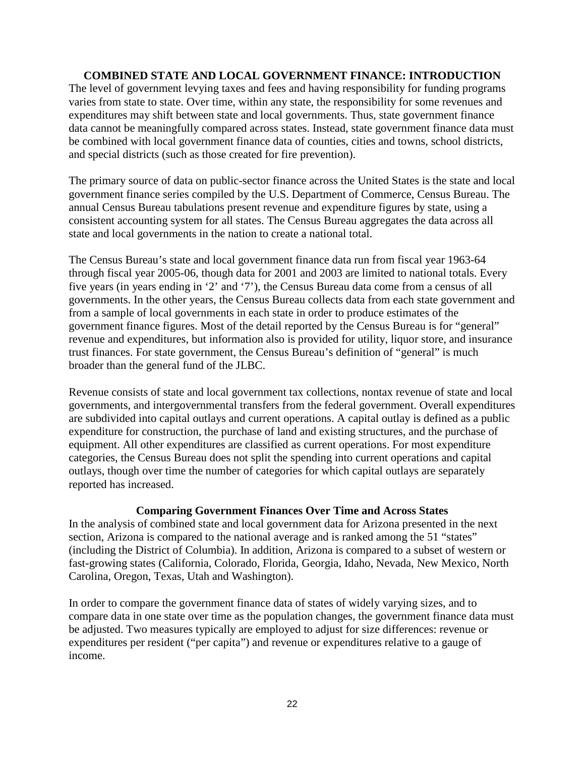## COMBINED STATE AND LOCAL GOVERNMENT FINANCE: INTRODUCTION

The level of government levying taxes and fees and having responsibility for funding programs varies from state to state. Over time, within any state, the responsibility for some revenues and expenditures may shift between state and local governments. Thus, state government finance data cannot be meaningfully compared across states. Instead, state government finance data must be combined with local government finance data of counties, cities and towns, school districts, and special districts (such as those created for fire prevention).

The primary source of data on public-sector finance across the United States is the state and local government finance series compiled by the U.S. Department of Commerce, Census Bureau. The annual Census Bureau tabulations present revenue and expenditure figures by state, using a consistent accounting system for all states. The Census Bureau aggregates the data across all state and local governments in the nation to create a national total.

The Census Bureau's state and local government finance data run from fiscal year 1963-64 through fiscal year 2005-06, though data for 2001 and 2003 are limited to national totals. Every five years (in years ending in '2' and '7'), the Census Bureau data come from a census of all governments. In the other years, the Census Bureau collects data from each state government and from a sample of local governments in each state in order to produce estimates of the government finance figures. Most of the detail reported by the Census Bureau is for "general" revenue and expenditures, but information also is provided for utility, liquor store, and insurance trust finances. For state government, the Census Bureau's definition of "general" is much broader than the general fund of the JLBC.

Revenue consists of state and local government tax collections, nontax revenue of state and local governments, and intergovernmental transfers from the federal government. Overall expenditures are subdivided into capital outlays and current operations. A capital outlay is defined as a public expenditure for construction, the purchase of land and existing structures, and the purchase of equipment. All other expenditures are classified as current operations. For most expenditure categories, the Census Bureau does not split the spending into current operations and capital outlays, though over time the number of categories for which capital outlays are separately reported has increased.

### Comparing Government Finances Over Time and Across States

In the analysis of combined state and local government data for Arizona presented in the next section, Arizona is compared to the national average and is ranked among the 51 "states" (including the District of Columbia). In addition, Arizona is compared to a subset of western or fast-growing states (California, Colorado, Florida, Georgia, Idaho, Nevada, New Mexico, North Carolina, Oregon, Texas, Utah and Washington).

In order to compare the government finance data of states of widely varying sizes, and to compare data in one state over time as the population changes, the government finance data must be adjusted. Two measures typically are employed to adjust for size differences: revenue or expenditures per resident ("per capita") and revenue or expenditures relative to a gauge of income.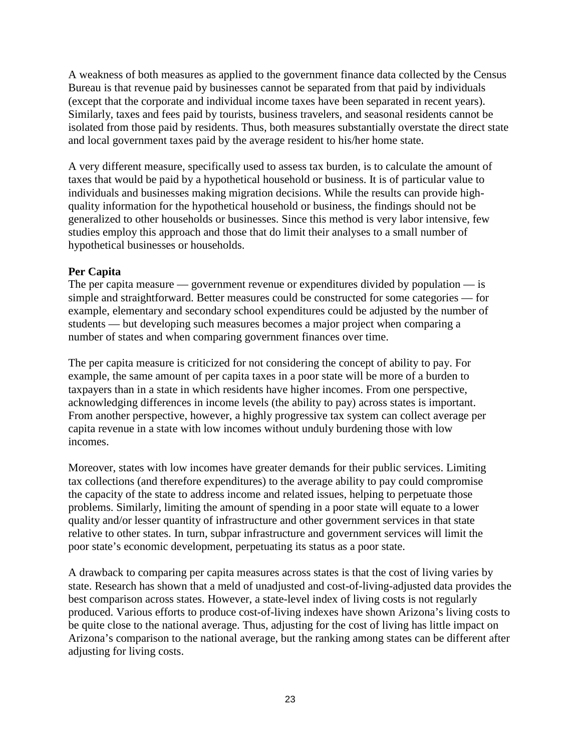A weakness of both measures as applied to the government finance data collected by the Census Bureau is that revenue paid by businesses cannot be separated from that paid by individuals (except that the corporate and individual income taxes have been separated in recent years). Similarly, taxes and fees paid by tourists, business travelers, and seasonal residents cannot be isolated from those paid by residents. Thus, both measures substantially overstate the direct state and local government taxes paid by the average resident to his/her home state.

A very different measure, specifically used to assess tax burden, is to calculate the amount of taxes that would be paid by a hypothetical household or business. It is of particular value to individuals and businesses making migration decisions. While the results can provide high-quality information for the hypothetical household or business, the findings should not be generalized to other households or businesses. Since this method is very labor intensive, few studies employ this approach and those that do limit their analyses to a small number of hypothetical businesses or households.

**Per Capita**

The per capita measure — government revenue or expenditures divided by population — is simple and straightforward. Better measures could be constructed for some categories — for example, elementary and secondary school expenditures could be adjusted by the number of students — but developing such measures becomes a major project when comparing a number of states and when comparing government finances over time.

The per capita measure is criticized for not considering the concept of ability to pay. For example, the same amount of per capita taxes in a poor state will be more of a burden to taxpayers than in a state in which residents have higher incomes. From one perspective, acknowledging differences in income levels (the ability to pay) across states is important. From another perspective, however, a highly progressive tax system can collect average per capita revenue in a state with low incomes without unduly burdening those with low incomes.

Moreover, states with low incomes have greater demands for their public services. Limiting tax collections (and therefore expenditures) to the average ability to pay could compromise the capacity of the state to address income and related issues, helping to perpetuate those problems. Similarly, limiting the amount of spending in a poor state will equate to a lower quality and/or lesser quantity of infrastructure and other government services in that state relative to other states. In turn, subpar infrastructure and government services will limit the poor state's economic development, perpetuating its status as a poor state.

A drawback to comparing per capita measures across states is that the cost of living varies by state. Research has shown that a meld of unadjusted and cost-of-living-adjusted data provides the best comparison across states. However, a state-level index of living costs is not regularly produced. Various efforts to produce cost-of-living indexes have shown Arizona's living costs to be quite close to the national average. Thus, adjusting for the cost of living has little impact on Arizona's comparison to the national average, but the ranking among states can be different after adjusting for living costs.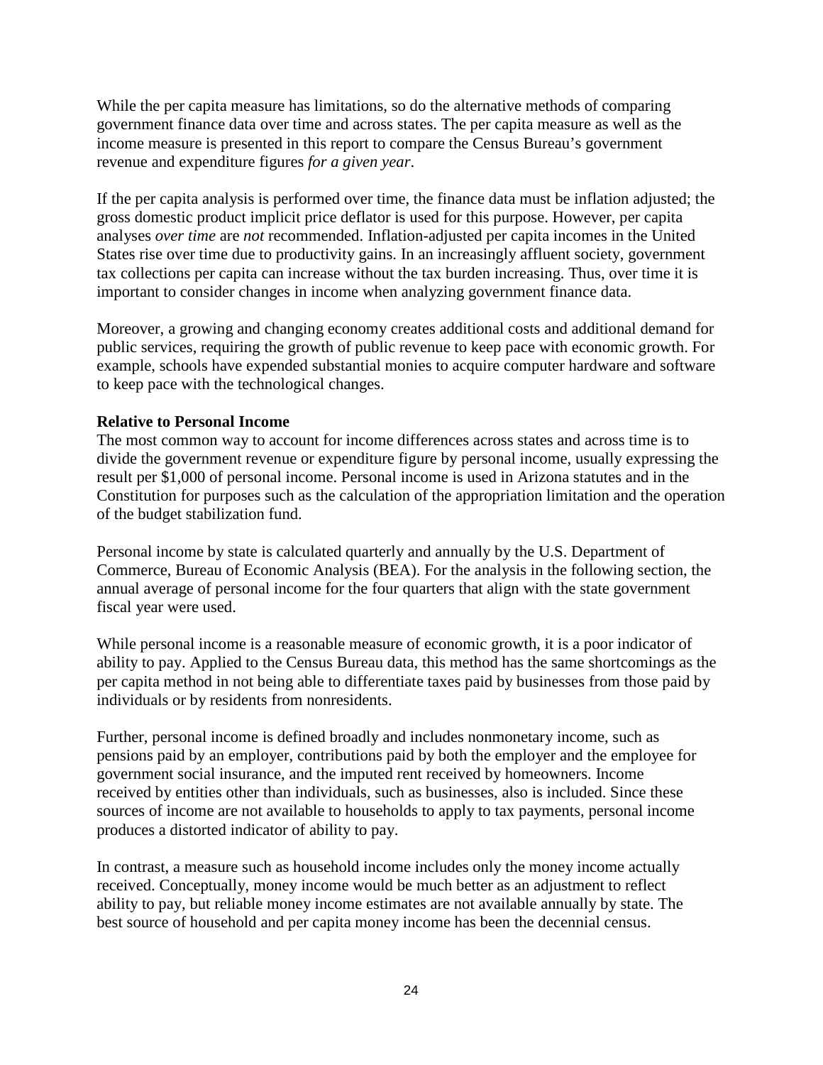While the per capita measure has limitations, so do the alternative methods of comparing government finance data over time and across states. The per capita measure as well as the income measure is presented in this report to compare the Census Bureau's government revenue and expenditure figures *for a given year*.

If the per capita analysis is performed over time, the finance data must be inflation adjusted; the gross domestic product implicit price deflator is used for this purpose. However, per capita analyses *over time* are *not* recommended. Inflation-adjusted per capita incomes in the United States rise over time due to productivity gains. In an increasingly affluent society, government tax collections per capita can increase without the tax burden increasing. Thus, over time it is important to consider changes in income when analyzing government finance data.

Moreover, a growing and changing economy creates additional costs and additional demand for public services, requiring the growth of public revenue to keep pace with economic growth. For example, schools have expended substantial monies to acquire computer hardware and software to keep pace with the technological changes.

**Relative to Personal Income**

The most common way to account for income differences across states and across time is to divide the government revenue or expenditure figure by personal income, usually expressing the result per $1,000 of personal income. Personal income is used in Arizona statutes and in the Constitution for purposes such as the calculation of the appropriation limitation and the operation of the budget stabilization fund.

Personal income by state is calculated quarterly and annually by the U.S. Department of Commerce, Bureau of Economic Analysis (BEA). For the analysis in the following section, the annual average of personal income for the four quarters that align with the state government fiscal year were used.

While personal income is a reasonable measure of economic growth, it is a poor indicator of ability to pay. Applied to the Census Bureau data, this method has the same shortcomings as the per capita method in not being able to differentiate taxes paid by businesses from those paid by individuals or by residents from nonresidents.

Further, personal income is defined broadly and includes nonmonetary income, such as pensions paid by an employer, contributions paid by both the employer and the employee for government social insurance, and the imputed rent received by homeowners. Income received by entities other than individuals, such as businesses, also is included. Since these sources of income are not available to households to apply to tax payments, personal income produces a distorted indicator of ability to pay.

In contrast, a measure such as household income includes only the money income actually received. Conceptually, money income would be much better as an adjustment to reflect ability to pay, but reliable money income estimates are not available annually by state. The best source of household and per capita money income has been the decennial census.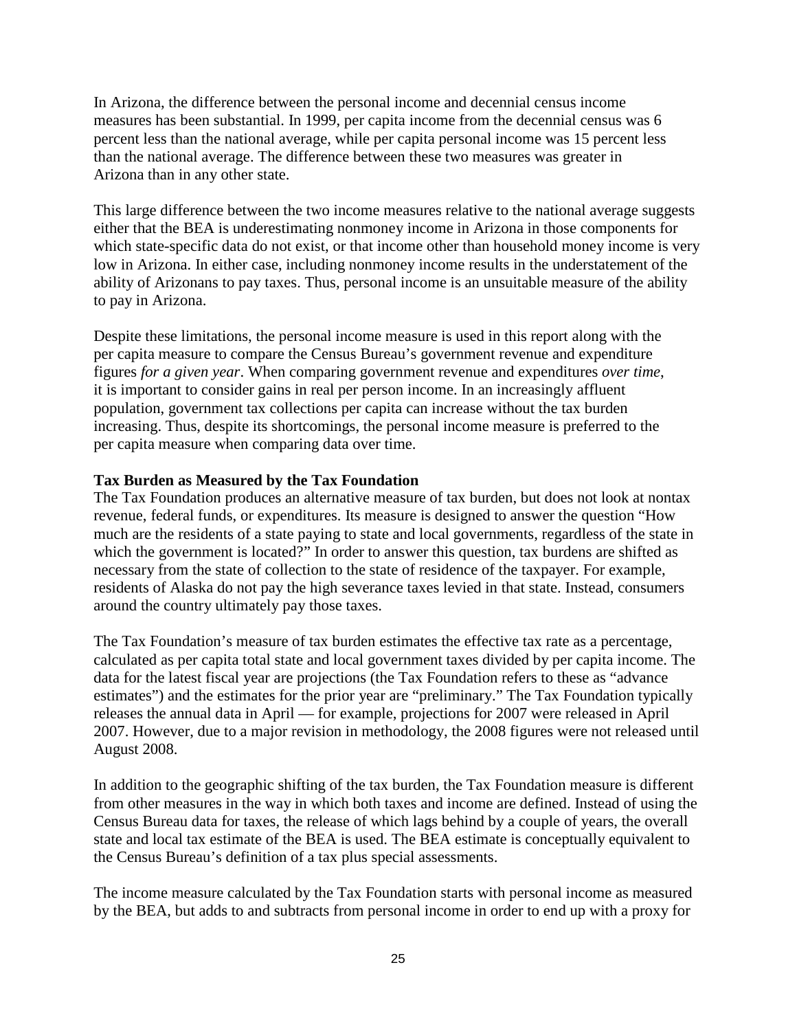In Arizona, the difference between the personal income and decennial census income measures has been substantial. In 1999, per capita income from the decennial census was 6 percent less than the national average, while per capita personal income was 15 percent less than the national average. The difference between these two measures was greater in Arizona than in any other state.

This large difference between the two income measures relative to the national average suggests either that the BEA is underestimating nonmoney income in Arizona in those components for which state-specific data do not exist, or that income other than household money income is very low in Arizona. In either case, including nonmoney income results in the understatement of the ability of Arizonans to pay taxes. Thus, personal income is an unsuitable measure of the ability to pay in Arizona.

Despite these limitations, the personal income measure is used in this report along with the per capita measure to compare the Census Bureau's government revenue and expenditure figures *for a given year*. When comparing government revenue and expenditures *over time*, it is important to consider gains in real per person income. In an increasingly affluent population, government tax collections per capita can increase without the tax burden increasing. Thus, despite its shortcomings, the personal income measure is preferred to the per capita measure when comparing data over time.

**Tax Burden as Measured by the Tax Foundation**

The Tax Foundation produces an alternative measure of tax burden, but does not look at nontax revenue, federal funds, or expenditures. Its measure is designed to answer the question "How much are the residents of a state paying to state and local governments, regardless of the state in which the government is located?" In order to answer this question, tax burdens are shifted as necessary from the state of collection to the state of residence of the taxpayer. For example, residents of Alaska do not pay the high severance taxes levied in that state. Instead, consumers around the country ultimately pay those taxes.

The Tax Foundation's measure of tax burden estimates the effective tax rate as a percentage, calculated as per capita total state and local government taxes divided by per capita income. The data for the latest fiscal year are projections (the Tax Foundation refers to these as "advance estimates") and the estimates for the prior year are "preliminary." The Tax Foundation typically releases the annual data in April — for example, projections for 2007 were released in April 2007. However, due to a major revision in methodology, the 2008 figures were not released until August 2008.

In addition to the geographic shifting of the tax burden, the Tax Foundation measure is different from other measures in the way in which both taxes and income are defined. Instead of using the Census Bureau data for taxes, the release of which lags behind by a couple of years, the overall state and local tax estimate of the BEA is used. The BEA estimate is conceptually equivalent to the Census Bureau's definition of a tax plus special assessments.

The income measure calculated by the Tax Foundation starts with personal income as measured by the BEA, but adds to and subtracts from personal income in order to end up with a proxy for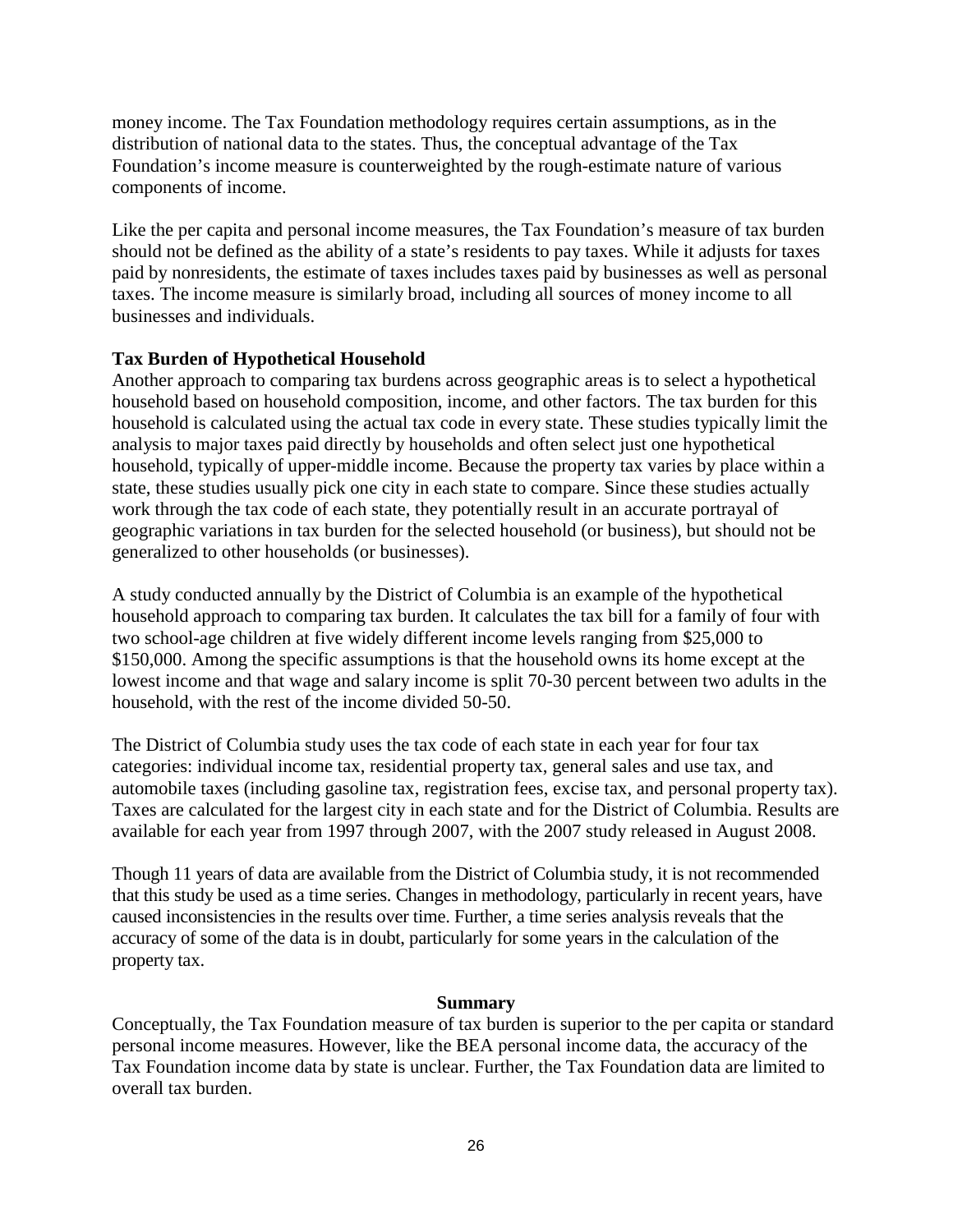money income. The Tax Foundation methodology requires certain assumptions, as in the distribution of national data to the states. Thus, the conceptual advantage of the Tax Foundation's income measure is counterweighted by the rough-estimate nature of various components of income.

Like the per capita and personal income measures, the Tax Foundation's measure of tax burden should not be defined as the ability of a state's residents to pay taxes. While it adjusts for taxes paid by nonresidents, the estimate of taxes includes taxes paid by businesses as well as personal taxes. The income measure is similarly broad, including all sources of money income to all businesses and individuals.

**Tax Burden of Hypothetical Household**

Another approach to comparing tax burdens across geographic areas is to select a hypothetical household based on household composition, income, and other factors. The tax burden for this household is calculated using the actual tax code in every state. These studies typically limit the analysis to major taxes paid directly by households and often select just one hypothetical household, typically of upper-middle income. Because the property tax varies by place within a state, these studies usually pick one city in each state to compare. Since these studies actually work through the tax code of each state, they potentially result in an accurate portrayal of geographic variations in tax burden for the selected household (or business), but should not be generalized to other households (or businesses).

A study conducted annually by the District of Columbia is an example of the hypothetical household approach to comparing tax burden. It calculates the tax bill for a family of four with two school-age children at five widely different income levels ranging from $25,000 to $150,000. Among the specific assumptions is that the household owns its home except at the lowest income and that wage and salary income is split 70-30 percent between two adults in the household, with the rest of the income divided 50-50.

The District of Columbia study uses the tax code of each state in each year for four tax categories: individual income tax, residential property tax, general sales and use tax, and automobile taxes (including gasoline tax, registration fees, excise tax, and personal property tax). Taxes are calculated for the largest city in each state and for the District of Columbia. Results are available for each year from 1997 through 2007, with the 2007 study released in August 2008.

Though 11 years of data are available from the District of Columbia study, it is not recommended that this study be used as a time series. Changes in methodology, particularly in recent years, have caused inconsistencies in the results over time. Further, a time series analysis reveals that the accuracy of some of the data is in doubt, particularly for some years in the calculation of the property tax.

## Summary

Conceptually, the Tax Foundation measure of tax burden is superior to the per capita or standard personal income measures. However, like the BEA personal income data, the accuracy of the Tax Foundation income data by state is unclear. Further, the Tax Foundation data are limited to overall tax burden.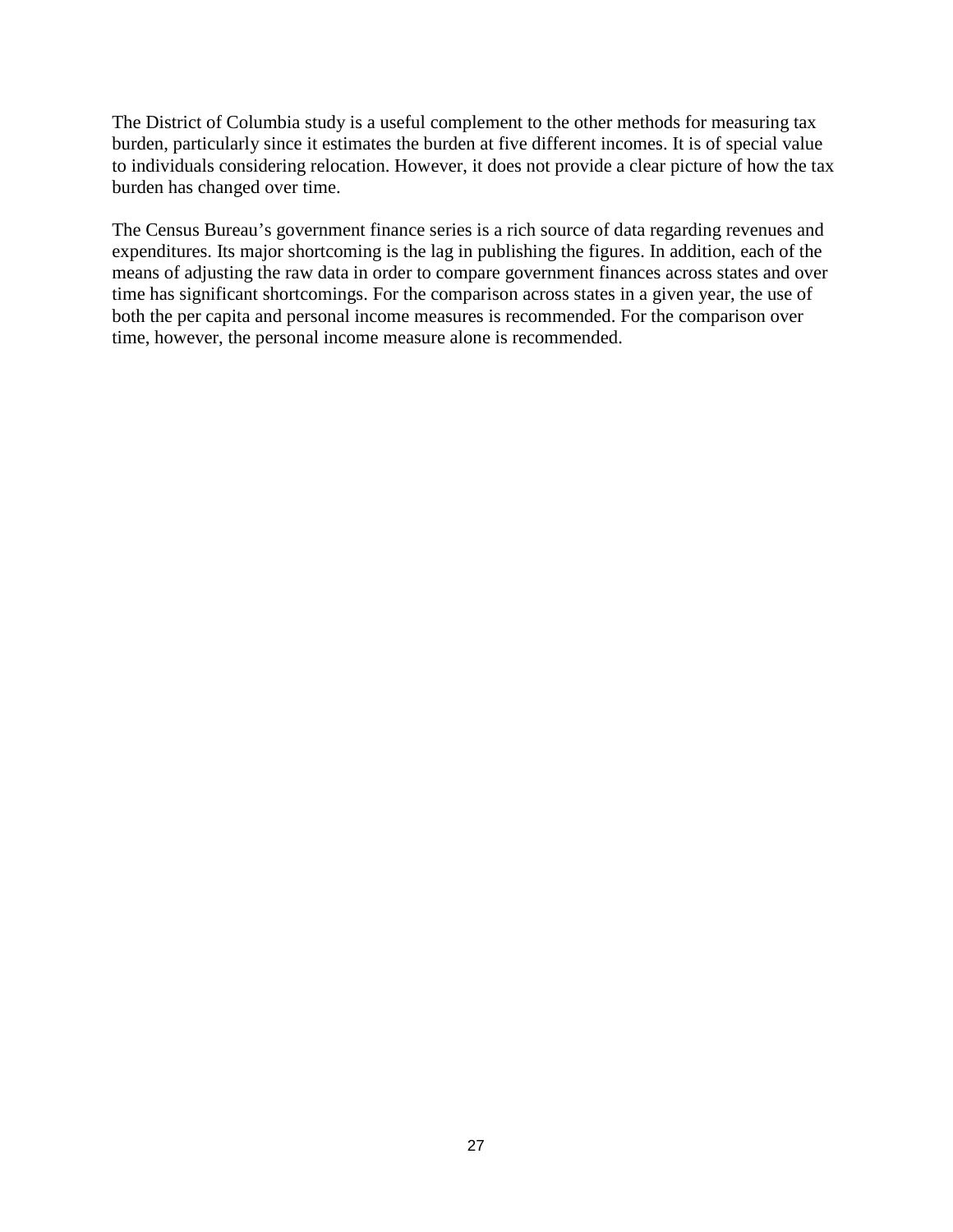The District of Columbia study is a useful complement to the other methods for measuring tax burden, particularly since it estimates the burden at five different incomes. It is of special value to individuals considering relocation. However, it does not provide a clear picture of how the tax burden has changed over time.

The Census Bureau's government finance series is a rich source of data regarding revenues and expenditures. Its major shortcoming is the lag in publishing the figures. In addition, each of the means of adjusting the raw data in order to compare government finances across states and over time has significant shortcomings. For the comparison across states in a given year, the use of both the per capita and personal income measures is recommended. For the comparison over time, however, the personal income measure alone is recommended.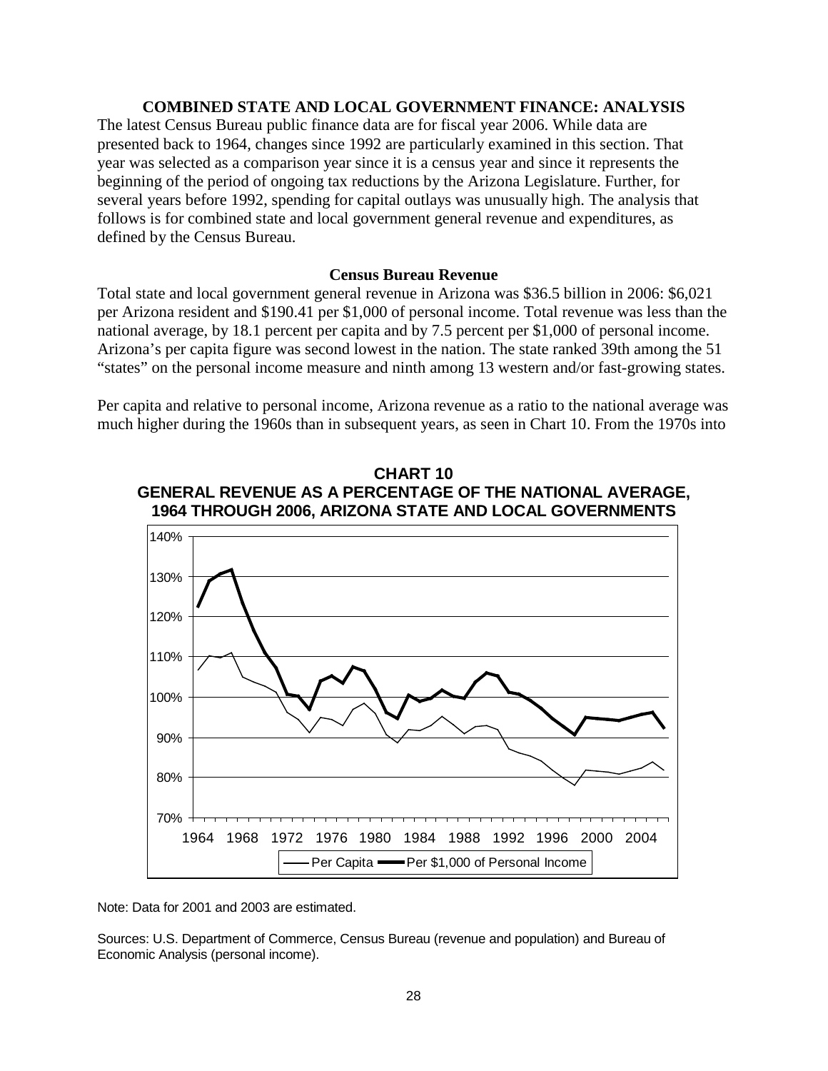## COMBINED STATE AND LOCAL GOVERNMENT FINANCE: ANALYSIS

The latest Census Bureau public finance data are for fiscal year 2006. While data are presented back to 1964, changes since 1992 are particularly examined in this section. That year was selected as a comparison year since it is a census year and since it represents the beginning of the period of ongoing tax reductions by the Arizona Legislature. Further, for several years before 1992, spending for capital outlays was unusually high. The analysis that follows is for combined state and local government general revenue and expenditures, as defined by the Census Bureau.

### Census Bureau Revenue

Total state and local government general revenue in Arizona was $36.5 billion in 2006: $6,021 per Arizona resident and $190.41 per $1,000 of personal income. Total revenue was less than the national average, by 18.1 percent per capita and by 7.5 percent per $1,000 of personal income. Arizona's per capita figure was second lowest in the nation. The state ranked 39th among the 51 "states" on the personal income measure and ninth among 13 western and/or fast-growing states.

Per capita and relative to personal income, Arizona revenue as a ratio to the national average was much higher during the 1960s than in subsequent years, as seen in Chart 10. From the 1970s into

**CHART 10**
**GENERAL REVENUE AS A PERCENTAGE OF THE NATIONAL AVERAGE, 1964 THROUGH 2006, ARIZONA STATE AND LOCAL GOVERNMENTS**

Note: Data for 2001 and 2003 are estimated.

Sources: U.S. Department of Commerce, Census Bureau (revenue and population) and Bureau of Economic Analysis (personal income).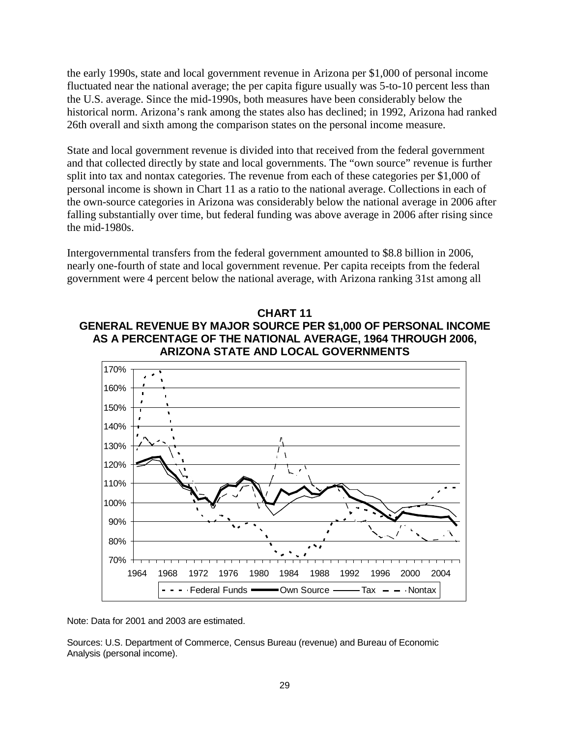the early 1990s, state and local government revenue in Arizona per $1,000 of personal income fluctuated near the national average; the per capita figure usually was 5-to-10 percent less than the U.S. average. Since the mid-1990s, both measures have been considerably below the historical norm. Arizona's rank among the states also has declined; in 1992, Arizona had ranked 26th overall and sixth among the comparison states on the personal income measure.

State and local government revenue is divided into that received from the federal government and that collected directly by state and local governments. The "own source" revenue is further split into tax and nontax categories. The revenue from each of these categories per $1,000 of personal income is shown in Chart 11 as a ratio to the national average. Collections in each of the own-source categories in Arizona was considerably below the national average in 2006 after falling substantially over time, but federal funding was above average in 2006 after rising since the mid-1980s.

Intergovernmental transfers from the federal government amounted to $8.8 billion in 2006, nearly one-fourth of state and local government revenue. Per capita receipts from the federal government were 4 percent below the national average, with Arizona ranking 31st among all

**CHART 11**
**GENERAL REVENUE BY MAJOR SOURCE PER $1,000 OF PERSONAL INCOME AS A PERCENTAGE OF THE NATIONAL AVERAGE, 1964 THROUGH 2006, ARIZONA STATE AND LOCAL GOVERNMENTS**

Note: Data for 2001 and 2003 are estimated.

Sources: U.S. Department of Commerce, Census Bureau (revenue) and Bureau of Economic Analysis (personal income).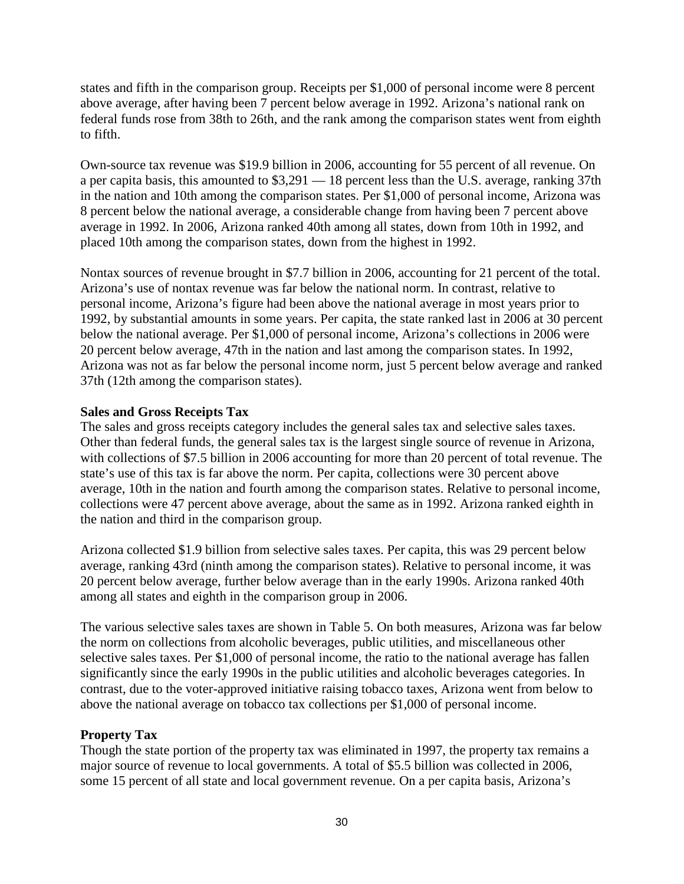states and fifth in the comparison group. Receipts per $1,000 of personal income were 8 percent above average, after having been 7 percent below average in 1992. Arizona's national rank on federal funds rose from 38th to 26th, and the rank among the comparison states went from eighth to fifth.

Own-source tax revenue was $19.9 billion in 2006, accounting for 55 percent of all revenue. On a per capita basis, this amounted to $3,291 — 18 percent less than the U.S. average, ranking 37th in the nation and 10th among the comparison states. Per $1,000 of personal income, Arizona was 8 percent below the national average, a considerable change from having been 7 percent above average in 1992. In 2006, Arizona ranked 40th among all states, down from 10th in 1992, and placed 10th among the comparison states, down from the highest in 1992.

Nontax sources of revenue brought in $7.7 billion in 2006, accounting for 21 percent of the total. Arizona's use of nontax revenue was far below the national norm. In contrast, relative to personal income, Arizona's figure had been above the national average in most years prior to 1992, by substantial amounts in some years. Per capita, the state ranked last in 2006 at 30 percent below the national average. Per $1,000 of personal income, Arizona's collections in 2006 were 20 percent below average, 47th in the nation and last among the comparison states. In 1992, Arizona was not as far below the personal income norm, just 5 percent below average and ranked 37th (12th among the comparison states).

**Sales and Gross Receipts Tax**

The sales and gross receipts category includes the general sales tax and selective sales taxes. Other than federal funds, the general sales tax is the largest single source of revenue in Arizona, with collections of $7.5 billion in 2006 accounting for more than 20 percent of total revenue. The state's use of this tax is far above the norm. Per capita, collections were 30 percent above average, 10th in the nation and fourth among the comparison states. Relative to personal income, collections were 47 percent above average, about the same as in 1992. Arizona ranked eighth in the nation and third in the comparison group.

Arizona collected $1.9 billion from selective sales taxes. Per capita, this was 29 percent below average, ranking 43rd (ninth among the comparison states). Relative to personal income, it was 20 percent below average, further below average than in the early 1990s. Arizona ranked 40th among all states and eighth in the comparison group in 2006.

The various selective sales taxes are shown in Table 5. On both measures, Arizona was far below the norm on collections from alcoholic beverages, public utilities, and miscellaneous other selective sales taxes. Per $1,000 of personal income, the ratio to the national average has fallen significantly since the early 1990s in the public utilities and alcoholic beverages categories. In contrast, due to the voter-approved initiative raising tobacco taxes, Arizona went from below to above the national average on tobacco tax collections per $1,000 of personal income.

**Property Tax**

Though the state portion of the property tax was eliminated in 1997, the property tax remains a major source of revenue to local governments. A total of $5.5 billion was collected in 2006, some 15 percent of all state and local government revenue. On a per capita basis, Arizona's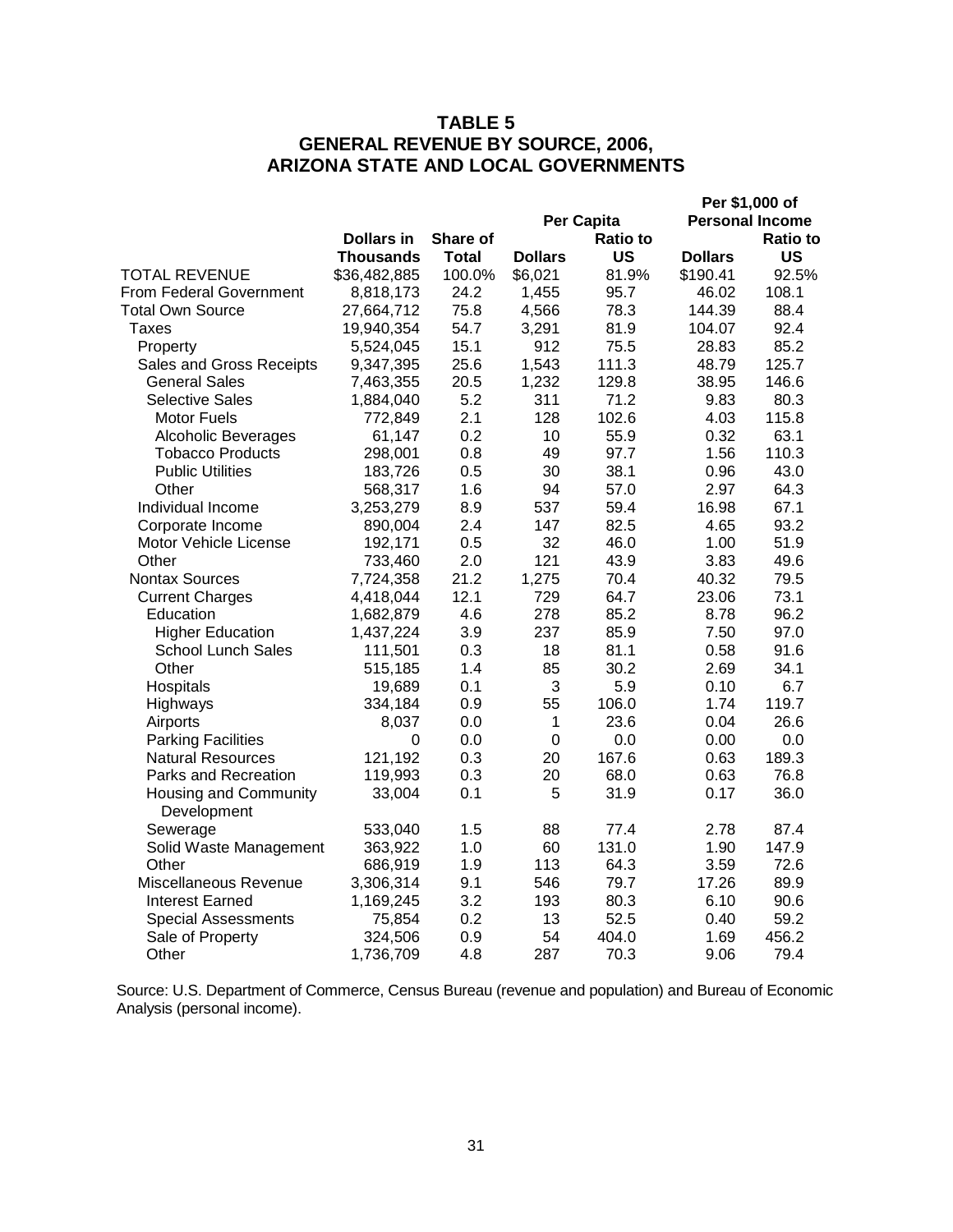# TABLE 5
## GENERAL REVENUE BY SOURCE, 2006, ARIZONA STATE AND LOCAL GOVERNMENTS

| | Dollars in Thousands | Share of Total | Per Capita | | Per $1,000 of Personal Income | |
|---|---|---|---|---|---|---|
| | | | Dollars | Ratio to US | Dollars | Ratio to US |
| TOTAL REVENUE | $36,482,885 | 100.0% | $6,021 | 81.9% | $190.41 | 92.5% |
| From Federal Government | 8,818,173 | 24.2 | 1,455 | 95.7 | 46.02 | 108.1 |
| Total Own Source | 27,664,712 | 75.8 | 4,566 | 78.3 | 144.39 | 88.4 |
| Taxes | 19,940,354 | 54.7 | 3,291 | 81.9 | 104.07 | 92.4 |
| Property | 5,524,045 | 15.1 | 912 | 75.5 | 28.83 | 85.2 |
| Sales and Gross Receipts | 9,347,395 | 25.6 | 1,543 | 111.3 | 48.79 | 125.7 |
| General Sales | 7,463,355 | 20.5 | 1,232 | 129.8 | 38.95 | 146.6 |
| Selective Sales | 1,884,040 | 5.2 | 311 | 71.2 | 9.83 | 80.3 |
| Motor Fuels | 772,849 | 2.1 | 128 | 102.6 | 4.03 | 115.8 |
| Alcoholic Beverages | 61,147 | 0.2 | 10 | 55.9 | 0.32 | 63.1 |
| Tobacco Products | 298,001 | 0.8 | 49 | 97.7 | 1.56 | 110.3 |
| Public Utilities | 183,726 | 0.5 | 30 | 38.1 | 0.96 | 43.0 |
| Other | 568,317 | 1.6 | 94 | 57.0 | 2.97 | 64.3 |
| Individual Income | 3,253,279 | 8.9 | 537 | 59.4 | 16.98 | 67.1 |
| Corporate Income | 890,004 | 2.4 | 147 | 82.5 | 4.65 | 93.2 |
| Motor Vehicle License | 192,171 | 0.5 | 32 | 46.0 | 1.00 | 51.9 |
| Other | 733,460 | 2.0 | 121 | 43.9 | 3.83 | 49.6 |
| Nontax Sources | 7,724,358 | 21.2 | 1,275 | 70.4 | 40.32 | 79.5 |
| Current Charges | 4,418,044 | 12.1 | 729 | 64.7 | 23.06 | 73.1 |
| Education | 1,682,879 | 4.6 | 278 | 85.2 | 8.78 | 96.2 |
| Higher Education | 1,437,224 | 3.9 | 237 | 85.9 | 7.50 | 97.0 |
| School Lunch Sales | 111,501 | 0.3 | 18 | 81.1 | 0.58 | 91.6 |
| Other | 515,185 | 1.4 | 85 | 30.2 | 2.69 | 34.1 |
| Hospitals | 19,689 | 0.1 | 3 | 5.9 | 0.10 | 6.7 |
| Highways | 334,184 | 0.9 | 55 | 106.0 | 1.74 | 119.7 |
| Airports | 8,037 | 0.0 | 1 | 23.6 | 0.04 | 26.6 |
| Parking Facilities | 0 | 0.0 | 0 | 0.0 | 0.00 | 0.0 |
| Natural Resources | 121,192 | 0.3 | 20 | 167.6 | 0.63 | 189.3 |
| Parks and Recreation | 119,993 | 0.3 | 20 | 68.0 | 0.63 | 76.8 |
| Housing and Community Development | 33,004 | 0.1 | 5 | 31.9 | 0.17 | 36.0 |
| Sewerage | 533,040 | 1.5 | 88 | 77.4 | 2.78 | 87.4 |
| Solid Waste Management | 363,922 | 1.0 | 60 | 131.0 | 1.90 | 147.9 |
| Other | 686,919 | 1.9 | 113 | 64.3 | 3.59 | 72.6 |
| Miscellaneous Revenue | 3,306,314 | 9.1 | 546 | 79.7 | 17.26 | 89.9 |
| Interest Earned | 1,169,245 | 3.2 | 193 | 80.3 | 6.10 | 90.6 |
| Special Assessments | 75,854 | 0.2 | 13 | 52.5 | 0.40 | 59.2 |
| Sale of Property | 324,506 | 0.9 | 54 | 404.0 | 1.69 | 456.2 |
| Other | 1,736,709 | 4.8 | 287 | 70.3 | 9.06 | 79.4 |

Source: U.S. Department of Commerce, Census Bureau (revenue and population) and Bureau of Economic Analysis (personal income).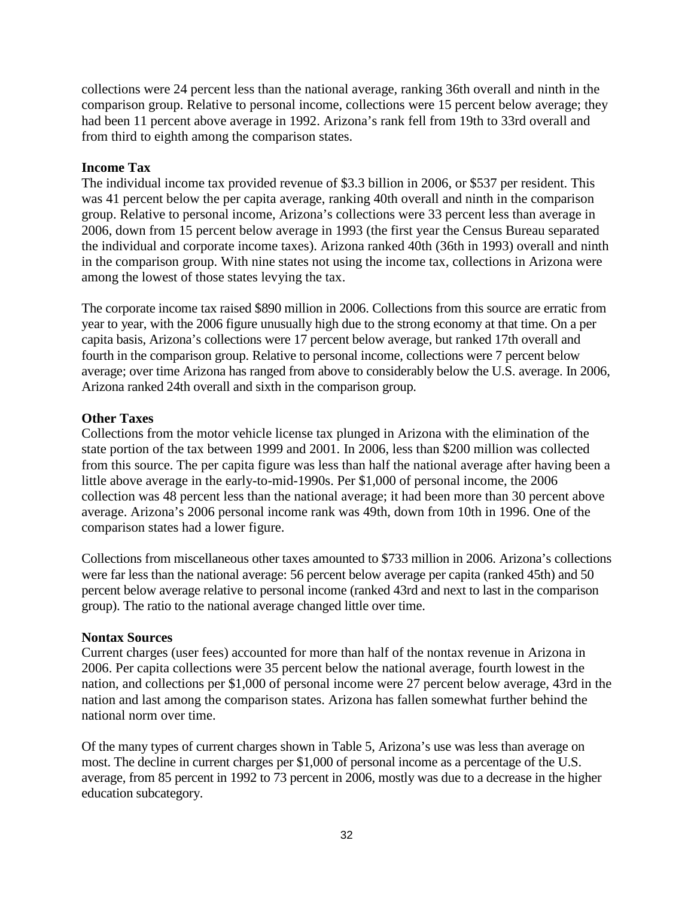collections were 24 percent less than the national average, ranking 36th overall and ninth in the comparison group. Relative to personal income, collections were 15 percent below average; they had been 11 percent above average in 1992. Arizona's rank fell from 19th to 33rd overall and from third to eighth among the comparison states.

**Income Tax**

The individual income tax provided revenue of $3.3 billion in 2006, or $537 per resident. This was 41 percent below the per capita average, ranking 40th overall and ninth in the comparison group. Relative to personal income, Arizona's collections were 33 percent less than average in 2006, down from 15 percent below average in 1993 (the first year the Census Bureau separated the individual and corporate income taxes). Arizona ranked 40th (36th in 1993) overall and ninth in the comparison group. With nine states not using the income tax, collections in Arizona were among the lowest of those states levying the tax.

The corporate income tax raised $890 million in 2006. Collections from this source are erratic from year to year, with the 2006 figure unusually high due to the strong economy at that time. On a per capita basis, Arizona's collections were 17 percent below average, but ranked 17th overall and fourth in the comparison group. Relative to personal income, collections were 7 percent below average; over time Arizona has ranged from above to considerably below the U.S. average. In 2006, Arizona ranked 24th overall and sixth in the comparison group.

**Other Taxes**

Collections from the motor vehicle license tax plunged in Arizona with the elimination of the state portion of the tax between 1999 and 2001. In 2006, less than $200 million was collected from this source. The per capita figure was less than half the national average after having been a little above average in the early-to-mid-1990s. Per $1,000 of personal income, the 2006 collection was 48 percent less than the national average; it had been more than 30 percent above average. Arizona's 2006 personal income rank was 49th, down from 10th in 1996. One of the comparison states had a lower figure.

Collections from miscellaneous other taxes amounted to $733 million in 2006. Arizona's collections were far less than the national average: 56 percent below average per capita (ranked 45th) and 50 percent below average relative to personal income (ranked 43rd and next to last in the comparison group). The ratio to the national average changed little over time.

**Nontax Sources**

Current charges (user fees) accounted for more than half of the nontax revenue in Arizona in 2006. Per capita collections were 35 percent below the national average, fourth lowest in the nation, and collections per $1,000 of personal income were 27 percent below average, 43rd in the nation and last among the comparison states. Arizona has fallen somewhat further behind the national norm over time.

Of the many types of current charges shown in Table 5, Arizona's use was less than average on most. The decline in current charges per $1,000 of personal income as a percentage of the U.S. average, from 85 percent in 1992 to 73 percent in 2006, mostly was due to a decrease in the higher education subcategory.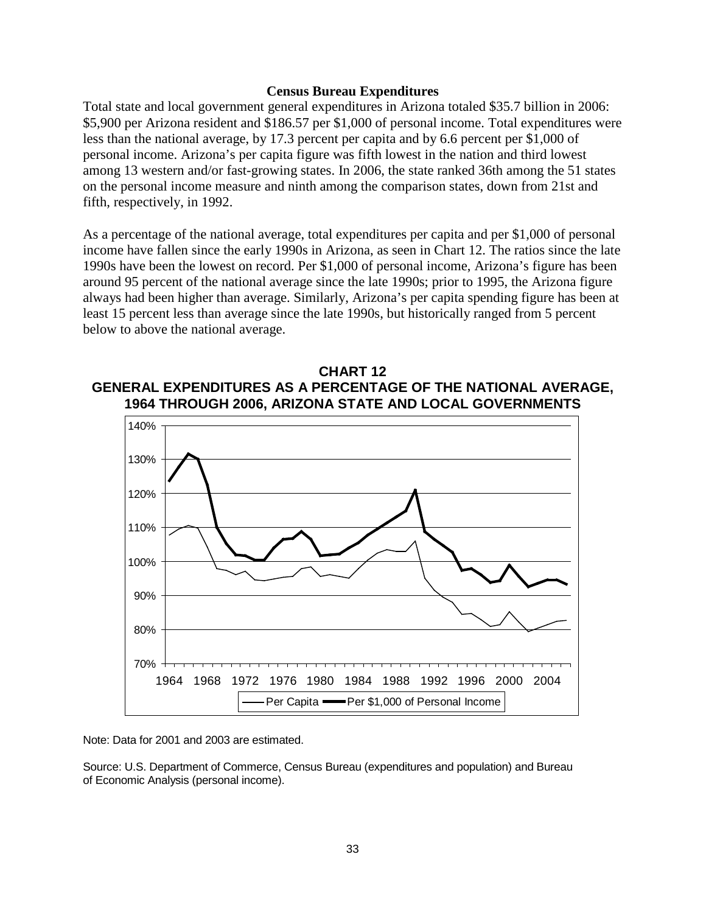### Census Bureau Expenditures

Total state and local government general expenditures in Arizona totaled $35.7 billion in 2006: $5,900 per Arizona resident and $186.57 per $1,000 of personal income. Total expenditures were less than the national average, by 17.3 percent per capita and by 6.6 percent per $1,000 of personal income. Arizona's per capita figure was fifth lowest in the nation and third lowest among 13 western and/or fast-growing states. In 2006, the state ranked 36th among the 51 states on the personal income measure and ninth among the comparison states, down from 21st and fifth, respectively, in 1992.

As a percentage of the national average, total expenditures per capita and per $1,000 of personal income have fallen since the early 1990s in Arizona, as seen in Chart 12. The ratios since the late 1990s have been the lowest on record. Per $1,000 of personal income, Arizona's figure has been around 95 percent of the national average since the late 1990s; prior to 1995, the Arizona figure always had been higher than average. Similarly, Arizona's per capita spending figure has been at least 15 percent less than average since the late 1990s, but historically ranged from 5 percent below to above the national average.

**CHART 12**
**GENERAL EXPENDITURES AS A PERCENTAGE OF THE NATIONAL AVERAGE, 1964 THROUGH 2006, ARIZONA STATE AND LOCAL GOVERNMENTS**

Note: Data for 2001 and 2003 are estimated.

Source: U.S. Department of Commerce, Census Bureau (expenditures and population) and Bureau of Economic Analysis (personal income).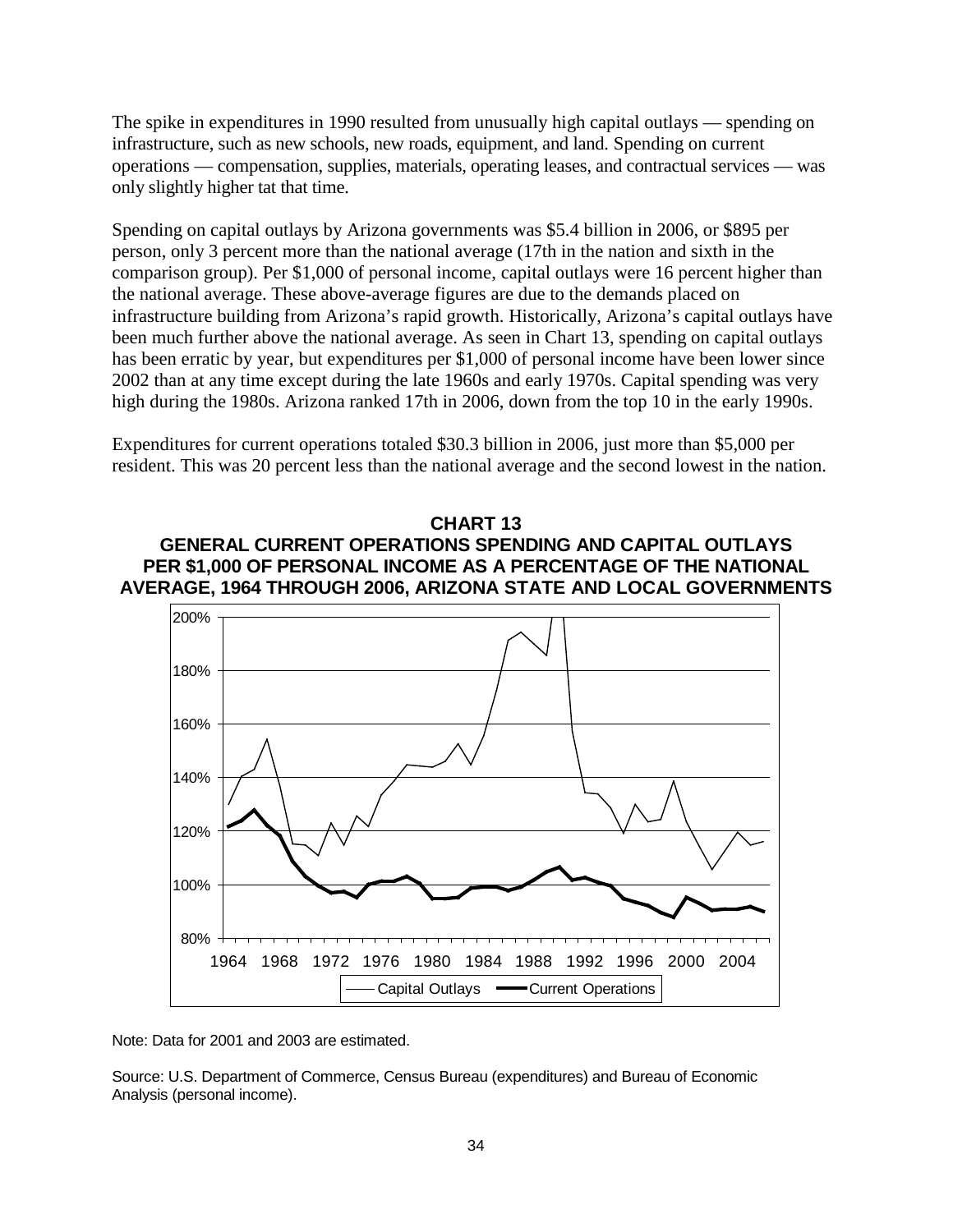The spike in expenditures in 1990 resulted from unusually high capital outlays — spending on infrastructure, such as new schools, new roads, equipment, and land. Spending on current operations — compensation, supplies, materials, operating leases, and contractual services — was only slightly higher tat that time.

Spending on capital outlays by Arizona governments was $5.4 billion in 2006, or $895 per person, only 3 percent more than the national average (17th in the nation and sixth in the comparison group). Per $1,000 of personal income, capital outlays were 16 percent higher than the national average. These above-average figures are due to the demands placed on infrastructure building from Arizona's rapid growth. Historically, Arizona's capital outlays have been much further above the national average. As seen in Chart 13, spending on capital outlays has been erratic by year, but expenditures per $1,000 of personal income have been lower since 2002 than at any time except during the late 1960s and early 1970s. Capital spending was very high during the 1980s. Arizona ranked 17th in 2006, down from the top 10 in the early 1990s.

Expenditures for current operations totaled $30.3 billion in 2006, just more than $5,000 per resident. This was 20 percent less than the national average and the second lowest in the nation.

**CHART 13**
**GENERAL CURRENT OPERATIONS SPENDING AND CAPITAL OUTLAYS PER $1,000 OF PERSONAL INCOME AS A PERCENTAGE OF THE NATIONAL AVERAGE, 1964 THROUGH 2006, ARIZONA STATE AND LOCAL GOVERNMENTS**

Note: Data for 2001 and 2003 are estimated.

Source: U.S. Department of Commerce, Census Bureau (expenditures) and Bureau of Economic Analysis (personal income).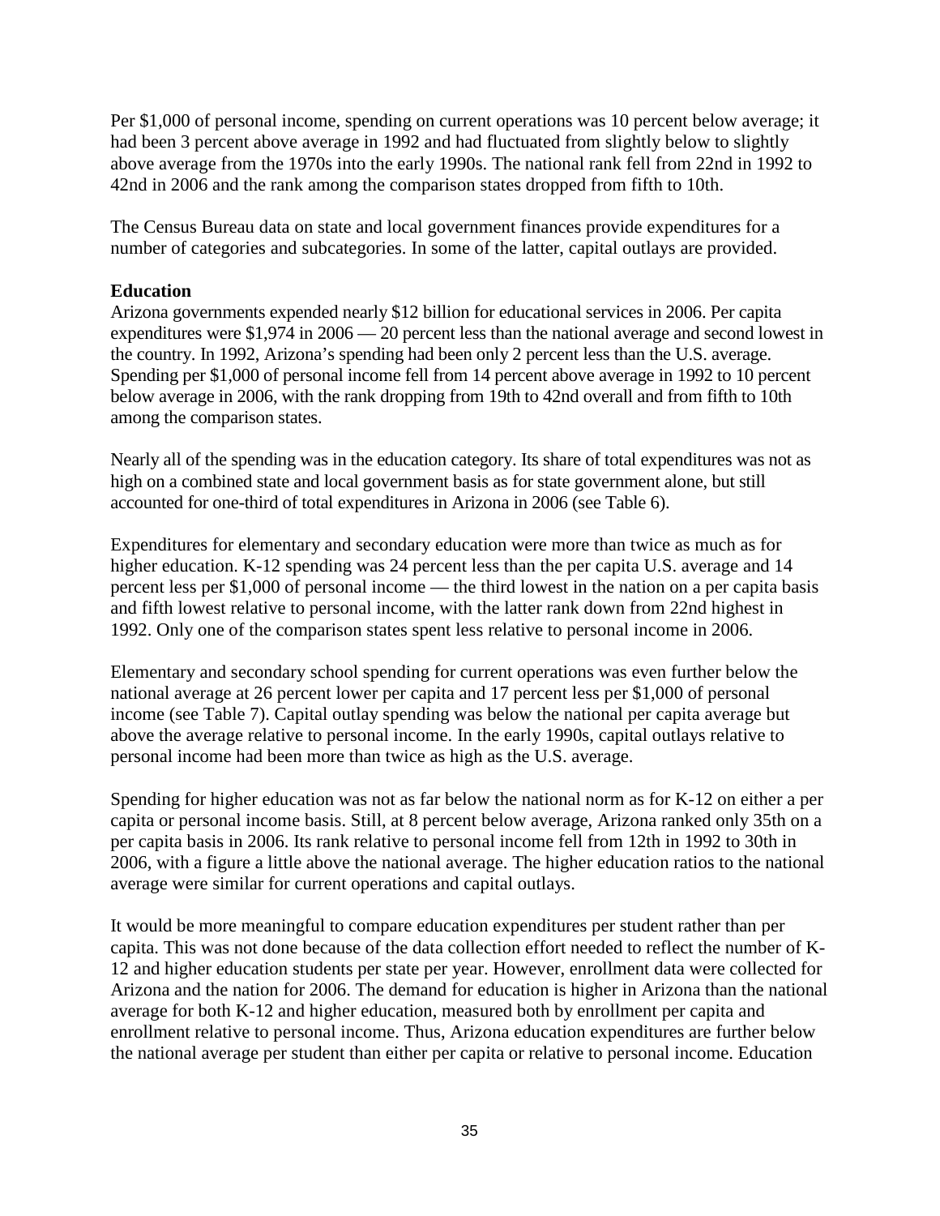Per $1,000 of personal income, spending on current operations was 10 percent below average; it had been 3 percent above average in 1992 and had fluctuated from slightly below to slightly above average from the 1970s into the early 1990s. The national rank fell from 22nd in 1992 to 42nd in 2006 and the rank among the comparison states dropped from fifth to 10th.

The Census Bureau data on state and local government finances provide expenditures for a number of categories and subcategories. In some of the latter, capital outlays are provided.

**Education**

Arizona governments expended nearly $12 billion for educational services in 2006. Per capita expenditures were $1,974 in 2006 — 20 percent less than the national average and second lowest in the country. In 1992, Arizona's spending had been only 2 percent less than the U.S. average. Spending per $1,000 of personal income fell from 14 percent above average in 1992 to 10 percent below average in 2006, with the rank dropping from 19th to 42nd overall and from fifth to 10th among the comparison states.

Nearly all of the spending was in the education category. Its share of total expenditures was not as high on a combined state and local government basis as for state government alone, but still accounted for one-third of total expenditures in Arizona in 2006 (see Table 6).

Expenditures for elementary and secondary education were more than twice as much as for higher education. K-12 spending was 24 percent less than the per capita U.S. average and 14 percent less per $1,000 of personal income — the third lowest in the nation on a per capita basis and fifth lowest relative to personal income, with the latter rank down from 22nd highest in 1992. Only one of the comparison states spent less relative to personal income in 2006.

Elementary and secondary school spending for current operations was even further below the national average at 26 percent lower per capita and 17 percent less per $1,000 of personal income (see Table 7). Capital outlay spending was below the national per capita average but above the average relative to personal income. In the early 1990s, capital outlays relative to personal income had been more than twice as high as the U.S. average.

Spending for higher education was not as far below the national norm as for K-12 on either a per capita or personal income basis. Still, at 8 percent below average, Arizona ranked only 35th on a per capita basis in 2006. Its rank relative to personal income fell from 12th in 1992 to 30th in 2006, with a figure a little above the national average. The higher education ratios to the national average were similar for current operations and capital outlays.

It would be more meaningful to compare education expenditures per student rather than per capita. This was not done because of the data collection effort needed to reflect the number of K-12 and higher education students per state per year. However, enrollment data were collected for Arizona and the nation for 2006. The demand for education is higher in Arizona than the national average for both K-12 and higher education, measured both by enrollment per capita and enrollment relative to personal income. Thus, Arizona education expenditures are further below the national average per student than either per capita or relative to personal income. Education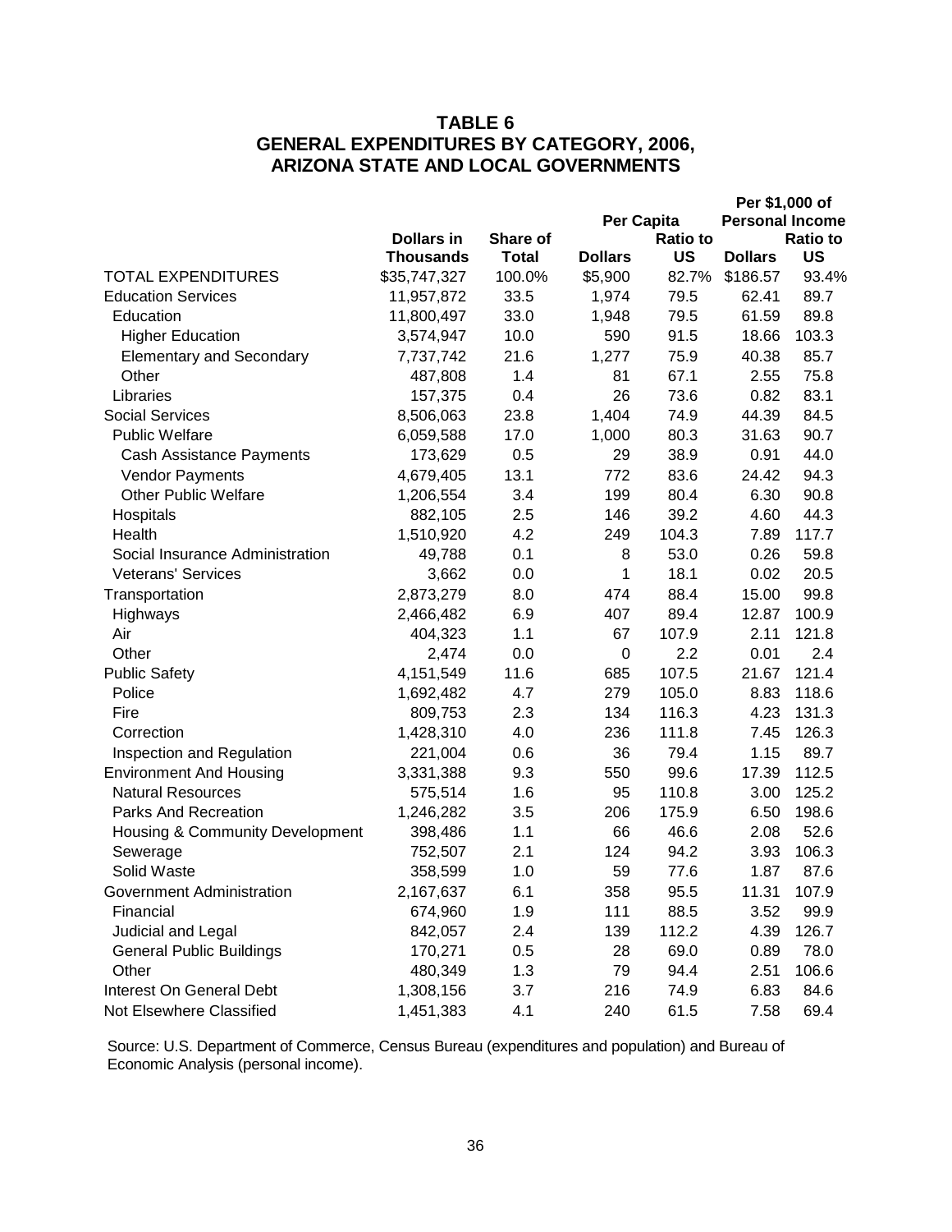# TABLE 6
## GENERAL EXPENDITURES BY CATEGORY, 2006, ARIZONA STATE AND LOCAL GOVERNMENTS

| | Dollars in Thousands | Share of Total | Per Capita | | Per $1,000 of Personal Income | |
|---|---|---|---|---|---|---|
| | | | Dollars | Ratio to US | Dollars | Ratio to US |
| TOTAL EXPENDITURES | $35,747,327 | 100.0% | $5,900 | 82.7% | $186.57 | 93.4% |
| Education Services | 11,957,872 | 33.5 | 1,974 | 79.5 | 62.41 | 89.7 |
| Education | 11,800,497 | 33.0 | 1,948 | 79.5 | 61.59 | 89.8 |
| Higher Education | 3,574,947 | 10.0 | 590 | 91.5 | 18.66 | 103.3 |
| Elementary and Secondary | 7,737,742 | 21.6 | 1,277 | 75.9 | 40.38 | 85.7 |
| Other | 487,808 | 1.4 | 81 | 67.1 | 2.55 | 75.8 |
| Libraries | 157,375 | 0.4 | 26 | 73.6 | 0.82 | 83.1 |
| Social Services | 8,506,063 | 23.8 | 1,404 | 74.9 | 44.39 | 84.5 |
| Public Welfare | 6,059,588 | 17.0 | 1,000 | 80.3 | 31.63 | 90.7 |
| Cash Assistance Payments | 173,629 | 0.5 | 29 | 38.9 | 0.91 | 44.0 |
| Vendor Payments | 4,679,405 | 13.1 | 772 | 83.6 | 24.42 | 94.3 |
| Other Public Welfare | 1,206,554 | 3.4 | 199 | 80.4 | 6.30 | 90.8 |
| Hospitals | 882,105 | 2.5 | 146 | 39.2 | 4.60 | 44.3 |
| Health | 1,510,920 | 4.2 | 249 | 104.3 | 7.89 | 117.7 |
| Social Insurance Administration | 49,788 | 0.1 | 8 | 53.0 | 0.26 | 59.8 |
| Veterans' Services | 3,662 | 0.0 | 1 | 18.1 | 0.02 | 20.5 |
| Transportation | 2,873,279 | 8.0 | 474 | 88.4 | 15.00 | 99.8 |
| Highways | 2,466,482 | 6.9 | 407 | 89.4 | 12.87 | 100.9 |
| Air | 404,323 | 1.1 | 67 | 107.9 | 2.11 | 121.8 |
| Other | 2,474 | 0.0 | 0 | 2.2 | 0.01 | 2.4 |
| Public Safety | 4,151,549 | 11.6 | 685 | 107.5 | 21.67 | 121.4 |
| Police | 1,692,482 | 4.7 | 279 | 105.0 | 8.83 | 118.6 |
| Fire | 809,753 | 2.3 | 134 | 116.3 | 4.23 | 131.3 |
| Correction | 1,428,310 | 4.0 | 236 | 111.8 | 7.45 | 126.3 |
| Inspection and Regulation | 221,004 | 0.6 | 36 | 79.4 | 1.15 | 89.7 |
| Environment And Housing | 3,331,388 | 9.3 | 550 | 99.6 | 17.39 | 112.5 |
| Natural Resources | 575,514 | 1.6 | 95 | 110.8 | 3.00 | 125.2 |
| Parks And Recreation | 1,246,282 | 3.5 | 206 | 175.9 | 6.50 | 198.6 |
| Housing & Community Development | 398,486 | 1.1 | 66 | 46.6 | 2.08 | 52.6 |
| Sewerage | 752,507 | 2.1 | 124 | 94.2 | 3.93 | 106.3 |
| Solid Waste | 358,599 | 1.0 | 59 | 77.6 | 1.87 | 87.6 |
| Government Administration | 2,167,637 | 6.1 | 358 | 95.5 | 11.31 | 107.9 |
| Financial | 674,960 | 1.9 | 111 | 88.5 | 3.52 | 99.9 |
| Judicial and Legal | 842,057 | 2.4 | 139 | 112.2 | 4.39 | 126.7 |
| General Public Buildings | 170,271 | 0.5 | 28 | 69.0 | 0.89 | 78.0 |
| Other | 480,349 | 1.3 | 79 | 94.4 | 2.51 | 106.6 |
| Interest On General Debt | 1,308,156 | 3.7 | 216 | 74.9 | 6.83 | 84.6 |
| Not Elsewhere Classified | 1,451,383 | 4.1 | 240 | 61.5 | 7.58 | 69.4 |

Source: U.S. Department of Commerce, Census Bureau (expenditures and population) and Bureau of Economic Analysis (personal income).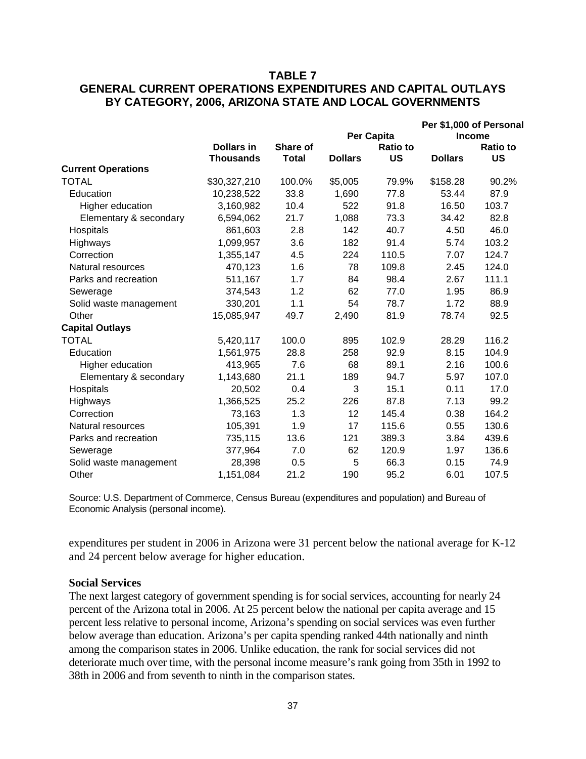## TABLE 7
## GENERAL CURRENT OPERATIONS EXPENDITURES AND CAPITAL OUTLAYS BY CATEGORY, 2006, ARIZONA STATE AND LOCAL GOVERNMENTS

| | Dollars in Thousands | Share of Total | Per Capita | | Per $1,000 of Personal Income | |
|---|---|---|---|---|---|---|
| | | | Dollars | Ratio to US | Dollars | Ratio to US |
| **Current Operations** | | | | | | |
| TOTAL | $30,327,210 | 100.0% | $5,005 | 79.9% | $158.28 | 90.2% |
| Education | 10,238,522 | 33.8 | 1,690 | 77.8 | 53.44 | 87.9 |
| Higher education | 3,160,982 | 10.4 | 522 | 91.8 | 16.50 | 103.7 |
| Elementary & secondary | 6,594,062 | 21.7 | 1,088 | 73.3 | 34.42 | 82.8 |
| Hospitals | 861,603 | 2.8 | 142 | 40.7 | 4.50 | 46.0 |
| Highways | 1,099,957 | 3.6 | 182 | 91.4 | 5.74 | 103.2 |
| Correction | 1,355,147 | 4.5 | 224 | 110.5 | 7.07 | 124.7 |
| Natural resources | 470,123 | 1.6 | 78 | 109.8 | 2.45 | 124.0 |
| Parks and recreation | 511,167 | 1.7 | 84 | 98.4 | 2.67 | 111.1 |
| Sewerage | 374,543 | 1.2 | 62 | 77.0 | 1.95 | 86.9 |
| Solid waste management | 330,201 | 1.1 | 54 | 78.7 | 1.72 | 88.9 |
| Other | 15,085,947 | 49.7 | 2,490 | 81.9 | 78.74 | 92.5 |
| **Capital Outlays** | | | | | | |
| TOTAL | 5,420,117 | 100.0 | 895 | 102.9 | 28.29 | 116.2 |
| Education | 1,561,975 | 28.8 | 258 | 92.9 | 8.15 | 104.9 |
| Higher education | 413,965 | 7.6 | 68 | 89.1 | 2.16 | 100.6 |
| Elementary & secondary | 1,143,680 | 21.1 | 189 | 94.7 | 5.97 | 107.0 |
| Hospitals | 20,502 | 0.4 | 3 | 15.1 | 0.11 | 17.0 |
| Highways | 1,366,525 | 25.2 | 226 | 87.8 | 7.13 | 99.2 |
| Correction | 73,163 | 1.3 | 12 | 145.4 | 0.38 | 164.2 |
| Natural resources | 105,391 | 1.9 | 17 | 115.6 | 0.55 | 130.6 |
| Parks and recreation | 735,115 | 13.6 | 121 | 389.3 | 3.84 | 439.6 |
| Sewerage | 377,964 | 7.0 | 62 | 120.9 | 1.97 | 136.6 |
| Solid waste management | 28,398 | 0.5 | 5 | 66.3 | 0.15 | 74.9 |
| Other | 1,151,084 | 21.2 | 190 | 95.2 | 6.01 | 107.5 |

Source: U.S. Department of Commerce, Census Bureau (expenditures and population) and Bureau of Economic Analysis (personal income).

expenditures per student in 2006 in Arizona were 31 percent below the national average for K-12 and 24 percent below average for higher education.

### Social Services

The next largest category of government spending is for social services, accounting for nearly 24 percent of the Arizona total in 2006. At 25 percent below the national per capita average and 15 percent less relative to personal income, Arizona's spending on social services was even further below average than education. Arizona's per capita spending ranked 44th nationally and ninth among the comparison states in 2006. Unlike education, the rank for social services did not deteriorate much over time, with the personal income measure's rank going from 35th in 1992 to 38th in 2006 and from seventh to ninth in the comparison states.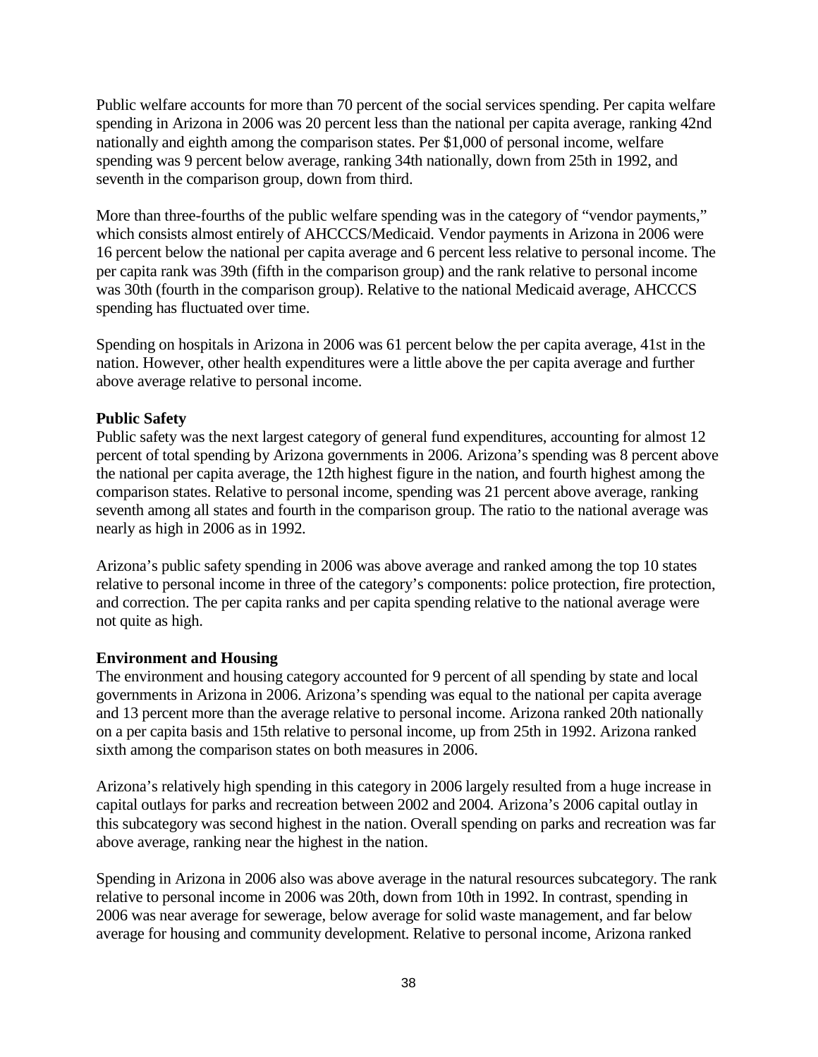Public welfare accounts for more than 70 percent of the social services spending. Per capita welfare spending in Arizona in 2006 was 20 percent less than the national per capita average, ranking 42nd nationally and eighth among the comparison states. Per $1,000 of personal income, welfare spending was 9 percent below average, ranking 34th nationally, down from 25th in 1992, and seventh in the comparison group, down from third.

More than three-fourths of the public welfare spending was in the category of "vendor payments," which consists almost entirely of AHCCCS/Medicaid. Vendor payments in Arizona in 2006 were 16 percent below the national per capita average and 6 percent less relative to personal income. The per capita rank was 39th (fifth in the comparison group) and the rank relative to personal income was 30th (fourth in the comparison group). Relative to the national Medicaid average, AHCCCS spending has fluctuated over time.

Spending on hospitals in Arizona in 2006 was 61 percent below the per capita average, 41st in the nation. However, other health expenditures were a little above the per capita average and further above average relative to personal income.

**Public Safety**

Public safety was the next largest category of general fund expenditures, accounting for almost 12 percent of total spending by Arizona governments in 2006. Arizona's spending was 8 percent above the national per capita average, the 12th highest figure in the nation, and fourth highest among the comparison states. Relative to personal income, spending was 21 percent above average, ranking seventh among all states and fourth in the comparison group. The ratio to the national average was nearly as high in 2006 as in 1992.

Arizona's public safety spending in 2006 was above average and ranked among the top 10 states relative to personal income in three of the category's components: police protection, fire protection, and correction. The per capita ranks and per capita spending relative to the national average were not quite as high.

**Environment and Housing**

The environment and housing category accounted for 9 percent of all spending by state and local governments in Arizona in 2006. Arizona's spending was equal to the national per capita average and 13 percent more than the average relative to personal income. Arizona ranked 20th nationally on a per capita basis and 15th relative to personal income, up from 25th in 1992. Arizona ranked sixth among the comparison states on both measures in 2006.

Arizona's relatively high spending in this category in 2006 largely resulted from a huge increase in capital outlays for parks and recreation between 2002 and 2004. Arizona's 2006 capital outlay in this subcategory was second highest in the nation. Overall spending on parks and recreation was far above average, ranking near the highest in the nation.

Spending in Arizona in 2006 also was above average in the natural resources subcategory. The rank relative to personal income in 2006 was 20th, down from 10th in 1992. In contrast, spending in 2006 was near average for sewerage, below average for solid waste management, and far below average for housing and community development. Relative to personal income, Arizona ranked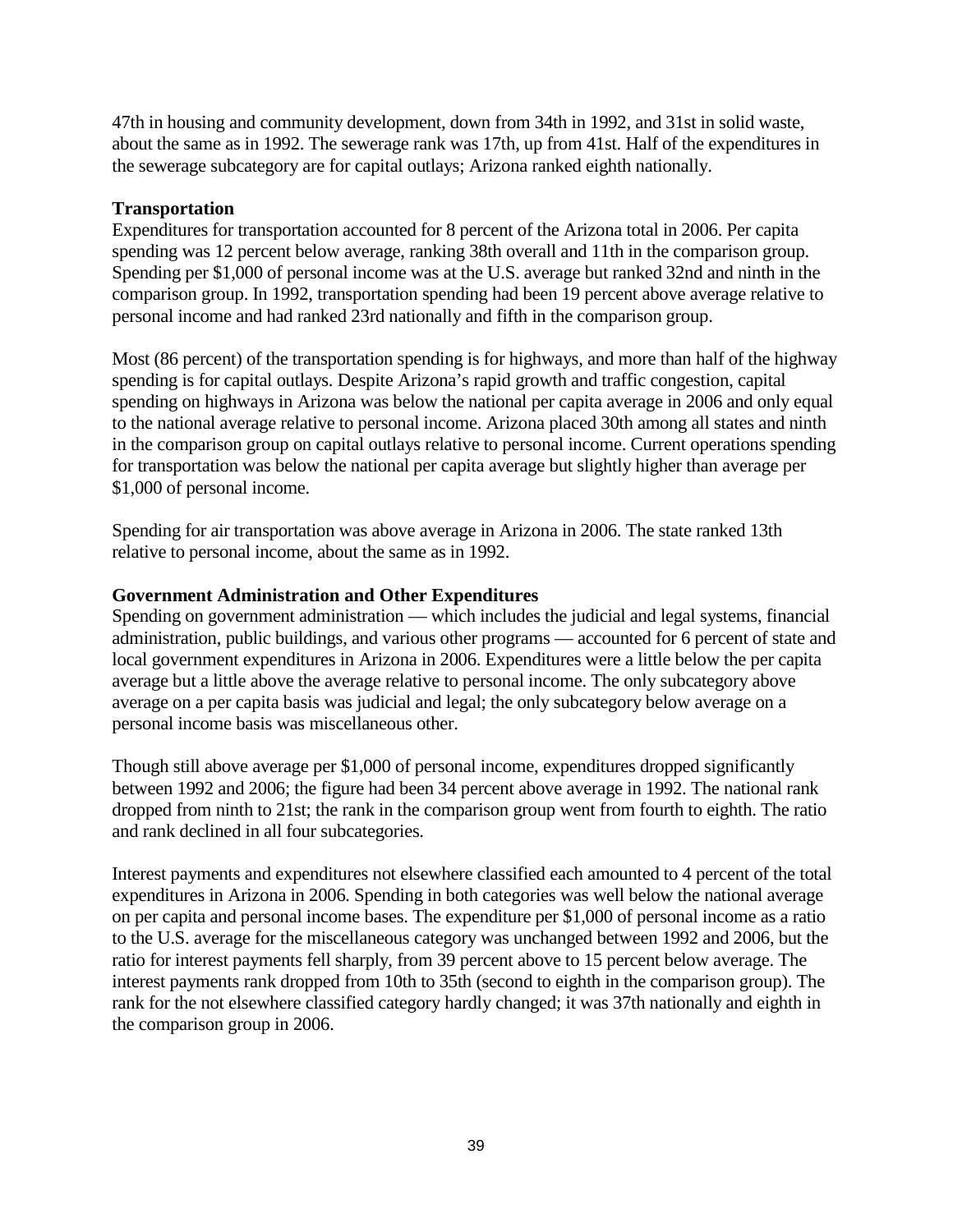47th in housing and community development, down from 34th in 1992, and 31st in solid waste, about the same as in 1992. The sewerage rank was 17th, up from 41st. Half of the expenditures in the sewerage subcategory are for capital outlays; Arizona ranked eighth nationally.

**Transportation**

Expenditures for transportation accounted for 8 percent of the Arizona total in 2006. Per capita spending was 12 percent below average, ranking 38th overall and 11th in the comparison group. Spending per $1,000 of personal income was at the U.S. average but ranked 32nd and ninth in the comparison group. In 1992, transportation spending had been 19 percent above average relative to personal income and had ranked 23rd nationally and fifth in the comparison group.

Most (86 percent) of the transportation spending is for highways, and more than half of the highway spending is for capital outlays. Despite Arizona's rapid growth and traffic congestion, capital spending on highways in Arizona was below the national per capita average in 2006 and only equal to the national average relative to personal income. Arizona placed 30th among all states and ninth in the comparison group on capital outlays relative to personal income. Current operations spending for transportation was below the national per capita average but slightly higher than average per $1,000 of personal income.

Spending for air transportation was above average in Arizona in 2006. The state ranked 13th relative to personal income, about the same as in 1992.

**Government Administration and Other Expenditures**

Spending on government administration — which includes the judicial and legal systems, financial administration, public buildings, and various other programs — accounted for 6 percent of state and local government expenditures in Arizona in 2006. Expenditures were a little below the per capita average but a little above the average relative to personal income. The only subcategory above average on a per capita basis was judicial and legal; the only subcategory below average on a personal income basis was miscellaneous other.

Though still above average per $1,000 of personal income, expenditures dropped significantly between 1992 and 2006; the figure had been 34 percent above average in 1992. The national rank dropped from ninth to 21st; the rank in the comparison group went from fourth to eighth. The ratio and rank declined in all four subcategories.

Interest payments and expenditures not elsewhere classified each amounted to 4 percent of the total expenditures in Arizona in 2006. Spending in both categories was well below the national average on per capita and personal income bases. The expenditure per $1,000 of personal income as a ratio to the U.S. average for the miscellaneous category was unchanged between 1992 and 2006, but the ratio for interest payments fell sharply, from 39 percent above to 15 percent below average. The interest payments rank dropped from 10th to 35th (second to eighth in the comparison group). The rank for the not elsewhere classified category hardly changed; it was 37th nationally and eighth in the comparison group in 2006.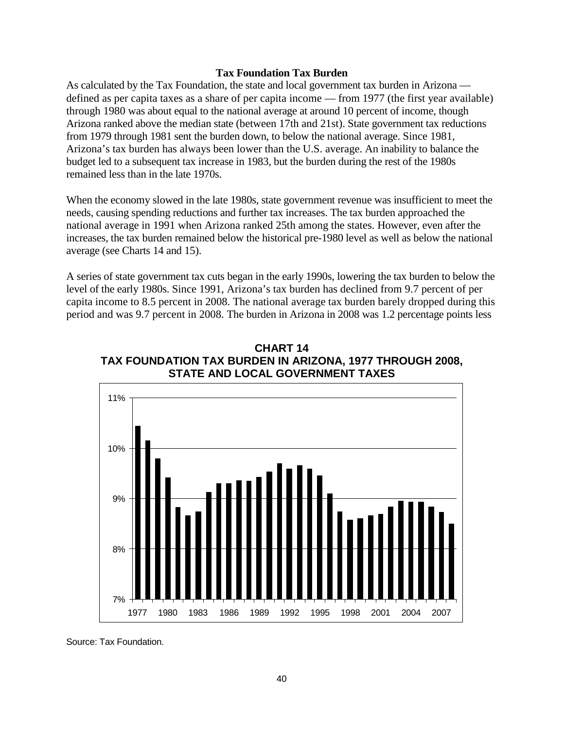### Tax Foundation Tax Burden

As calculated by the Tax Foundation, the state and local government tax burden in Arizona — defined as per capita taxes as a share of per capita income — from 1977 (the first year available) through 1980 was about equal to the national average at around 10 percent of income, though Arizona ranked above the median state (between 17th and 21st). State government tax reductions from 1979 through 1981 sent the burden down, to below the national average. Since 1981, Arizona's tax burden has always been lower than the U.S. average. An inability to balance the budget led to a subsequent tax increase in 1983, but the burden during the rest of the 1980s remained less than in the late 1970s.

When the economy slowed in the late 1980s, state government revenue was insufficient to meet the needs, causing spending reductions and further tax increases. The tax burden approached the national average in 1991 when Arizona ranked 25th among the states. However, even after the increases, the tax burden remained below the historical pre-1980 level as well as below the national average (see Charts 14 and 15).

A series of state government tax cuts began in the early 1990s, lowering the tax burden to below the level of the early 1980s. Since 1991, Arizona's tax burden has declined from 9.7 percent of per capita income to 8.5 percent in 2008. The national average tax burden barely dropped during this period and was 9.7 percent in 2008. The burden in Arizona in 2008 was 1.2 percentage points less

**CHART 14**
**TAX FOUNDATION TAX BURDEN IN ARIZONA, 1977 THROUGH 2008, STATE AND LOCAL GOVERNMENT TAXES**

Source: Tax Foundation.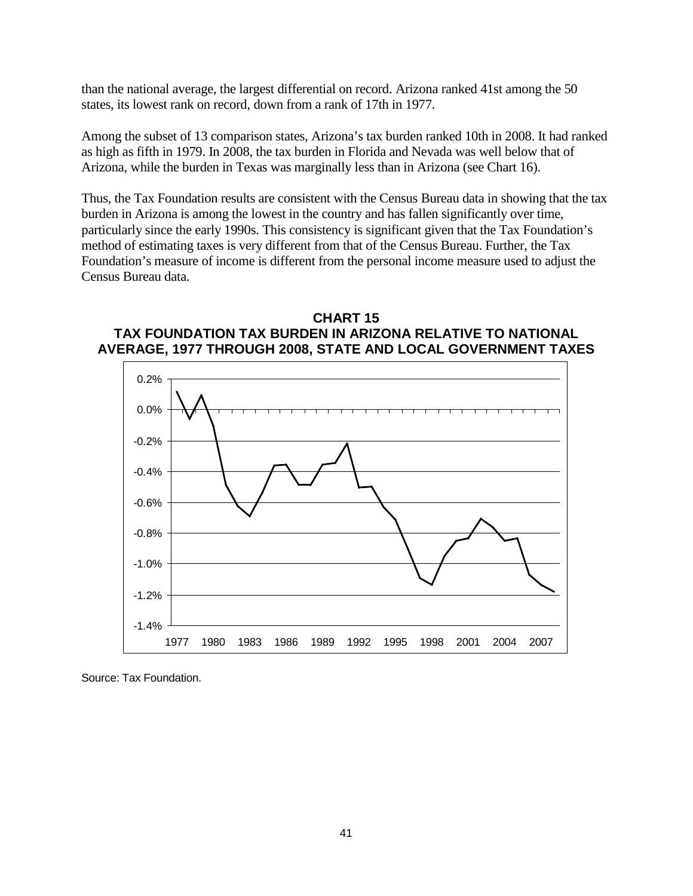than the national average, the largest differential on record. Arizona ranked 41st among the 50 states, its lowest rank on record, down from a rank of 17th in 1977.

Among the subset of 13 comparison states, Arizona's tax burden ranked 10th in 2008. It had ranked as high as fifth in 1979. In 2008, the tax burden in Florida and Nevada was well below that of Arizona, while the burden in Texas was marginally less than in Arizona (see Chart 16).

Thus, the Tax Foundation results are consistent with the Census Bureau data in showing that the tax burden in Arizona is among the lowest in the country and has fallen significantly over time, particularly since the early 1990s. This consistency is significant given that the Tax Foundation's method of estimating taxes is very different from that of the Census Bureau. Further, the Tax Foundation's measure of income is different from the personal income measure used to adjust the Census Bureau data.

**CHART 15**
**TAX FOUNDATION TAX BURDEN IN ARIZONA RELATIVE TO NATIONAL AVERAGE, 1977 THROUGH 2008, STATE AND LOCAL GOVERNMENT TAXES**

Source: Tax Foundation.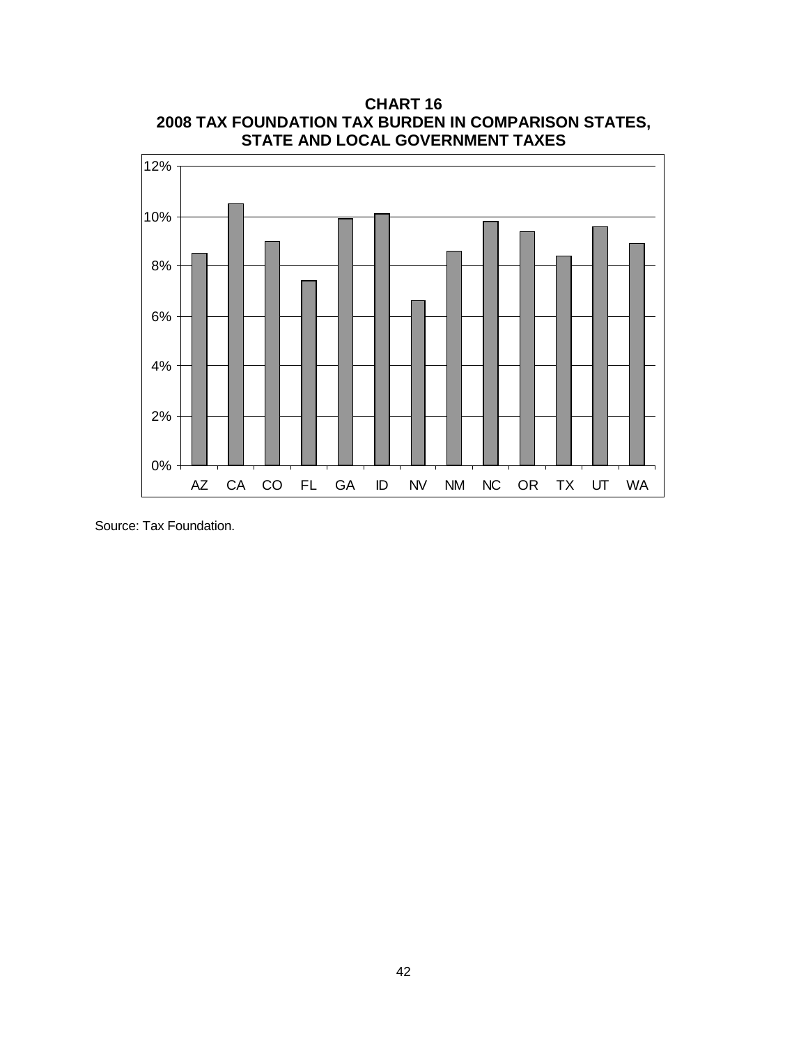**CHART 16**
**2008 TAX FOUNDATION TAX BURDEN IN COMPARISON STATES, STATE AND LOCAL GOVERNMENT TAXES**

Source: Tax Foundation.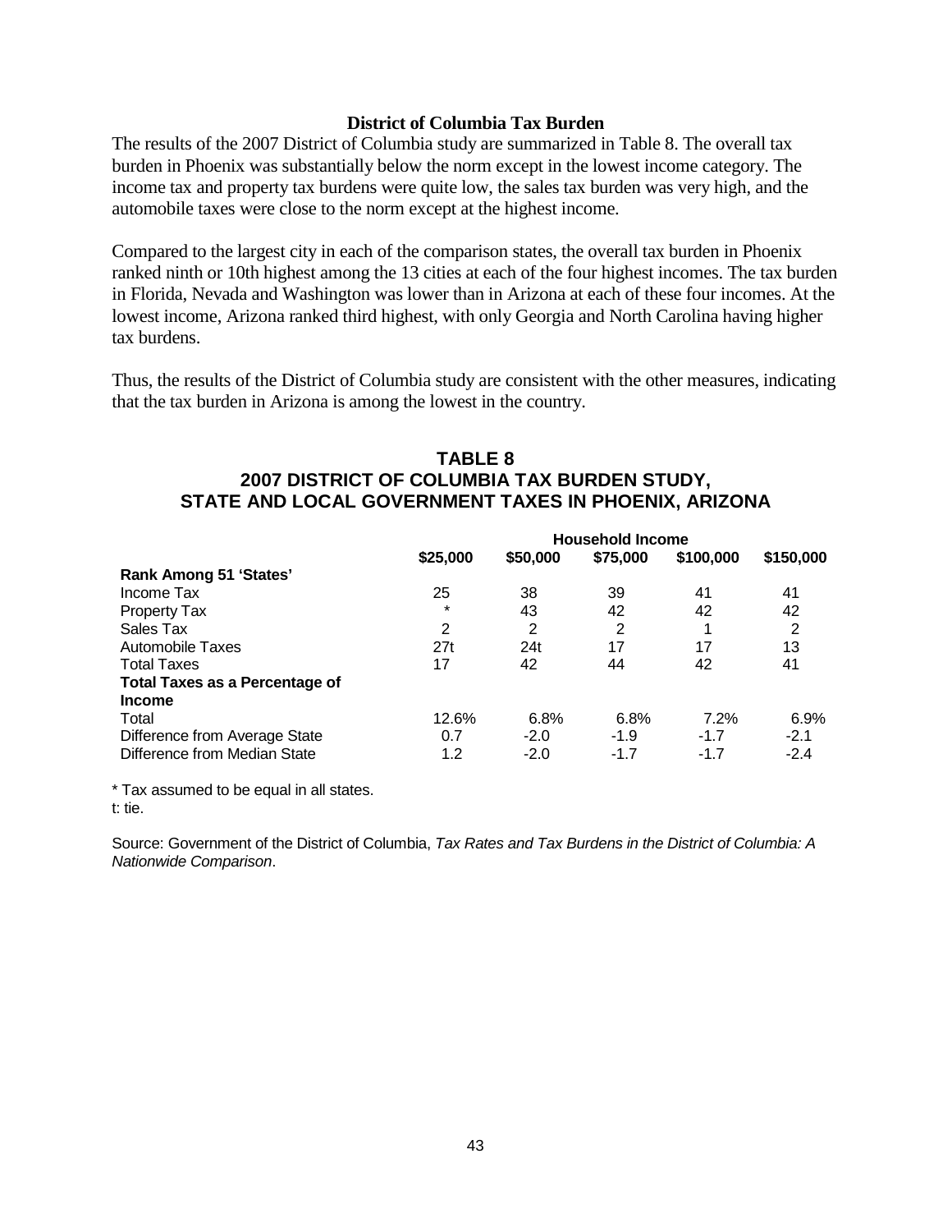### District of Columbia Tax Burden

The results of the 2007 District of Columbia study are summarized in Table 8. The overall tax burden in Phoenix was substantially below the norm except in the lowest income category. The income tax and property tax burdens were quite low, the sales tax burden was very high, and the automobile taxes were close to the norm except at the highest income.

Compared to the largest city in each of the comparison states, the overall tax burden in Phoenix ranked ninth or 10th highest among the 13 cities at each of the four highest incomes. The tax burden in Florida, Nevada and Washington was lower than in Arizona at each of these four incomes. At the lowest income, Arizona ranked third highest, with only Georgia and North Carolina having higher tax burdens.

Thus, the results of the District of Columbia study are consistent with the other measures, indicating that the tax burden in Arizona is among the lowest in the country.

## TABLE 8
## 2007 DISTRICT OF COLUMBIA TAX BURDEN STUDY, STATE AND LOCAL GOVERNMENT TAXES IN PHOENIX, ARIZONA

| | Household Income | | | | |
|---|---|---|---|---|---|
| | $25,000 | $50,000 | $75,000 | $100,000 | $150,000 |
| **Rank Among 51 'States'** | | | | | |
| Income Tax | 25 | 38 | 39 | 41 | 41 |
| Property Tax | * | 43 | 42 | 42 | 42 |
| Sales Tax | 2 | 2 | 2 | 1 | 2 |
| Automobile Taxes | 27t | 24t | 17 | 17 | 13 |
| Total Taxes | 17 | 42 | 44 | 42 | 41 |
| **Total Taxes as a Percentage of Income** | | | | | |
| Total | 12.6% | 6.8% | 6.8% | 7.2% | 6.9% |
| Difference from Average State | 0.7 | -2.0 | -1.9 | -1.7 | -2.1 |
| Difference from Median State | 1.2 | -2.0 | -1.7 | -1.7 | -2.4 |

* Tax assumed to be equal in all states.
t: tie.

Source: Government of the District of Columbia, *Tax Rates and Tax Burdens in the District of Columbia: A Nationwide Comparison*.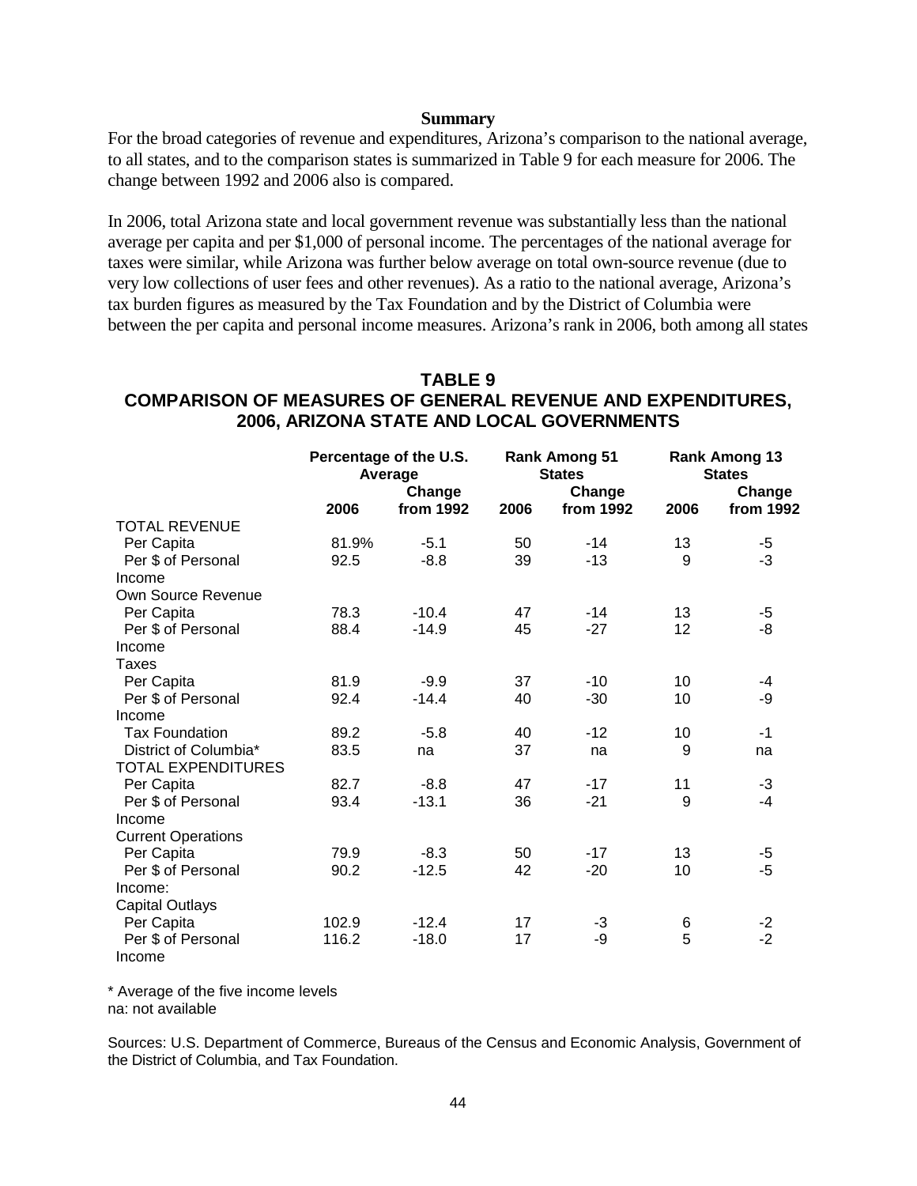**Summary**

For the broad categories of revenue and expenditures, Arizona's comparison to the national average, to all states, and to the comparison states is summarized in Table 9 for each measure for 2006. The change between 1992 and 2006 also is compared.

In 2006, total Arizona state and local government revenue was substantially less than the national average per capita and per $1,000 of personal income. The percentages of the national average for taxes were similar, while Arizona was further below average on total own-source revenue (due to very low collections of user fees and other revenues). As a ratio to the national average, Arizona's tax burden figures as measured by the Tax Foundation and by the District of Columbia were between the per capita and personal income measures. Arizona's rank in 2006, both among all states

## TABLE 9
## COMPARISON OF MEASURES OF GENERAL REVENUE AND EXPENDITURES, 2006, ARIZONA STATE AND LOCAL GOVERNMENTS

| | Percentage of the U.S. Average | | Rank Among 51 States | | Rank Among 13 States | |
|---|---|---|---|---|---|---|
| | 2006 | Change from 1992 | 2006 | Change from 1992 | 2006 | Change from 1992 |
| TOTAL REVENUE | | | | | | |
| Per Capita | 81.9% | -5.1 | 50 | -14 | 13 | -5 |
| Per $ of Personal Income | 92.5 | -8.8 | 39 | -13 | 9 | -3 |
| Own Source Revenue | | | | | | |
| Per Capita | 78.3 | -10.4 | 47 | -14 | 13 | -5 |
| Per $ of Personal Income | 88.4 | -14.9 | 45 | -27 | 12 | -8 |
| Taxes | | | | | | |
| Per Capita | 81.9 | -9.9 | 37 | -10 | 10 | -4 |
| Per $ of Personal Income | 92.4 | -14.4 | 40 | -30 | 10 | -9 |
| Tax Foundation | 89.2 | -5.8 | 40 | -12 | 10 | -1 |
| District of Columbia* | 83.5 | na | 37 | na | 9 | na |
| TOTAL EXPENDITURES | | | | | | |
| Per Capita | 82.7 | -8.8 | 47 | -17 | 11 | -3 |
| Per $ of Personal Income | 93.4 | -13.1 | 36 | -21 | 9 | -4 |
| Current Operations | | | | | | |
| Per Capita | 79.9 | -8.3 | 50 | -17 | 13 | -5 |
| Per $ of Personal Income: | 90.2 | -12.5 | 42 | -20 | 10 | -5 |
| Capital Outlays | | | | | | |
| Per Capita | 102.9 | -12.4 | 17 | -3 | 6 | -2 |
| Per $ of Personal Income | 116.2 | -18.0 | 17 | -9 | 5 | -2 |

\* Average of the five income levels
na: not available

Sources: U.S. Department of Commerce, Bureaus of the Census and Economic Analysis, Government of the District of Columbia, and Tax Foundation.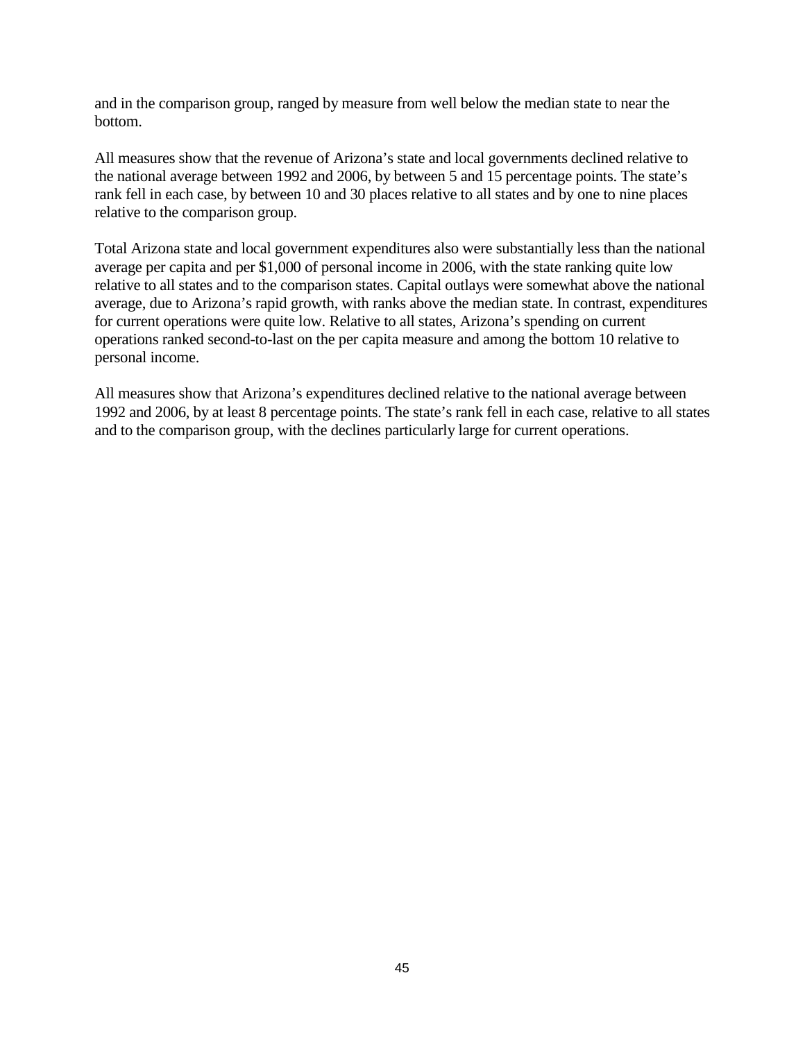and in the comparison group, ranged by measure from well below the median state to near the bottom.

All measures show that the revenue of Arizona's state and local governments declined relative to the national average between 1992 and 2006, by between 5 and 15 percentage points. The state's rank fell in each case, by between 10 and 30 places relative to all states and by one to nine places relative to the comparison group.

Total Arizona state and local government expenditures also were substantially less than the national average per capita and per $1,000 of personal income in 2006, with the state ranking quite low relative to all states and to the comparison states. Capital outlays were somewhat above the national average, due to Arizona's rapid growth, with ranks above the median state. In contrast, expenditures for current operations were quite low. Relative to all states, Arizona's spending on current operations ranked second-to-last on the per capita measure and among the bottom 10 relative to personal income.

All measures show that Arizona's expenditures declined relative to the national average between 1992 and 2006, by at least 8 percentage points. The state's rank fell in each case, relative to all states and to the comparison group, with the declines particularly large for current operations.